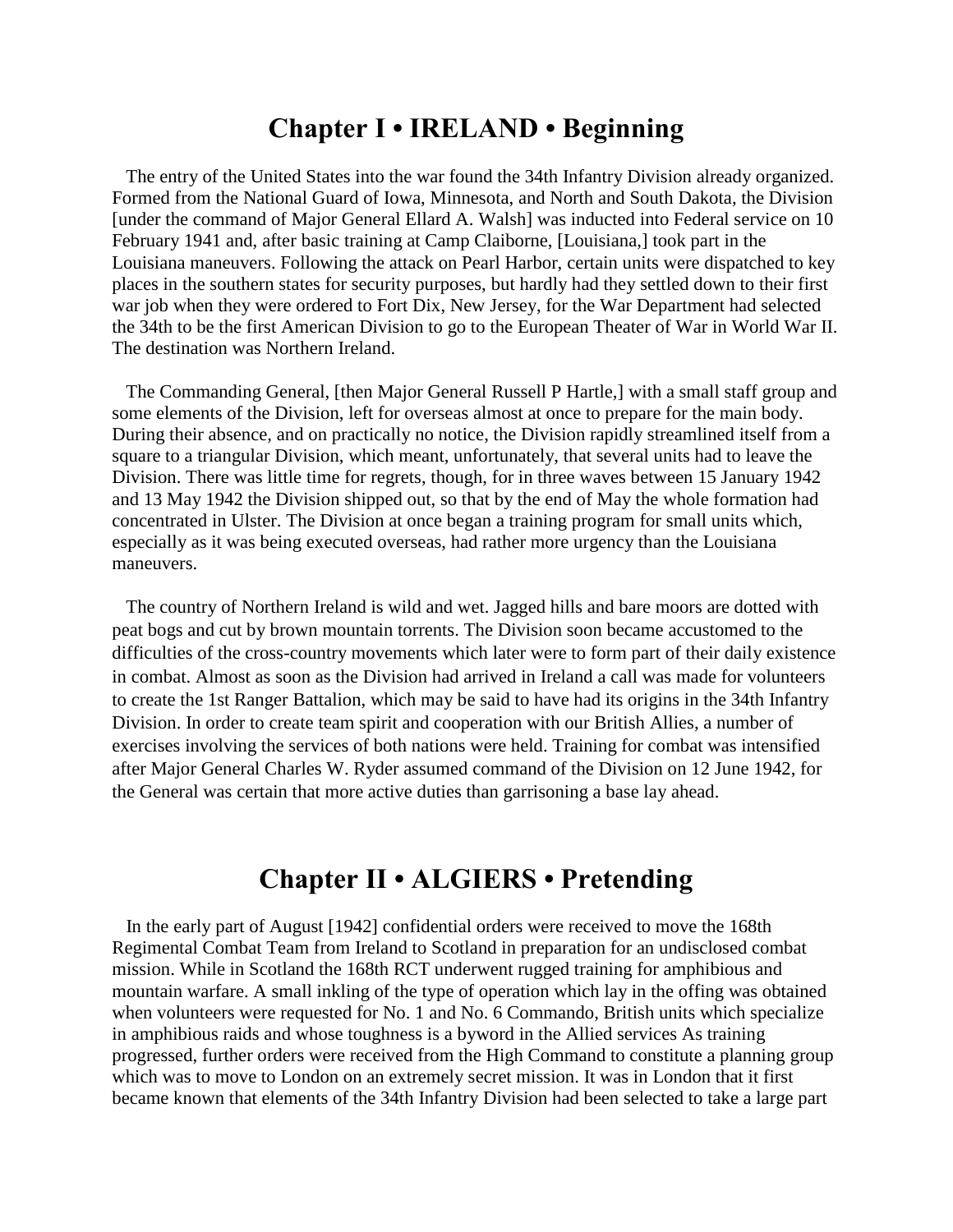## Chapter I • IRELAND • Beginning

The entry of the United States into the war found the 34th Infantry Division already organized. Formed from the National Guard of Iowa, Minnesota, and North and South Dakota, the Division [under the command of Major General Ellard A. Walsh] was inducted into Federal service on 10 February 1941 and, after basic training at Camp Claiborne, [Louisiana,] took part in the Louisiana maneuvers. Following the attack on Pearl Harbor, certain units were dispatched to key places in the southern states for security purposes, but hardly had they settled down to their first war job when they were ordered to Fort Dix, New Jersey, for the War Department had selected the 34th to be the first American Division to go to the European Theater of War in World War II. The destination was Northern Ireland.

The Commanding General, [then Major General Russell P Hartle,] with a small staff group and some elements of the Division, left for overseas almost at once to prepare for the main body. During their absence, and on practically no notice, the Division rapidly streamlined itself from a square to a triangular Division, which meant, unfortunately, that several units had to leave the Division. There was little time for regrets, though, for in three waves between 15 January 1942 and 13 May 1942 the Division shipped out, so that by the end of May the whole formation had concentrated in Ulster. The Division at once began a training program for small units which, especially as it was being executed overseas, had rather more urgency than the Louisiana maneuvers.

The country of Northern Ireland is wild and wet. Jagged hills and bare moors are dotted with peat bogs and cut by brown mountain torrents. The Division soon became accustomed to the difficulties of the cross-country movements which later were to form part of their daily existence in combat. Almost as soon as the Division had arrived in Ireland a call was made for volunteers to create the 1st Ranger Battalion, which may be said to have had its origins in the 34th Infantry Division. In order to create team spirit and cooperation with our British Allies, a number of exercises involving the services of both nations were held. Training for combat was intensified after Major General Charles W. Ryder assumed command of the Division on 12 June 1942, for the General was certain that more active duties than garrisoning a base lay ahead.

## Chapter II • ALGIERS • Pretending

In the early part of August [1942] confidential orders were received to move the 168th Regimental Combat Team from Ireland to Scotland in preparation for an undisclosed combat mission. While in Scotland the 168th RCT underwent rugged training for amphibious and mountain warfare. A small inkling of the type of operation which lay in the offing was obtained when volunteers were requested for No. 1 and No. 6 Commando, British units which specialize in amphibious raids and whose toughness is a byword in the Allied services As training progressed, further orders were received from the High Command to constitute a planning group which was to move to London on an extremely secret mission. It was in London that it first became known that elements of the 34th Infantry Division had been selected to take a large part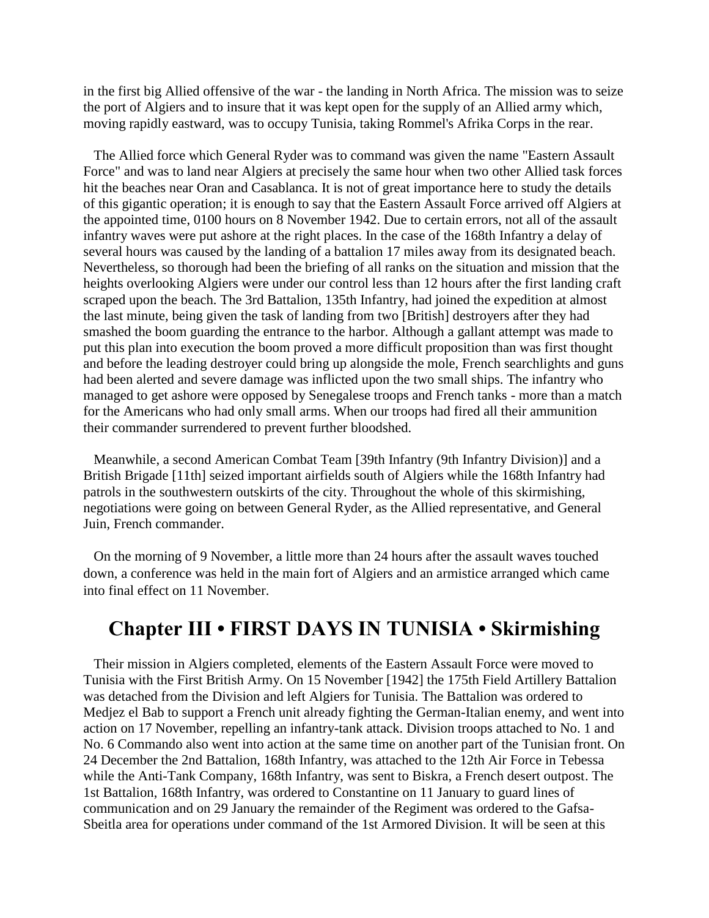in the first big Allied offensive of the war - the landing in North Africa. The mission was to seize the port of Algiers and to insure that it was kept open for the supply of an Allied army which, moving rapidly eastward, was to occupy Tunisia, taking Rommel's Afrika Corps in the rear.

The Allied force which General Ryder was to command was given the name "Eastern Assault Force" and was to land near Algiers at precisely the same hour when two other Allied task forces hit the beaches near Oran and Casablanca. It is not of great importance here to study the details of this gigantic operation; it is enough to say that the Eastern Assault Force arrived off Algiers at the appointed time, 0100 hours on 8 November 1942. Due to certain errors, not all of the assault infantry waves were put ashore at the right places. In the case of the 168th Infantry a delay of several hours was caused by the landing of a battalion 17 miles away from its designated beach. Nevertheless, so thorough had been the briefing of all ranks on the situation and mission that the heights overlooking Algiers were under our control less than 12 hours after the first landing craft scraped upon the beach. The 3rd Battalion, 135th Infantry, had joined the expedition at almost the last minute, being given the task of landing from two [British] destroyers after they had smashed the boom guarding the entrance to the harbor. Although a gallant attempt was made to put this plan into execution the boom proved a more difficult proposition than was first thought and before the leading destroyer could bring up alongside the mole, French searchlights and guns had been alerted and severe damage was inflicted upon the two small ships. The infantry who managed to get ashore were opposed by Senegalese troops and French tanks - more than a match for the Americans who had only small arms. When our troops had fired all their ammunition their commander surrendered to prevent further bloodshed.

Meanwhile, a second American Combat Team [39th Infantry (9th Infantry Division)] and a British Brigade [11th] seized important airfields south of Algiers while the 168th Infantry had patrols in the southwestern outskirts of the city. Throughout the whole of this skirmishing, negotiations were going on between General Ryder, as the Allied representative, and General Juin, French commander.

On the morning of 9 November, a little more than 24 hours after the assault waves touched down, a conference was held in the main fort of Algiers and an armistice arranged which came into final effect on 11 November.

## Chapter III • FIRST DAYS IN TUNISIA • Skirmishing

Their mission in Algiers completed, elements of the Eastern Assault Force were moved to Tunisia with the First British Army. On 15 November [1942] the 175th Field Artillery Battalion was detached from the Division and left Algiers for Tunisia. The Battalion was ordered to Medjez el Bab to support a French unit already fighting the German-Italian enemy, and went into action on 17 November, repelling an infantry-tank attack. Division troops attached to No. 1 and No. 6 Commando also went into action at the same time on another part of the Tunisian front. On 24 December the 2nd Battalion, 168th Infantry, was attached to the 12th Air Force in Tebessa while the Anti-Tank Company, 168th Infantry, was sent to Biskra, a French desert outpost. The 1st Battalion, 168th Infantry, was ordered to Constantine on 11 January to guard lines of communication and on 29 January the remainder of the Regiment was ordered to the Gafsa-Sbeitla area for operations under command of the 1st Armored Division. It will be seen at this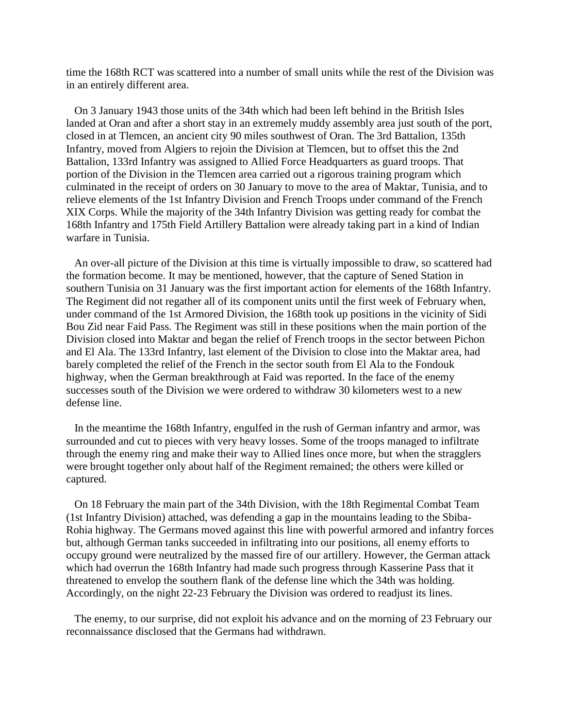time the 168th RCT was scattered into a number of small units while the rest of the Division was in an entirely different area.

On 3 January 1943 those units of the 34th which had been left behind in the British Isles landed at Oran and after a short stay in an extremely muddy assembly area just south of the port, closed in at Tlemcen, an ancient city 90 miles southwest of Oran. The 3rd Battalion, 135th Infantry, moved from Algiers to rejoin the Division at Tlemcen, but to offset this the 2nd Battalion, 133rd Infantry was assigned to Allied Force Headquarters as guard troops. That portion of the Division in the Tlemcen area carried out a rigorous training program which culminated in the receipt of orders on 30 January to move to the area of Maktar, Tunisia, and to relieve elements of the 1st Infantry Division and French Troops under command of the French XIX Corps. While the majority of the 34th Infantry Division was getting ready for combat the 168th Infantry and 175th Field Artillery Battalion were already taking part in a kind of Indian warfare in Tunisia.

An over-all picture of the Division at this time is virtually impossible to draw, so scattered had the formation become. It may be mentioned, however, that the capture of Sened Station in southern Tunisia on 31 January was the first important action for elements of the 168th Infantry. The Regiment did not regather all of its component units until the first week of February when, under command of the 1st Armored Division, the 168th took up positions in the vicinity of Sidi Bou Zid near Faid Pass. The Regiment was still in these positions when the main portion of the Division closed into Maktar and began the relief of French troops in the sector between Pichon and El Ala. The 133rd Infantry, last element of the Division to close into the Maktar area, had barely completed the relief of the French in the sector south from El Ala to the Fondouk highway, when the German breakthrough at Faid was reported. In the face of the enemy successes south of the Division we were ordered to withdraw 30 kilometers west to a new defense line.

In the meantime the 168th Infantry, engulfed in the rush of German infantry and armor, was surrounded and cut to pieces with very heavy losses. Some of the troops managed to infiltrate through the enemy ring and make their way to Allied lines once more, but when the stragglers were brought together only about half of the Regiment remained; the others were killed or captured.

On 18 February the main part of the 34th Division, with the 18th Regimental Combat Team (1st Infantry Division) attached, was defending a gap in the mountains leading to the Sbiba-Rohia highway. The Germans moved against this line with powerful armored and infantry forces but, although German tanks succeeded in infiltrating into our positions, all enemy efforts to occupy ground were neutralized by the massed fire of our artillery. However, the German attack which had overrun the 168th Infantry had made such progress through Kasserine Pass that it threatened to envelop the southern flank of the defense line which the 34th was holding. Accordingly, on the night 22-23 February the Division was ordered to readjust its lines.

The enemy, to our surprise, did not exploit his advance and on the morning of 23 February our reconnaissance disclosed that the Germans had withdrawn.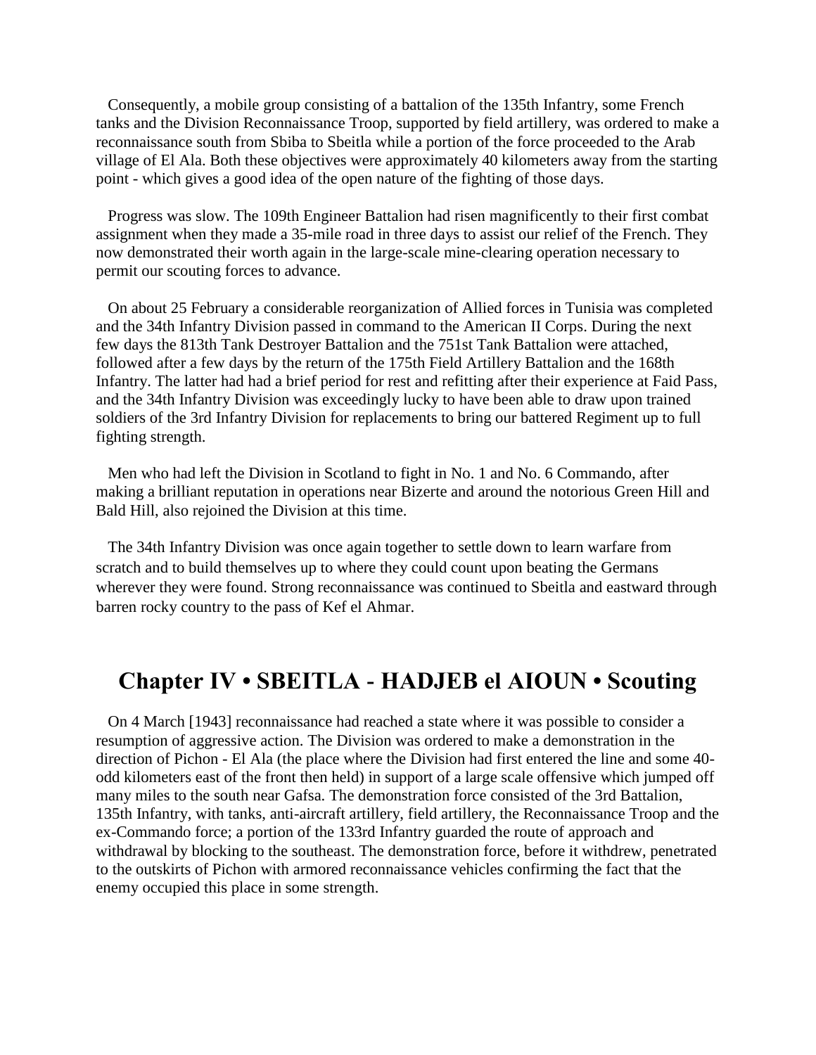Consequently, a mobile group consisting of a battalion of the 135th Infantry, some French tanks and the Division Reconnaissance Troop, supported by field artillery, was ordered to make a reconnaissance south from Sbiba to Sbeitla while a portion of the force proceeded to the Arab village of El Ala. Both these objectives were approximately 40 kilometers away from the starting point - which gives a good idea of the open nature of the fighting of those days.

Progress was slow. The 109th Engineer Battalion had risen magnificently to their first combat assignment when they made a 35-mile road in three days to assist our relief of the French. They now demonstrated their worth again in the large-scale mine-clearing operation necessary to permit our scouting forces to advance.

On about 25 February a considerable reorganization of Allied forces in Tunisia was completed and the 34th Infantry Division passed in command to the American II Corps. During the next few days the 813th Tank Destroyer Battalion and the 751st Tank Battalion were attached, followed after a few days by the return of the 175th Field Artillery Battalion and the 168th Infantry. The latter had had a brief period for rest and refitting after their experience at Faid Pass, and the 34th Infantry Division was exceedingly lucky to have been able to draw upon trained soldiers of the 3rd Infantry Division for replacements to bring our battered Regiment up to full fighting strength.

Men who had left the Division in Scotland to fight in No. 1 and No. 6 Commando, after making a brilliant reputation in operations near Bizerte and around the notorious Green Hill and Bald Hill, also rejoined the Division at this time.

The 34th Infantry Division was once again together to settle down to learn warfare from scratch and to build themselves up to where they could count upon beating the Germans wherever they were found. Strong reconnaissance was continued to Sbeitla and eastward through barren rocky country to the pass of Kef el Ahmar.

## Chapter IV • SBEITLA - HADJEB el AIOUN • Scouting

On 4 March [1943] reconnaissance had reached a state where it was possible to consider a resumption of aggressive action. The Division was ordered to make a demonstration in the direction of Pichon - El Ala (the place where the Division had first entered the line and some 40-odd kilometers east of the front then held) in support of a large scale offensive which jumped off many miles to the south near Gafsa. The demonstration force consisted of the 3rd Battalion, 135th Infantry, with tanks, anti-aircraft artillery, field artillery, the Reconnaissance Troop and the ex-Commando force; a portion of the 133rd Infantry guarded the route of approach and withdrawal by blocking to the southeast. The demonstration force, before it withdrew, penetrated to the outskirts of Pichon with armored reconnaissance vehicles confirming the fact that the enemy occupied this place in some strength.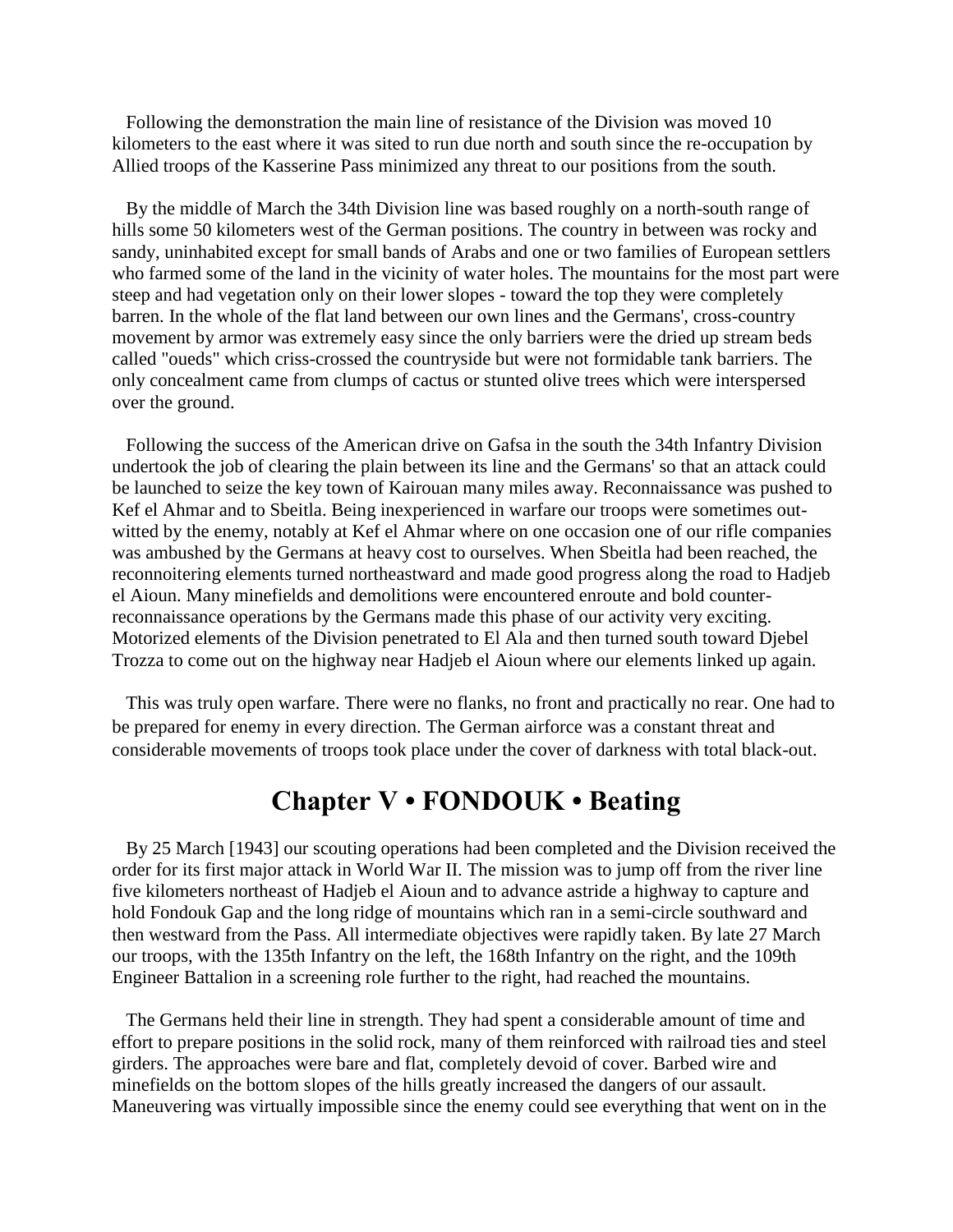Following the demonstration the main line of resistance of the Division was moved 10 kilometers to the east where it was sited to run due north and south since the re-occupation by Allied troops of the Kasserine Pass minimized any threat to our positions from the south.

By the middle of March the 34th Division line was based roughly on a north-south range of hills some 50 kilometers west of the German positions. The country in between was rocky and sandy, uninhabited except for small bands of Arabs and one or two families of European settlers who farmed some of the land in the vicinity of water holes. The mountains for the most part were steep and had vegetation only on their lower slopes - toward the top they were completely barren. In the whole of the flat land between our own lines and the Germans', cross-country movement by armor was extremely easy since the only barriers were the dried up stream beds called "oueds" which criss-crossed the countryside but were not formidable tank barriers. The only concealment came from clumps of cactus or stunted olive trees which were interspersed over the ground.

Following the success of the American drive on Gafsa in the south the 34th Infantry Division undertook the job of clearing the plain between its line and the Germans' so that an attack could be launched to seize the key town of Kairouan many miles away. Reconnaissance was pushed to Kef el Ahmar and to Sbeitla. Being inexperienced in warfare our troops were sometimes out-witted by the enemy, notably at Kef el Ahmar where on one occasion one of our rifle companies was ambushed by the Germans at heavy cost to ourselves. When Sbeitla had been reached, the reconnoitering elements turned northeastward and made good progress along the road to Hadjeb el Aioun. Many minefields and demolitions were encountered enroute and bold counter-reconnaissance operations by the Germans made this phase of our activity very exciting. Motorized elements of the Division penetrated to El Ala and then turned south toward Djebel Trozza to come out on the highway near Hadjeb el Aioun where our elements linked up again.

This was truly open warfare. There were no flanks, no front and practically no rear. One had to be prepared for enemy in every direction. The German airforce was a constant threat and considerable movements of troops took place under the cover of darkness with total black-out.

## Chapter V • FONDOUK • Beating

By 25 March [1943] our scouting operations had been completed and the Division received the order for its first major attack in World War II. The mission was to jump off from the river line five kilometers northeast of Hadjeb el Aioun and to advance astride a highway to capture and hold Fondouk Gap and the long ridge of mountains which ran in a semi-circle southward and then westward from the Pass. All intermediate objectives were rapidly taken. By late 27 March our troops, with the 135th Infantry on the left, the 168th Infantry on the right, and the 109th Engineer Battalion in a screening role further to the right, had reached the mountains.

The Germans held their line in strength. They had spent a considerable amount of time and effort to prepare positions in the solid rock, many of them reinforced with railroad ties and steel girders. The approaches were bare and flat, completely devoid of cover. Barbed wire and minefields on the bottom slopes of the hills greatly increased the dangers of our assault. Maneuvering was virtually impossible since the enemy could see everything that went on in the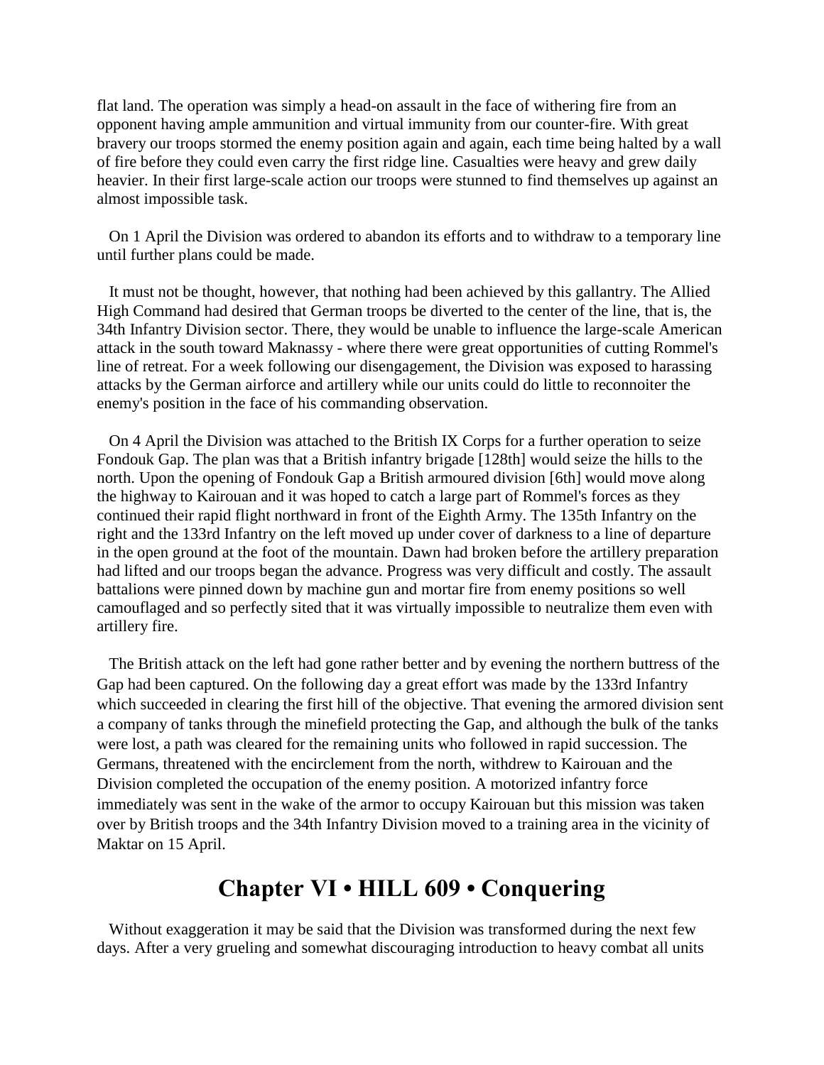flat land. The operation was simply a head-on assault in the face of withering fire from an opponent having ample ammunition and virtual immunity from our counter-fire. With great bravery our troops stormed the enemy position again and again, each time being halted by a wall of fire before they could even carry the first ridge line. Casualties were heavy and grew daily heavier. In their first large-scale action our troops were stunned to find themselves up against an almost impossible task.

On 1 April the Division was ordered to abandon its efforts and to withdraw to a temporary line until further plans could be made.

It must not be thought, however, that nothing had been achieved by this gallantry. The Allied High Command had desired that German troops be diverted to the center of the line, that is, the 34th Infantry Division sector. There, they would be unable to influence the large-scale American attack in the south toward Maknassy - where there were great opportunities of cutting Rommel's line of retreat. For a week following our disengagement, the Division was exposed to harassing attacks by the German airforce and artillery while our units could do little to reconnoiter the enemy's position in the face of his commanding observation.

On 4 April the Division was attached to the British IX Corps for a further operation to seize Fondouk Gap. The plan was that a British infantry brigade [128th] would seize the hills to the north. Upon the opening of Fondouk Gap a British armoured division [6th] would move along the highway to Kairouan and it was hoped to catch a large part of Rommel's forces as they continued their rapid flight northward in front of the Eighth Army. The 135th Infantry on the right and the 133rd Infantry on the left moved up under cover of darkness to a line of departure in the open ground at the foot of the mountain. Dawn had broken before the artillery preparation had lifted and our troops began the advance. Progress was very difficult and costly. The assault battalions were pinned down by machine gun and mortar fire from enemy positions so well camouflaged and so perfectly sited that it was virtually impossible to neutralize them even with artillery fire.

The British attack on the left had gone rather better and by evening the northern buttress of the Gap had been captured. On the following day a great effort was made by the 133rd Infantry which succeeded in clearing the first hill of the objective. That evening the armored division sent a company of tanks through the minefield protecting the Gap, and although the bulk of the tanks were lost, a path was cleared for the remaining units who followed in rapid succession. The Germans, threatened with the encirclement from the north, withdrew to Kairouan and the Division completed the occupation of the enemy position. A motorized infantry force immediately was sent in the wake of the armor to occupy Kairouan but this mission was taken over by British troops and the 34th Infantry Division moved to a training area in the vicinity of Maktar on 15 April.

## Chapter VI • HILL 609 • Conquering

Without exaggeration it may be said that the Division was transformed during the next few days. After a very grueling and somewhat discouraging introduction to heavy combat all units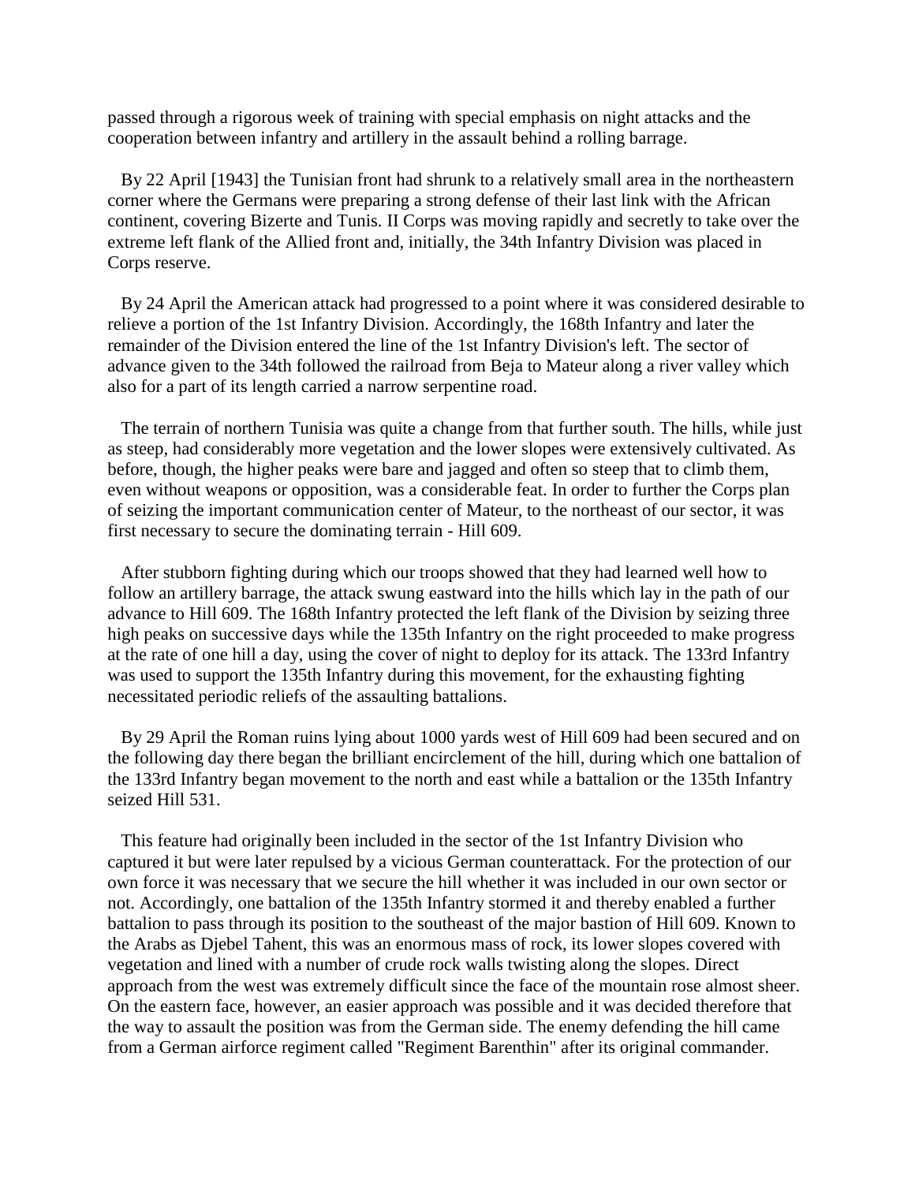passed through a rigorous week of training with special emphasis on night attacks and the cooperation between infantry and artillery in the assault behind a rolling barrage.

By 22 April [1943] the Tunisian front had shrunk to a relatively small area in the northeastern corner where the Germans were preparing a strong defense of their last link with the African continent, covering Bizerte and Tunis. II Corps was moving rapidly and secretly to take over the extreme left flank of the Allied front and, initially, the 34th Infantry Division was placed in Corps reserve.

By 24 April the American attack had progressed to a point where it was considered desirable to relieve a portion of the 1st Infantry Division. Accordingly, the 168th Infantry and later the remainder of the Division entered the line of the 1st Infantry Division's left. The sector of advance given to the 34th followed the railroad from Beja to Mateur along a river valley which also for a part of its length carried a narrow serpentine road.

The terrain of northern Tunisia was quite a change from that further south. The hills, while just as steep, had considerably more vegetation and the lower slopes were extensively cultivated. As before, though, the higher peaks were bare and jagged and often so steep that to climb them, even without weapons or opposition, was a considerable feat. In order to further the Corps plan of seizing the important communication center of Mateur, to the northeast of our sector, it was first necessary to secure the dominating terrain - Hill 609.

After stubborn fighting during which our troops showed that they had learned well how to follow an artillery barrage, the attack swung eastward into the hills which lay in the path of our advance to Hill 609. The 168th Infantry protected the left flank of the Division by seizing three high peaks on successive days while the 135th Infantry on the right proceeded to make progress at the rate of one hill a day, using the cover of night to deploy for its attack. The 133rd Infantry was used to support the 135th Infantry during this movement, for the exhausting fighting necessitated periodic reliefs of the assaulting battalions.

By 29 April the Roman ruins lying about 1000 yards west of Hill 609 had been secured and on the following day there began the brilliant encirclement of the hill, during which one battalion of the 133rd Infantry began movement to the north and east while a battalion or the 135th Infantry seized Hill 531.

This feature had originally been included in the sector of the 1st Infantry Division who captured it but were later repulsed by a vicious German counterattack. For the protection of our own force it was necessary that we secure the hill whether it was included in our own sector or not. Accordingly, one battalion of the 135th Infantry stormed it and thereby enabled a further battalion to pass through its position to the southeast of the major bastion of Hill 609. Known to the Arabs as Djebel Tahent, this was an enormous mass of rock, its lower slopes covered with vegetation and lined with a number of crude rock walls twisting along the slopes. Direct approach from the west was extremely difficult since the face of the mountain rose almost sheer. On the eastern face, however, an easier approach was possible and it was decided therefore that the way to assault the position was from the German side. The enemy defending the hill came from a German airforce regiment called "Regiment Barenthin" after its original commander.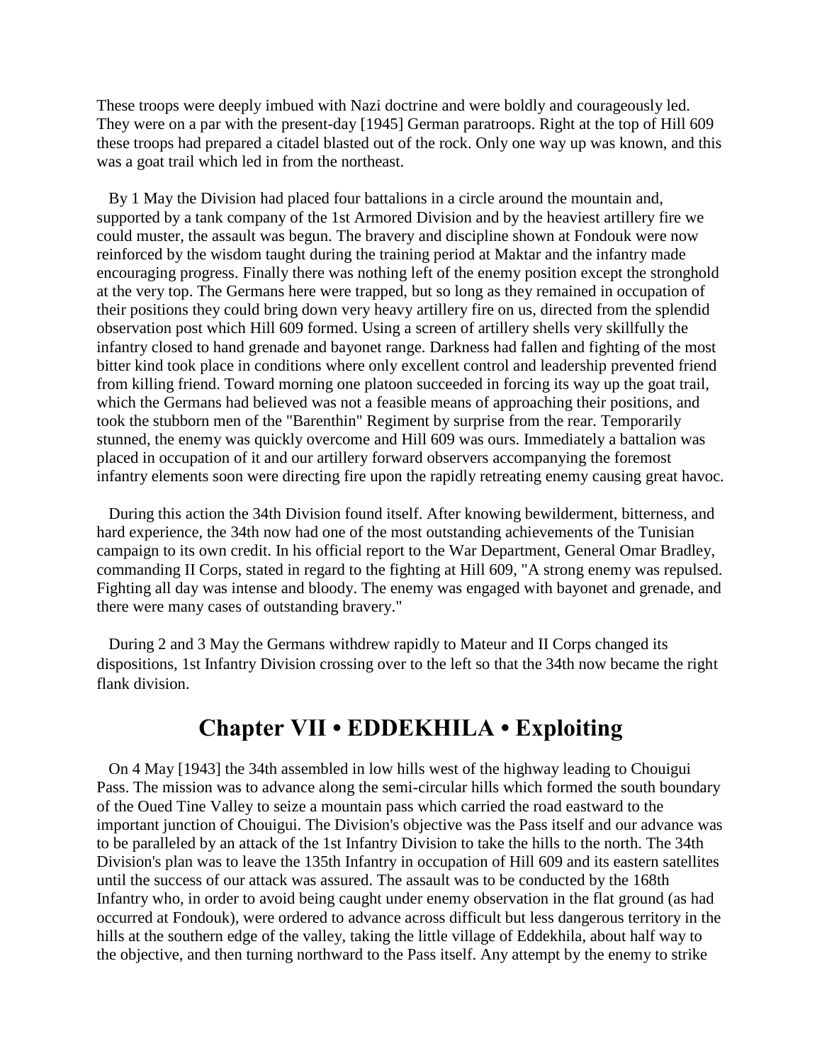These troops were deeply imbued with Nazi doctrine and were boldly and courageously led. They were on a par with the present-day [1945] German paratroops. Right at the top of Hill 609 these troops had prepared a citadel blasted out of the rock. Only one way up was known, and this was a goat trail which led in from the northeast.

By 1 May the Division had placed four battalions in a circle around the mountain and, supported by a tank company of the 1st Armored Division and by the heaviest artillery fire we could muster, the assault was begun. The bravery and discipline shown at Fondouk were now reinforced by the wisdom taught during the training period at Maktar and the infantry made encouraging progress. Finally there was nothing left of the enemy position except the stronghold at the very top. The Germans here were trapped, but so long as they remained in occupation of their positions they could bring down very heavy artillery fire on us, directed from the splendid observation post which Hill 609 formed. Using a screen of artillery shells very skillfully the infantry closed to hand grenade and bayonet range. Darkness had fallen and fighting of the most bitter kind took place in conditions where only excellent control and leadership prevented friend from killing friend. Toward morning one platoon succeeded in forcing its way up the goat trail, which the Germans had believed was not a feasible means of approaching their positions, and took the stubborn men of the "Barenthin" Regiment by surprise from the rear. Temporarily stunned, the enemy was quickly overcome and Hill 609 was ours. Immediately a battalion was placed in occupation of it and our artillery forward observers accompanying the foremost infantry elements soon were directing fire upon the rapidly retreating enemy causing great havoc.

During this action the 34th Division found itself. After knowing bewilderment, bitterness, and hard experience, the 34th now had one of the most outstanding achievements of the Tunisian campaign to its own credit. In his official report to the War Department, General Omar Bradley, commanding II Corps, stated in regard to the fighting at Hill 609, "A strong enemy was repulsed. Fighting all day was intense and bloody. The enemy was engaged with bayonet and grenade, and there were many cases of outstanding bravery."

During 2 and 3 May the Germans withdrew rapidly to Mateur and II Corps changed its dispositions, 1st Infantry Division crossing over to the left so that the 34th now became the right flank division.

## Chapter VII • EDDEKHILA • Exploiting

On 4 May [1943] the 34th assembled in low hills west of the highway leading to Chouigui Pass. The mission was to advance along the semi-circular hills which formed the south boundary of the Oued Tine Valley to seize a mountain pass which carried the road eastward to the important junction of Chouigui. The Division's objective was the Pass itself and our advance was to be paralleled by an attack of the 1st Infantry Division to take the hills to the north. The 34th Division's plan was to leave the 135th Infantry in occupation of Hill 609 and its eastern satellites until the success of our attack was assured. The assault was to be conducted by the 168th Infantry who, in order to avoid being caught under enemy observation in the flat ground (as had occurred at Fondouk), were ordered to advance across difficult but less dangerous territory in the hills at the southern edge of the valley, taking the little village of Eddekhila, about half way to the objective, and then turning northward to the Pass itself. Any attempt by the enemy to strike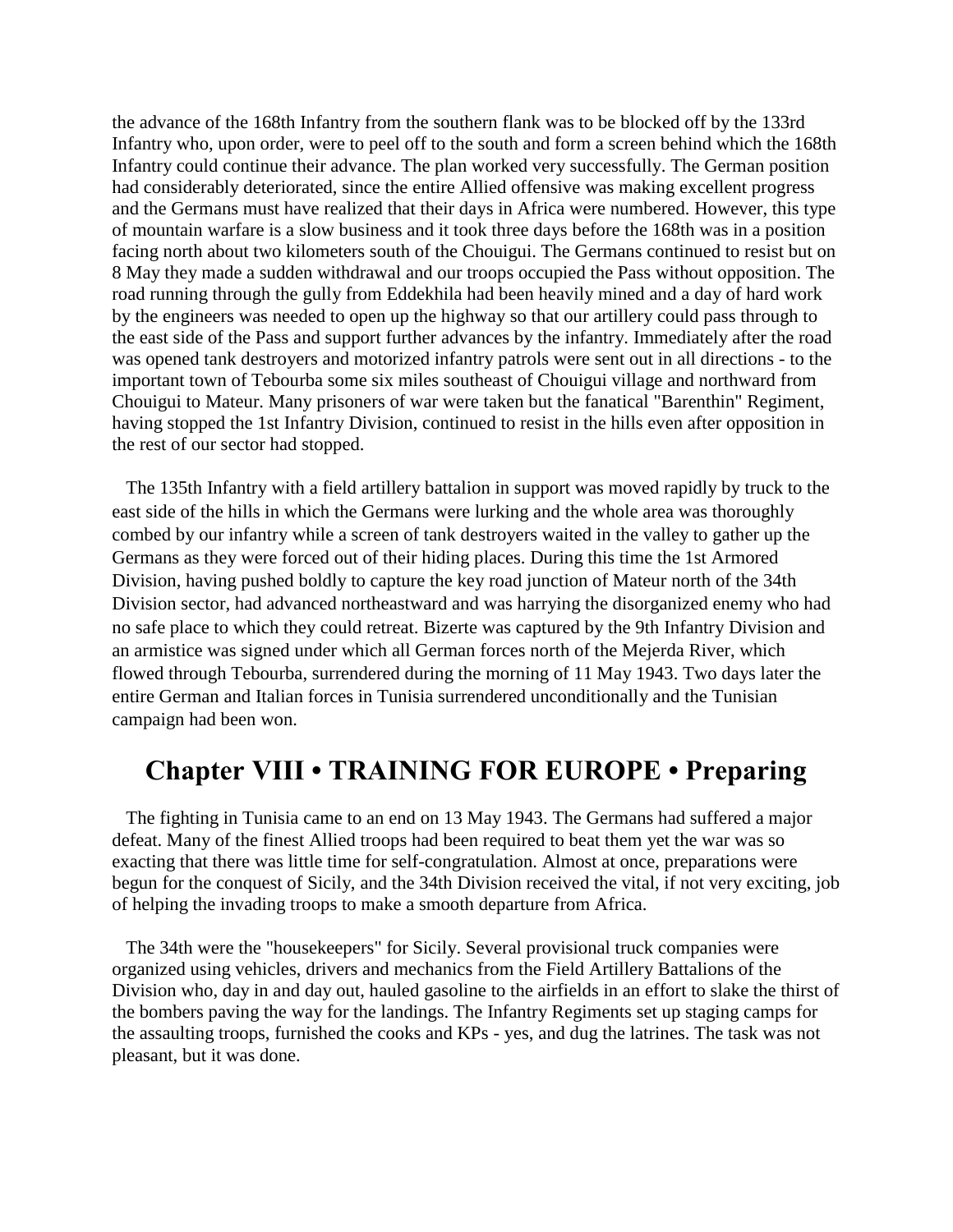the advance of the 168th Infantry from the southern flank was to be blocked off by the 133rd Infantry who, upon order, were to peel off to the south and form a screen behind which the 168th Infantry could continue their advance. The plan worked very successfully. The German position had considerably deteriorated, since the entire Allied offensive was making excellent progress and the Germans must have realized that their days in Africa were numbered. However, this type of mountain warfare is a slow business and it took three days before the 168th was in a position facing north about two kilometers south of the Chouigui. The Germans continued to resist but on 8 May they made a sudden withdrawal and our troops occupied the Pass without opposition. The road running through the gully from Eddekhila had been heavily mined and a day of hard work by the engineers was needed to open up the highway so that our artillery could pass through to the east side of the Pass and support further advances by the infantry. Immediately after the road was opened tank destroyers and motorized infantry patrols were sent out in all directions - to the important town of Tebourba some six miles southeast of Chouigui village and northward from Chouigui to Mateur. Many prisoners of war were taken but the fanatical "Barenthin" Regiment, having stopped the 1st Infantry Division, continued to resist in the hills even after opposition in the rest of our sector had stopped.

The 135th Infantry with a field artillery battalion in support was moved rapidly by truck to the east side of the hills in which the Germans were lurking and the whole area was thoroughly combed by our infantry while a screen of tank destroyers waited in the valley to gather up the Germans as they were forced out of their hiding places. During this time the 1st Armored Division, having pushed boldly to capture the key road junction of Mateur north of the 34th Division sector, had advanced northeastward and was harrying the disorganized enemy who had no safe place to which they could retreat. Bizerte was captured by the 9th Infantry Division and an armistice was signed under which all German forces north of the Mejerda River, which flowed through Tebourba, surrendered during the morning of 11 May 1943. Two days later the entire German and Italian forces in Tunisia surrendered unconditionally and the Tunisian campaign had been won.

## Chapter VIII • TRAINING FOR EUROPE • Preparing

The fighting in Tunisia came to an end on 13 May 1943. The Germans had suffered a major defeat. Many of the finest Allied troops had been required to beat them yet the war was so exacting that there was little time for self-congratulation. Almost at once, preparations were begun for the conquest of Sicily, and the 34th Division received the vital, if not very exciting, job of helping the invading troops to make a smooth departure from Africa.

The 34th were the "housekeepers" for Sicily. Several provisional truck companies were organized using vehicles, drivers and mechanics from the Field Artillery Battalions of the Division who, day in and day out, hauled gasoline to the airfields in an effort to slake the thirst of the bombers paving the way for the landings. The Infantry Regiments set up staging camps for the assaulting troops, furnished the cooks and KPs - yes, and dug the latrines. The task was not pleasant, but it was done.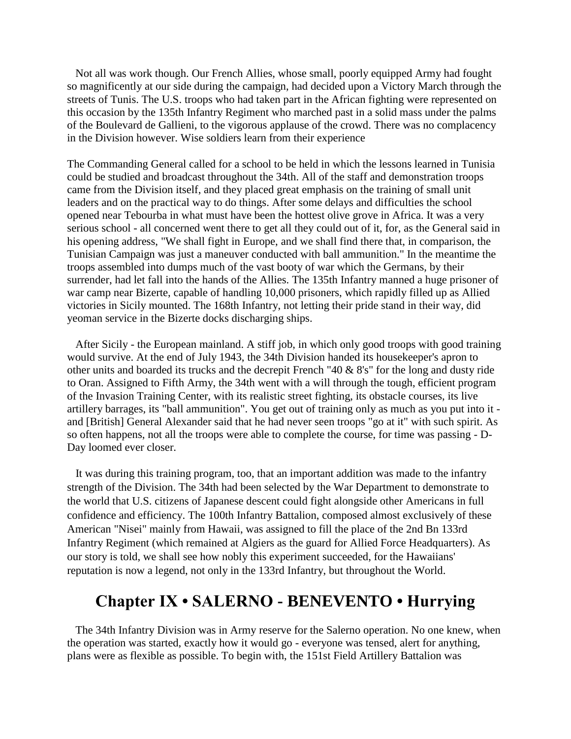Not all was work though. Our French Allies, whose small, poorly equipped Army had fought so magnificently at our side during the campaign, had decided upon a Victory March through the streets of Tunis. The U.S. troops who had taken part in the African fighting were represented on this occasion by the 135th Infantry Regiment who marched past in a solid mass under the palms of the Boulevard de Gallieni, to the vigorous applause of the crowd. There was no complacency in the Division however. Wise soldiers learn from their experience

The Commanding General called for a school to be held in which the lessons learned in Tunisia could be studied and broadcast throughout the 34th. All of the staff and demonstration troops came from the Division itself, and they placed great emphasis on the training of small unit leaders and on the practical way to do things. After some delays and difficulties the school opened near Tebourba in what must have been the hottest olive grove in Africa. It was a very serious school - all concerned went there to get all they could out of it, for, as the General said in his opening address, "We shall fight in Europe, and we shall find there that, in comparison, the Tunisian Campaign was just a maneuver conducted with ball ammunition." In the meantime the troops assembled into dumps much of the vast booty of war which the Germans, by their surrender, had let fall into the hands of the Allies. The 135th Infantry manned a huge prisoner of war camp near Bizerte, capable of handling 10,000 prisoners, which rapidly filled up as Allied victories in Sicily mounted. The 168th Infantry, not letting their pride stand in their way, did yeoman service in the Bizerte docks discharging ships.

After Sicily - the European mainland. A stiff job, in which only good troops with good training would survive. At the end of July 1943, the 34th Division handed its housekeeper's apron to other units and boarded its trucks and the decrepit French "40 & 8's" for the long and dusty ride to Oran. Assigned to Fifth Army, the 34th went with a will through the tough, efficient program of the Invasion Training Center, with its realistic street fighting, its obstacle courses, its live artillery barrages, its "ball ammunition". You get out of training only as much as you put into it - and [British] General Alexander said that he had never seen troops "go at it" with such spirit. As so often happens, not all the troops were able to complete the course, for time was passing - D-Day loomed ever closer.

It was during this training program, too, that an important addition was made to the infantry strength of the Division. The 34th had been selected by the War Department to demonstrate to the world that U.S. citizens of Japanese descent could fight alongside other Americans in full confidence and efficiency. The 100th Infantry Battalion, composed almost exclusively of these American "Nisei" mainly from Hawaii, was assigned to fill the place of the 2nd Bn 133rd Infantry Regiment (which remained at Algiers as the guard for Allied Force Headquarters). As our story is told, we shall see how nobly this experiment succeeded, for the Hawaiians' reputation is now a legend, not only in the 133rd Infantry, but throughout the World.

## Chapter IX • SALERNO - BENEVENTO • Hurrying

The 34th Infantry Division was in Army reserve for the Salerno operation. No one knew, when the operation was started, exactly how it would go - everyone was tensed, alert for anything, plans were as flexible as possible. To begin with, the 151st Field Artillery Battalion was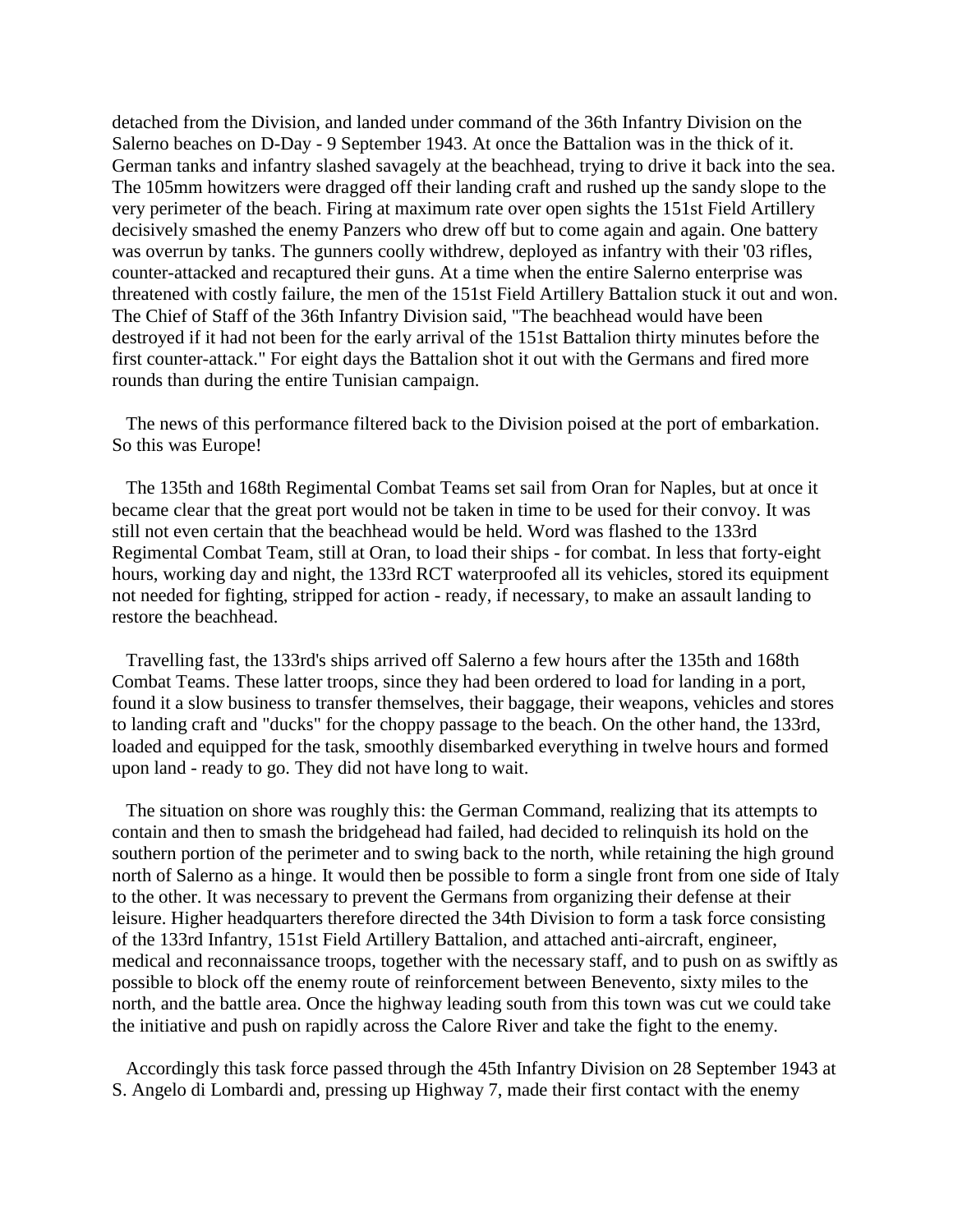detached from the Division, and landed under command of the 36th Infantry Division on the Salerno beaches on D-Day - 9 September 1943. At once the Battalion was in the thick of it. German tanks and infantry slashed savagely at the beachhead, trying to drive it back into the sea. The 105mm howitzers were dragged off their landing craft and rushed up the sandy slope to the very perimeter of the beach. Firing at maximum rate over open sights the 151st Field Artillery decisively smashed the enemy Panzers who drew off but to come again and again. One battery was overrun by tanks. The gunners coolly withdrew, deployed as infantry with their '03 rifles, counter-attacked and recaptured their guns. At a time when the entire Salerno enterprise was threatened with costly failure, the men of the 151st Field Artillery Battalion stuck it out and won. The Chief of Staff of the 36th Infantry Division said, "The beachhead would have been destroyed if it had not been for the early arrival of the 151st Battalion thirty minutes before the first counter-attack." For eight days the Battalion shot it out with the Germans and fired more rounds than during the entire Tunisian campaign.

The news of this performance filtered back to the Division poised at the port of embarkation. So this was Europe!

The 135th and 168th Regimental Combat Teams set sail from Oran for Naples, but at once it became clear that the great port would not be taken in time to be used for their convoy. It was still not even certain that the beachhead would be held. Word was flashed to the 133rd Regimental Combat Team, still at Oran, to load their ships - for combat. In less that forty-eight hours, working day and night, the 133rd RCT waterproofed all its vehicles, stored its equipment not needed for fighting, stripped for action - ready, if necessary, to make an assault landing to restore the beachhead.

Travelling fast, the 133rd's ships arrived off Salerno a few hours after the 135th and 168th Combat Teams. These latter troops, since they had been ordered to load for landing in a port, found it a slow business to transfer themselves, their baggage, their weapons, vehicles and stores to landing craft and "ducks" for the choppy passage to the beach. On the other hand, the 133rd, loaded and equipped for the task, smoothly disembarked everything in twelve hours and formed upon land - ready to go. They did not have long to wait.

The situation on shore was roughly this: the German Command, realizing that its attempts to contain and then to smash the bridgehead had failed, had decided to relinquish its hold on the southern portion of the perimeter and to swing back to the north, while retaining the high ground north of Salerno as a hinge. It would then be possible to form a single front from one side of Italy to the other. It was necessary to prevent the Germans from organizing their defense at their leisure. Higher headquarters therefore directed the 34th Division to form a task force consisting of the 133rd Infantry, 151st Field Artillery Battalion, and attached anti-aircraft, engineer, medical and reconnaissance troops, together with the necessary staff, and to push on as swiftly as possible to block off the enemy route of reinforcement between Benevento, sixty miles to the north, and the battle area. Once the highway leading south from this town was cut we could take the initiative and push on rapidly across the Calore River and take the fight to the enemy.

Accordingly this task force passed through the 45th Infantry Division on 28 September 1943 at S. Angelo di Lombardi and, pressing up Highway 7, made their first contact with the enemy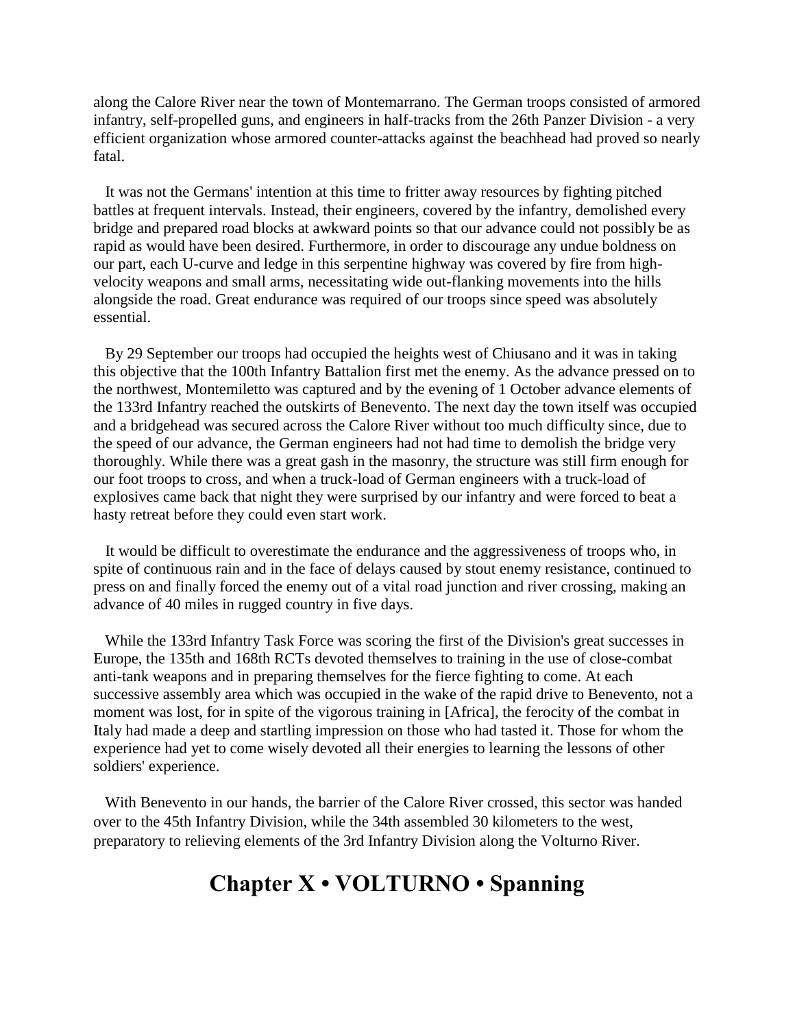along the Calore River near the town of Montemarrano. The German troops consisted of armored infantry, self-propelled guns, and engineers in half-tracks from the 26th Panzer Division - a very efficient organization whose armored counter-attacks against the beachhead had proved so nearly fatal.

It was not the Germans' intention at this time to fritter away resources by fighting pitched battles at frequent intervals. Instead, their engineers, covered by the infantry, demolished every bridge and prepared road blocks at awkward points so that our advance could not possibly be as rapid as would have been desired. Furthermore, in order to discourage any undue boldness on our part, each U-curve and ledge in this serpentine highway was covered by fire from high-velocity weapons and small arms, necessitating wide out-flanking movements into the hills alongside the road. Great endurance was required of our troops since speed was absolutely essential.

By 29 September our troops had occupied the heights west of Chiusano and it was in taking this objective that the 100th Infantry Battalion first met the enemy. As the advance pressed on to the northwest, Montemiletto was captured and by the evening of 1 October advance elements of the 133rd Infantry reached the outskirts of Benevento. The next day the town itself was occupied and a bridgehead was secured across the Calore River without too much difficulty since, due to the speed of our advance, the German engineers had not had time to demolish the bridge very thoroughly. While there was a great gash in the masonry, the structure was still firm enough for our foot troops to cross, and when a truck-load of German engineers with a truck-load of explosives came back that night they were surprised by our infantry and were forced to beat a hasty retreat before they could even start work.

It would be difficult to overestimate the endurance and the aggressiveness of troops who, in spite of continuous rain and in the face of delays caused by stout enemy resistance, continued to press on and finally forced the enemy out of a vital road junction and river crossing, making an advance of 40 miles in rugged country in five days.

While the 133rd Infantry Task Force was scoring the first of the Division's great successes in Europe, the 135th and 168th RCTs devoted themselves to training in the use of close-combat anti-tank weapons and in preparing themselves for the fierce fighting to come. At each successive assembly area which was occupied in the wake of the rapid drive to Benevento, not a moment was lost, for in spite of the vigorous training in [Africa], the ferocity of the combat in Italy had made a deep and startling impression on those who had tasted it. Those for whom the experience had yet to come wisely devoted all their energies to learning the lessons of other soldiers' experience.

With Benevento in our hands, the barrier of the Calore River crossed, this sector was handed over to the 45th Infantry Division, while the 34th assembled 30 kilometers to the west, preparatory to relieving elements of the 3rd Infantry Division along the Volturno River.

## Chapter X • VOLTURNO • Spanning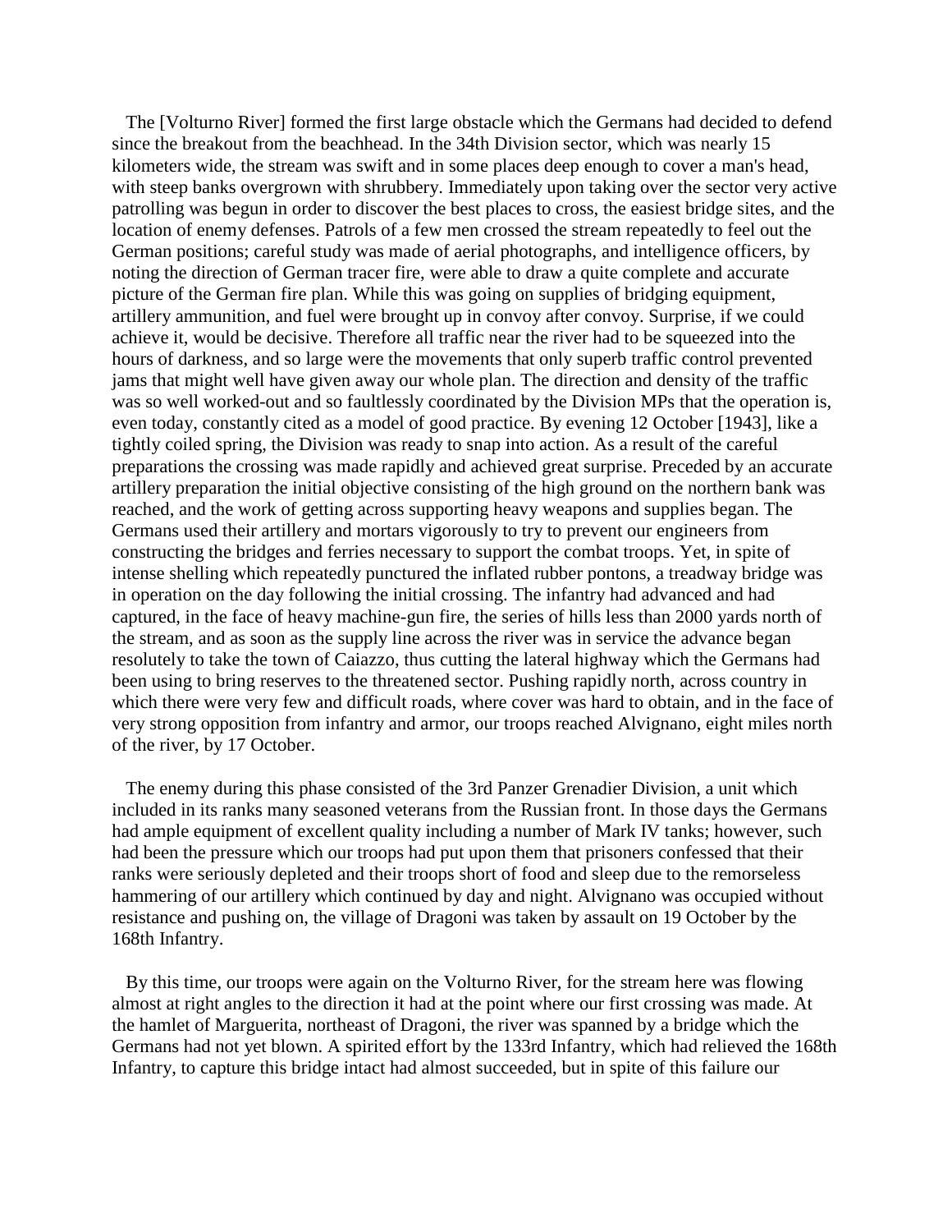The [Volturno River] formed the first large obstacle which the Germans had decided to defend since the breakout from the beachhead. In the 34th Division sector, which was nearly 15 kilometers wide, the stream was swift and in some places deep enough to cover a man's head, with steep banks overgrown with shrubbery. Immediately upon taking over the sector very active patrolling was begun in order to discover the best places to cross, the easiest bridge sites, and the location of enemy defenses. Patrols of a few men crossed the stream repeatedly to feel out the German positions; careful study was made of aerial photographs, and intelligence officers, by noting the direction of German tracer fire, were able to draw a quite complete and accurate picture of the German fire plan. While this was going on supplies of bridging equipment, artillery ammunition, and fuel were brought up in convoy after convoy. Surprise, if we could achieve it, would be decisive. Therefore all traffic near the river had to be squeezed into the hours of darkness, and so large were the movements that only superb traffic control prevented jams that might well have given away our whole plan. The direction and density of the traffic was so well worked-out and so faultlessly coordinated by the Division MPs that the operation is, even today, constantly cited as a model of good practice. By evening 12 October [1943], like a tightly coiled spring, the Division was ready to snap into action. As a result of the careful preparations the crossing was made rapidly and achieved great surprise. Preceded by an accurate artillery preparation the initial objective consisting of the high ground on the northern bank was reached, and the work of getting across supporting heavy weapons and supplies began. The Germans used their artillery and mortars vigorously to try to prevent our engineers from constructing the bridges and ferries necessary to support the combat troops. Yet, in spite of intense shelling which repeatedly punctured the inflated rubber pontons, a treadway bridge was in operation on the day following the initial crossing. The infantry had advanced and had captured, in the face of heavy machine-gun fire, the series of hills less than 2000 yards north of the stream, and as soon as the supply line across the river was in service the advance began resolutely to take the town of Caiazzo, thus cutting the lateral highway which the Germans had been using to bring reserves to the threatened sector. Pushing rapidly north, across country in which there were very few and difficult roads, where cover was hard to obtain, and in the face of very strong opposition from infantry and armor, our troops reached Alvignano, eight miles north of the river, by 17 October.

The enemy during this phase consisted of the 3rd Panzer Grenadier Division, a unit which included in its ranks many seasoned veterans from the Russian front. In those days the Germans had ample equipment of excellent quality including a number of Mark IV tanks; however, such had been the pressure which our troops had put upon them that prisoners confessed that their ranks were seriously depleted and their troops short of food and sleep due to the remorseless hammering of our artillery which continued by day and night. Alvignano was occupied without resistance and pushing on, the village of Dragoni was taken by assault on 19 October by the 168th Infantry.

By this time, our troops were again on the Volturno River, for the stream here was flowing almost at right angles to the direction it had at the point where our first crossing was made. At the hamlet of Marguerita, northeast of Dragoni, the river was spanned by a bridge which the Germans had not yet blown. A spirited effort by the 133rd Infantry, which had relieved the 168th Infantry, to capture this bridge intact had almost succeeded, but in spite of this failure our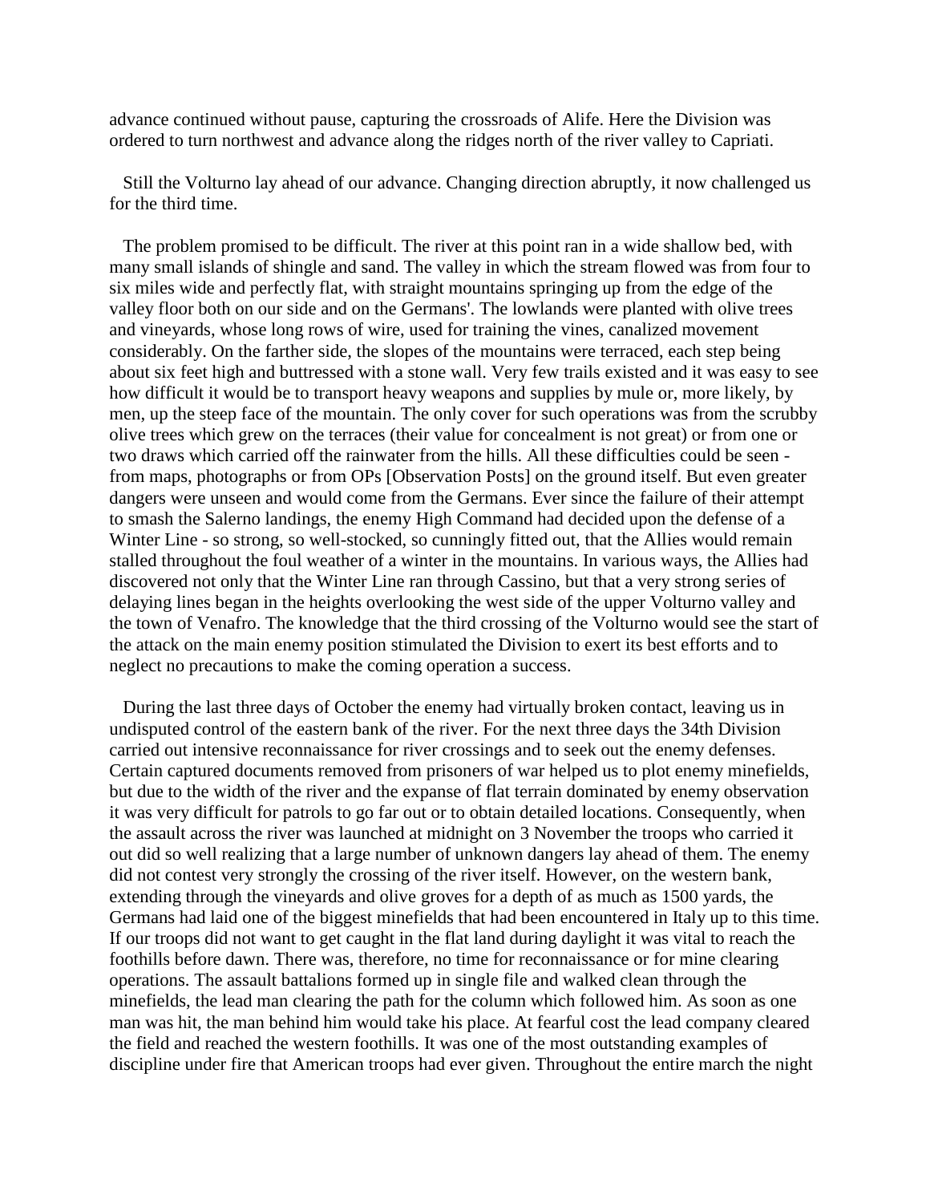advance continued without pause, capturing the crossroads of Alife. Here the Division was ordered to turn northwest and advance along the ridges north of the river valley to Capriati.

Still the Volturno lay ahead of our advance. Changing direction abruptly, it now challenged us for the third time.

The problem promised to be difficult. The river at this point ran in a wide shallow bed, with many small islands of shingle and sand. The valley in which the stream flowed was from four to six miles wide and perfectly flat, with straight mountains springing up from the edge of the valley floor both on our side and on the Germans'. The lowlands were planted with olive trees and vineyards, whose long rows of wire, used for training the vines, canalized movement considerably. On the farther side, the slopes of the mountains were terraced, each step being about six feet high and buttressed with a stone wall. Very few trails existed and it was easy to see how difficult it would be to transport heavy weapons and supplies by mule or, more likely, by men, up the steep face of the mountain. The only cover for such operations was from the scrubby olive trees which grew on the terraces (their value for concealment is not great) or from one or two draws which carried off the rainwater from the hills. All these difficulties could be seen - from maps, photographs or from OPs [Observation Posts] on the ground itself. But even greater dangers were unseen and would come from the Germans. Ever since the failure of their attempt to smash the Salerno landings, the enemy High Command had decided upon the defense of a Winter Line - so strong, so well-stocked, so cunningly fitted out, that the Allies would remain stalled throughout the foul weather of a winter in the mountains. In various ways, the Allies had discovered not only that the Winter Line ran through Cassino, but that a very strong series of delaying lines began in the heights overlooking the west side of the upper Volturno valley and the town of Venafro. The knowledge that the third crossing of the Volturno would see the start of the attack on the main enemy position stimulated the Division to exert its best efforts and to neglect no precautions to make the coming operation a success.

During the last three days of October the enemy had virtually broken contact, leaving us in undisputed control of the eastern bank of the river. For the next three days the 34th Division carried out intensive reconnaissance for river crossings and to seek out the enemy defenses. Certain captured documents removed from prisoners of war helped us to plot enemy minefields, but due to the width of the river and the expanse of flat terrain dominated by enemy observation it was very difficult for patrols to go far out or to obtain detailed locations. Consequently, when the assault across the river was launched at midnight on 3 November the troops who carried it out did so well realizing that a large number of unknown dangers lay ahead of them. The enemy did not contest very strongly the crossing of the river itself. However, on the western bank, extending through the vineyards and olive groves for a depth of as much as 1500 yards, the Germans had laid one of the biggest minefields that had been encountered in Italy up to this time. If our troops did not want to get caught in the flat land during daylight it was vital to reach the foothills before dawn. There was, therefore, no time for reconnaissance or for mine clearing operations. The assault battalions formed up in single file and walked clean through the minefields, the lead man clearing the path for the column which followed him. As soon as one man was hit, the man behind him would take his place. At fearful cost the lead company cleared the field and reached the western foothills. It was one of the most outstanding examples of discipline under fire that American troops had ever given. Throughout the entire march the night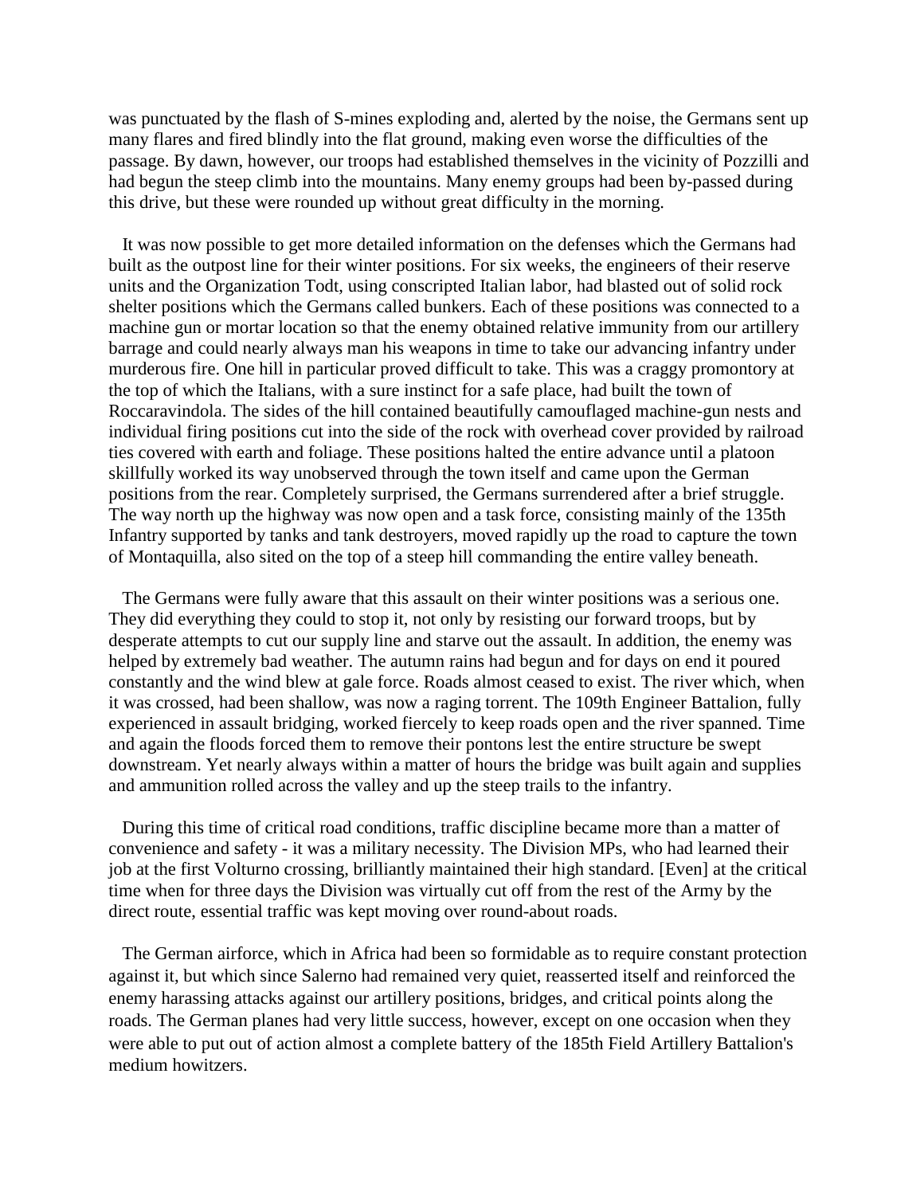was punctuated by the flash of S-mines exploding and, alerted by the noise, the Germans sent up many flares and fired blindly into the flat ground, making even worse the difficulties of the passage. By dawn, however, our troops had established themselves in the vicinity of Pozzilli and had begun the steep climb into the mountains. Many enemy groups had been by-passed during this drive, but these were rounded up without great difficulty in the morning.

It was now possible to get more detailed information on the defenses which the Germans had built as the outpost line for their winter positions. For six weeks, the engineers of their reserve units and the Organization Todt, using conscripted Italian labor, had blasted out of solid rock shelter positions which the Germans called bunkers. Each of these positions was connected to a machine gun or mortar location so that the enemy obtained relative immunity from our artillery barrage and could nearly always man his weapons in time to take our advancing infantry under murderous fire. One hill in particular proved difficult to take. This was a craggy promontory at the top of which the Italians, with a sure instinct for a safe place, had built the town of Roccaravindola. The sides of the hill contained beautifully camouflaged machine-gun nests and individual firing positions cut into the side of the rock with overhead cover provided by railroad ties covered with earth and foliage. These positions halted the entire advance until a platoon skillfully worked its way unobserved through the town itself and came upon the German positions from the rear. Completely surprised, the Germans surrendered after a brief struggle. The way north up the highway was now open and a task force, consisting mainly of the 135th Infantry supported by tanks and tank destroyers, moved rapidly up the road to capture the town of Montaquilla, also sited on the top of a steep hill commanding the entire valley beneath.

The Germans were fully aware that this assault on their winter positions was a serious one. They did everything they could to stop it, not only by resisting our forward troops, but by desperate attempts to cut our supply line and starve out the assault. In addition, the enemy was helped by extremely bad weather. The autumn rains had begun and for days on end it poured constantly and the wind blew at gale force. Roads almost ceased to exist. The river which, when it was crossed, had been shallow, was now a raging torrent. The 109th Engineer Battalion, fully experienced in assault bridging, worked fiercely to keep roads open and the river spanned. Time and again the floods forced them to remove their pontons lest the entire structure be swept downstream. Yet nearly always within a matter of hours the bridge was built again and supplies and ammunition rolled across the valley and up the steep trails to the infantry.

During this time of critical road conditions, traffic discipline became more than a matter of convenience and safety - it was a military necessity. The Division MPs, who had learned their job at the first Volturno crossing, brilliantly maintained their high standard. [Even] at the critical time when for three days the Division was virtually cut off from the rest of the Army by the direct route, essential traffic was kept moving over round-about roads.

The German airforce, which in Africa had been so formidable as to require constant protection against it, but which since Salerno had remained very quiet, reasserted itself and reinforced the enemy harassing attacks against our artillery positions, bridges, and critical points along the roads. The German planes had very little success, however, except on one occasion when they were able to put out of action almost a complete battery of the 185th Field Artillery Battalion's medium howitzers.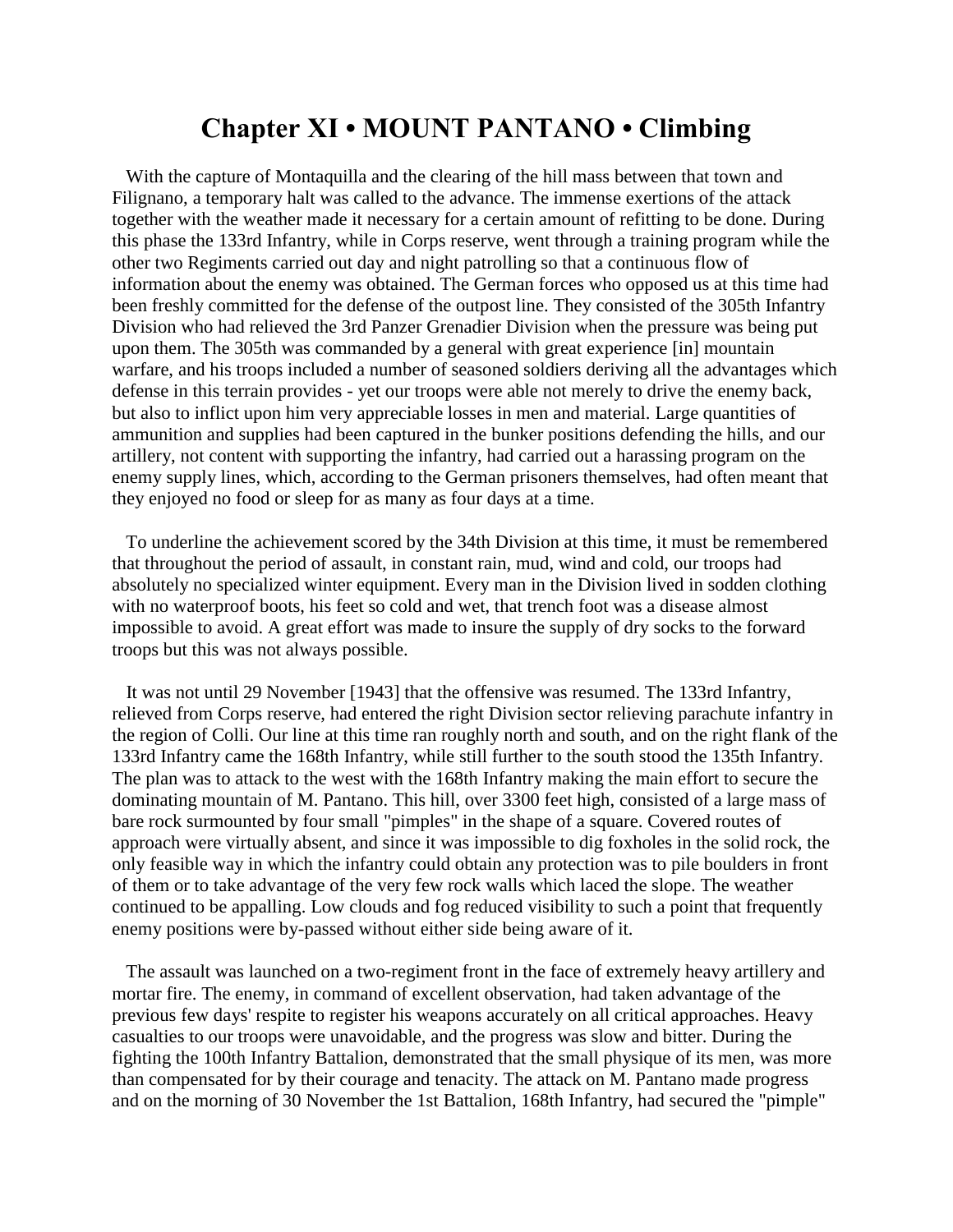# Chapter XI • MOUNT PANTANO • Climbing

With the capture of Montaquilla and the clearing of the hill mass between that town and Filignano, a temporary halt was called to the advance. The immense exertions of the attack together with the weather made it necessary for a certain amount of refitting to be done. During this phase the 133rd Infantry, while in Corps reserve, went through a training program while the other two Regiments carried out day and night patrolling so that a continuous flow of information about the enemy was obtained. The German forces who opposed us at this time had been freshly committed for the defense of the outpost line. They consisted of the 305th Infantry Division who had relieved the 3rd Panzer Grenadier Division when the pressure was being put upon them. The 305th was commanded by a general with great experience [in] mountain warfare, and his troops included a number of seasoned soldiers deriving all the advantages which defense in this terrain provides - yet our troops were able not merely to drive the enemy back, but also to inflict upon him very appreciable losses in men and material. Large quantities of ammunition and supplies had been captured in the bunker positions defending the hills, and our artillery, not content with supporting the infantry, had carried out a harassing program on the enemy supply lines, which, according to the German prisoners themselves, had often meant that they enjoyed no food or sleep for as many as four days at a time.

To underline the achievement scored by the 34th Division at this time, it must be remembered that throughout the period of assault, in constant rain, mud, wind and cold, our troops had absolutely no specialized winter equipment. Every man in the Division lived in sodden clothing with no waterproof boots, his feet so cold and wet, that trench foot was a disease almost impossible to avoid. A great effort was made to insure the supply of dry socks to the forward troops but this was not always possible.

It was not until 29 November [1943] that the offensive was resumed. The 133rd Infantry, relieved from Corps reserve, had entered the right Division sector relieving parachute infantry in the region of Colli. Our line at this time ran roughly north and south, and on the right flank of the 133rd Infantry came the 168th Infantry, while still further to the south stood the 135th Infantry. The plan was to attack to the west with the 168th Infantry making the main effort to secure the dominating mountain of M. Pantano. This hill, over 3300 feet high, consisted of a large mass of bare rock surmounted by four small "pimples" in the shape of a square. Covered routes of approach were virtually absent, and since it was impossible to dig foxholes in the solid rock, the only feasible way in which the infantry could obtain any protection was to pile boulders in front of them or to take advantage of the very few rock walls which laced the slope. The weather continued to be appalling. Low clouds and fog reduced visibility to such a point that frequently enemy positions were by-passed without either side being aware of it.

The assault was launched on a two-regiment front in the face of extremely heavy artillery and mortar fire. The enemy, in command of excellent observation, had taken advantage of the previous few days' respite to register his weapons accurately on all critical approaches. Heavy casualties to our troops were unavoidable, and the progress was slow and bitter. During the fighting the 100th Infantry Battalion, demonstrated that the small physique of its men, was more than compensated for by their courage and tenacity. The attack on M. Pantano made progress and on the morning of 30 November the 1st Battalion, 168th Infantry, had secured the "pimple"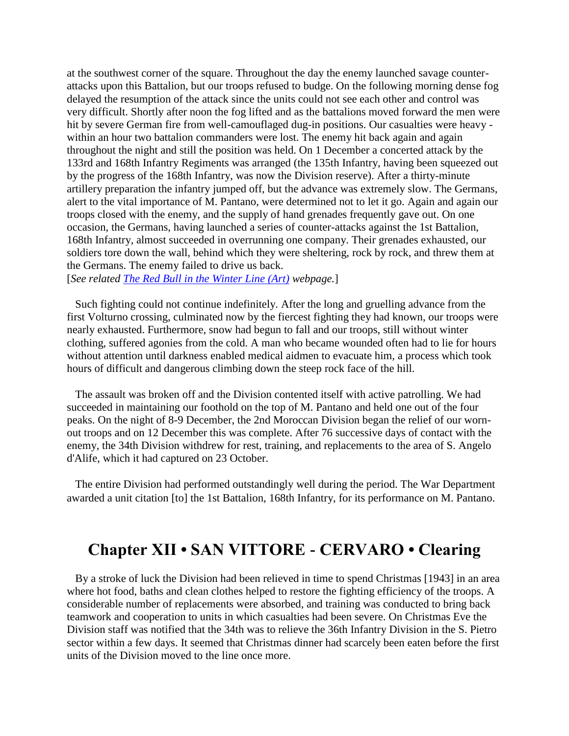at the southwest corner of the square. Throughout the day the enemy launched savage counter-attacks upon this Battalion, but our troops refused to budge. On the following morning dense fog delayed the resumption of the attack since the units could not see each other and control was very difficult. Shortly after noon the fog lifted and as the battalions moved forward the men were hit by severe German fire from well-camouflaged dug-in positions. Our casualties were heavy - within an hour two battalion commanders were lost. The enemy hit back again and again throughout the night and still the position was held. On 1 December a concerted attack by the 133rd and 168th Infantry Regiments was arranged (the 135th Infantry, having been squeezed out by the progress of the 168th Infantry, was now the Division reserve). After a thirty-minute artillery preparation the infantry jumped off, but the advance was extremely slow. The Germans, alert to the vital importance of M. Pantano, were determined not to let it go. Again and again our troops closed with the enemy, and the supply of hand grenades frequently gave out. On one occasion, the Germans, having launched a series of counter-attacks against the 1st Battalion, 168th Infantry, almost succeeded in overrunning one company. Their grenades exhausted, our soldiers tore down the wall, behind which they were sheltering, rock by rock, and threw them at the Germans. The enemy failed to drive us back.
[*See related The Red Bull in the Winter Line (Art) webpage.*]

Such fighting could not continue indefinitely. After the long and gruelling advance from the first Volturno crossing, culminated now by the fiercest fighting they had known, our troops were nearly exhausted. Furthermore, snow had begun to fall and our troops, still without winter clothing, suffered agonies from the cold. A man who became wounded often had to lie for hours without attention until darkness enabled medical aidmen to evacuate him, a process which took hours of difficult and dangerous climbing down the steep rock face of the hill.

The assault was broken off and the Division contented itself with active patrolling. We had succeeded in maintaining our foothold on the top of M. Pantano and held one out of the four peaks. On the night of 8-9 December, the 2nd Moroccan Division began the relief of our worn-out troops and on 12 December this was complete. After 76 successive days of contact with the enemy, the 34th Division withdrew for rest, training, and replacements to the area of S. Angelo d'Alife, which it had captured on 23 October.

The entire Division had performed outstandingly well during the period. The War Department awarded a unit citation [to] the 1st Battalion, 168th Infantry, for its performance on M. Pantano.

## Chapter XII • SAN VITTORE - CERVARO • Clearing

By a stroke of luck the Division had been relieved in time to spend Christmas [1943] in an area where hot food, baths and clean clothes helped to restore the fighting efficiency of the troops. A considerable number of replacements were absorbed, and training was conducted to bring back teamwork and cooperation to units in which casualties had been severe. On Christmas Eve the Division staff was notified that the 34th was to relieve the 36th Infantry Division in the S. Pietro sector within a few days. It seemed that Christmas dinner had scarcely been eaten before the first units of the Division moved to the line once more.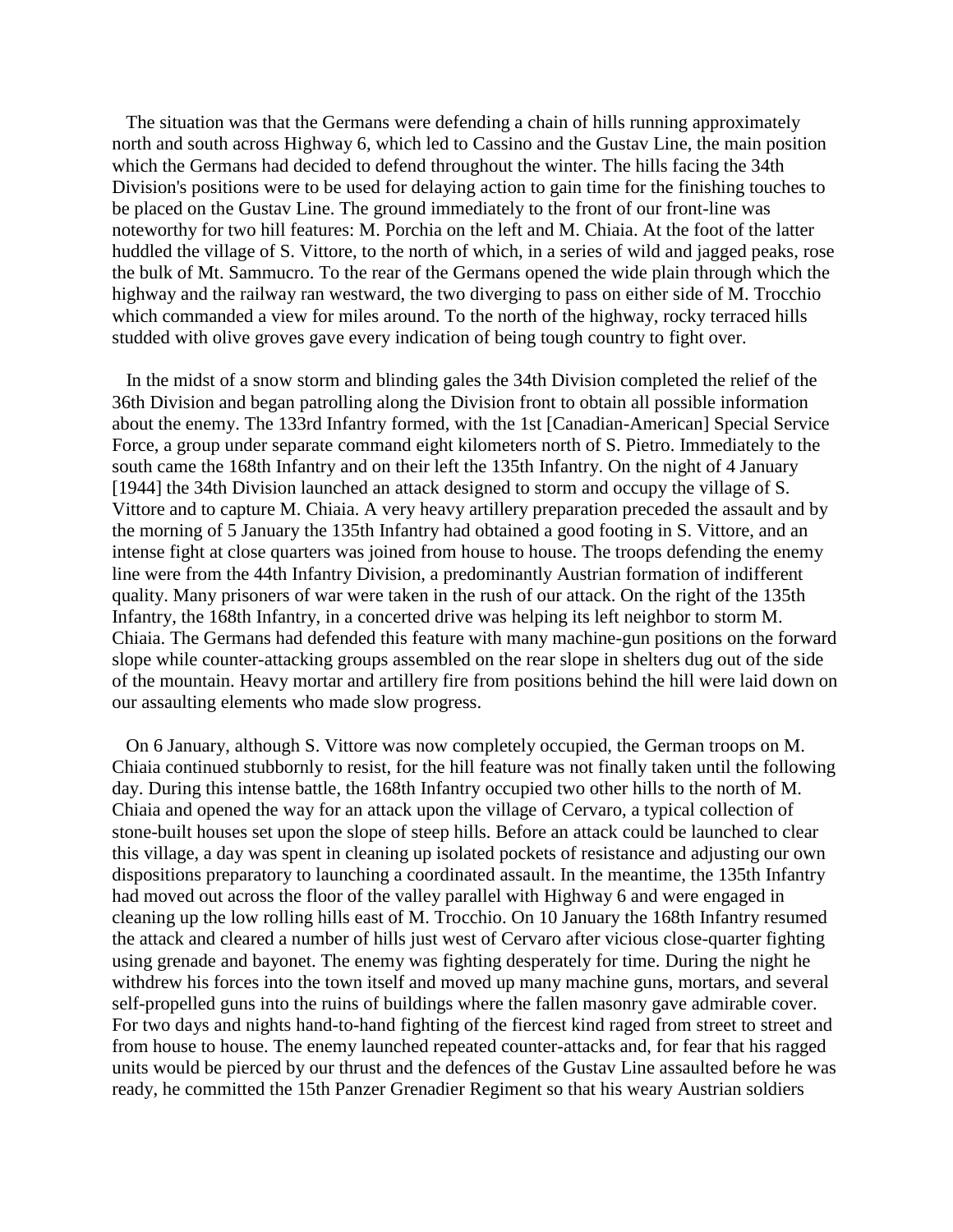The situation was that the Germans were defending a chain of hills running approximately north and south across Highway 6, which led to Cassino and the Gustav Line, the main position which the Germans had decided to defend throughout the winter. The hills facing the 34th Division's positions were to be used for delaying action to gain time for the finishing touches to be placed on the Gustav Line. The ground immediately to the front of our front-line was noteworthy for two hill features: M. Porchia on the left and M. Chiaia. At the foot of the latter huddled the village of S. Vittore, to the north of which, in a series of wild and jagged peaks, rose the bulk of Mt. Sammucro. To the rear of the Germans opened the wide plain through which the highway and the railway ran westward, the two diverging to pass on either side of M. Trocchio which commanded a view for miles around. To the north of the highway, rocky terraced hills studded with olive groves gave every indication of being tough country to fight over.

In the midst of a snow storm and blinding gales the 34th Division completed the relief of the 36th Division and began patrolling along the Division front to obtain all possible information about the enemy. The 133rd Infantry formed, with the 1st [Canadian-American] Special Service Force, a group under separate command eight kilometers north of S. Pietro. Immediately to the south came the 168th Infantry and on their left the 135th Infantry. On the night of 4 January [1944] the 34th Division launched an attack designed to storm and occupy the village of S. Vittore and to capture M. Chiaia. A very heavy artillery preparation preceded the assault and by the morning of 5 January the 135th Infantry had obtained a good footing in S. Vittore, and an intense fight at close quarters was joined from house to house. The troops defending the enemy line were from the 44th Infantry Division, a predominantly Austrian formation of indifferent quality. Many prisoners of war were taken in the rush of our attack. On the right of the 135th Infantry, the 168th Infantry, in a concerted drive was helping its left neighbor to storm M. Chiaia. The Germans had defended this feature with many machine-gun positions on the forward slope while counter-attacking groups assembled on the rear slope in shelters dug out of the side of the mountain. Heavy mortar and artillery fire from positions behind the hill were laid down on our assaulting elements who made slow progress.

On 6 January, although S. Vittore was now completely occupied, the German troops on M. Chiaia continued stubbornly to resist, for the hill feature was not finally taken until the following day. During this intense battle, the 168th Infantry occupied two other hills to the north of M. Chiaia and opened the way for an attack upon the village of Cervaro, a typical collection of stone-built houses set upon the slope of steep hills. Before an attack could be launched to clear this village, a day was spent in cleaning up isolated pockets of resistance and adjusting our own dispositions preparatory to launching a coordinated assault. In the meantime, the 135th Infantry had moved out across the floor of the valley parallel with Highway 6 and were engaged in cleaning up the low rolling hills east of M. Trocchio. On 10 January the 168th Infantry resumed the attack and cleared a number of hills just west of Cervaro after vicious close-quarter fighting using grenade and bayonet. The enemy was fighting desperately for time. During the night he withdrew his forces into the town itself and moved up many machine guns, mortars, and several self-propelled guns into the ruins of buildings where the fallen masonry gave admirable cover. For two days and nights hand-to-hand fighting of the fiercest kind raged from street to street and from house to house. The enemy launched repeated counter-attacks and, for fear that his ragged units would be pierced by our thrust and the defences of the Gustav Line assaulted before he was ready, he committed the 15th Panzer Grenadier Regiment so that his weary Austrian soldiers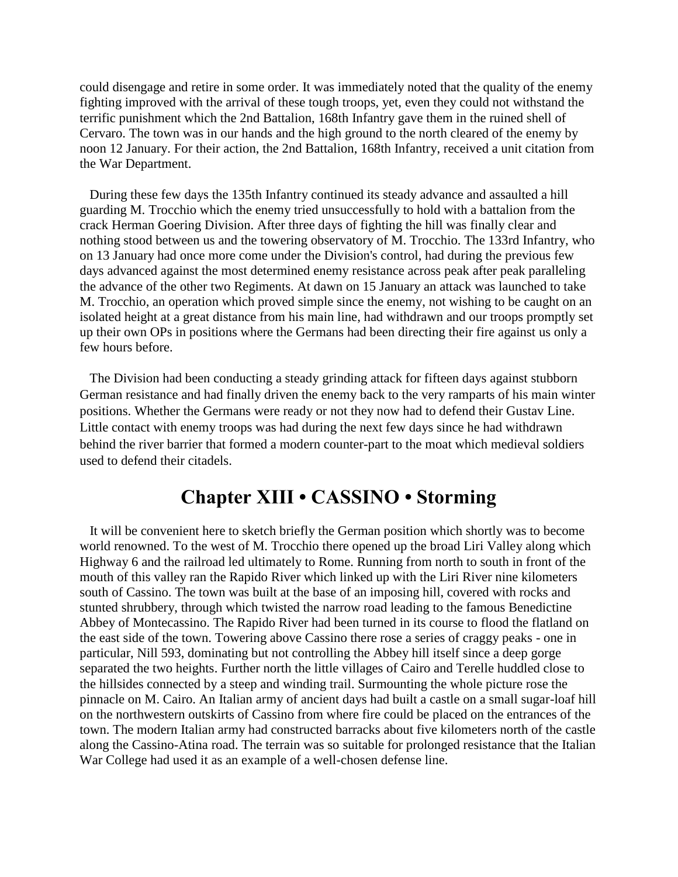could disengage and retire in some order. It was immediately noted that the quality of the enemy fighting improved with the arrival of these tough troops, yet, even they could not withstand the terrific punishment which the 2nd Battalion, 168th Infantry gave them in the ruined shell of Cervaro. The town was in our hands and the high ground to the north cleared of the enemy by noon 12 January. For their action, the 2nd Battalion, 168th Infantry, received a unit citation from the War Department.

During these few days the 135th Infantry continued its steady advance and assaulted a hill guarding M. Trocchio which the enemy tried unsuccessfully to hold with a battalion from the crack Herman Goering Division. After three days of fighting the hill was finally clear and nothing stood between us and the towering observatory of M. Trocchio. The 133rd Infantry, who on 13 January had once more come under the Division's control, had during the previous few days advanced against the most determined enemy resistance across peak after peak paralleling the advance of the other two Regiments. At dawn on 15 January an attack was launched to take M. Trocchio, an operation which proved simple since the enemy, not wishing to be caught on an isolated height at a great distance from his main line, had withdrawn and our troops promptly set up their own OPs in positions where the Germans had been directing their fire against us only a few hours before.

The Division had been conducting a steady grinding attack for fifteen days against stubborn German resistance and had finally driven the enemy back to the very ramparts of his main winter positions. Whether the Germans were ready or not they now had to defend their Gustav Line. Little contact with enemy troops was had during the next few days since he had withdrawn behind the river barrier that formed a modern counter-part to the moat which medieval soldiers used to defend their citadels.

## Chapter XIII • CASSINO • Storming

It will be convenient here to sketch briefly the German position which shortly was to become world renowned. To the west of M. Trocchio there opened up the broad Liri Valley along which Highway 6 and the railroad led ultimately to Rome. Running from north to south in front of the mouth of this valley ran the Rapido River which linked up with the Liri River nine kilometers south of Cassino. The town was built at the base of an imposing hill, covered with rocks and stunted shrubbery, through which twisted the narrow road leading to the famous Benedictine Abbey of Montecassino. The Rapido River had been turned in its course to flood the flatland on the east side of the town. Towering above Cassino there rose a series of craggy peaks - one in particular, Nill 593, dominating but not controlling the Abbey hill itself since a deep gorge separated the two heights. Further north the little villages of Cairo and Terelle huddled close to the hillsides connected by a steep and winding trail. Surmounting the whole picture rose the pinnacle on M. Cairo. An Italian army of ancient days had built a castle on a small sugar-loaf hill on the northwestern outskirts of Cassino from where fire could be placed on the entrances of the town. The modern Italian army had constructed barracks about five kilometers north of the castle along the Cassino-Atina road. The terrain was so suitable for prolonged resistance that the Italian War College had used it as an example of a well-chosen defense line.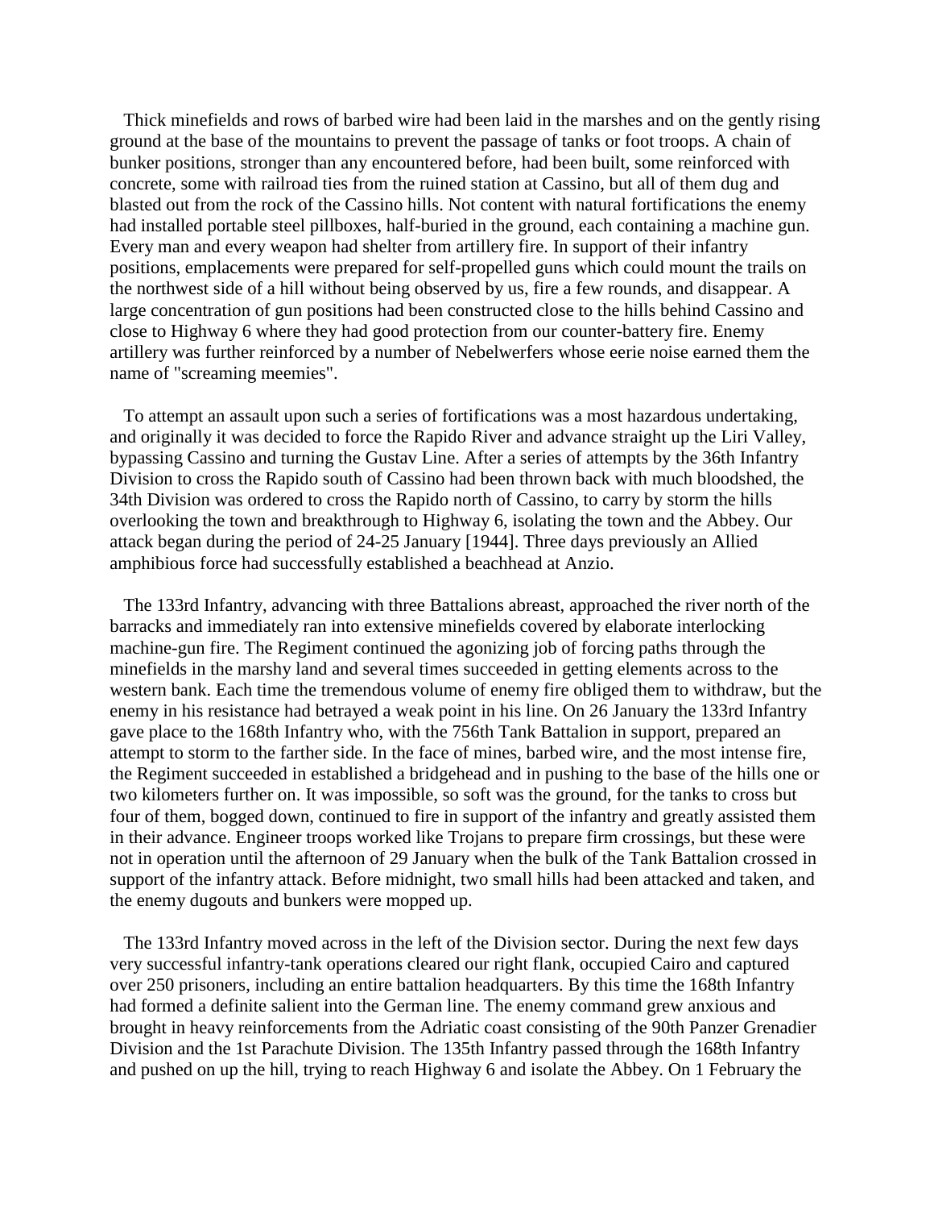Thick minefields and rows of barbed wire had been laid in the marshes and on the gently rising ground at the base of the mountains to prevent the passage of tanks or foot troops. A chain of bunker positions, stronger than any encountered before, had been built, some reinforced with concrete, some with railroad ties from the ruined station at Cassino, but all of them dug and blasted out from the rock of the Cassino hills. Not content with natural fortifications the enemy had installed portable steel pillboxes, half-buried in the ground, each containing a machine gun. Every man and every weapon had shelter from artillery fire. In support of their infantry positions, emplacements were prepared for self-propelled guns which could mount the trails on the northwest side of a hill without being observed by us, fire a few rounds, and disappear. A large concentration of gun positions had been constructed close to the hills behind Cassino and close to Highway 6 where they had good protection from our counter-battery fire. Enemy artillery was further reinforced by a number of Nebelwerfers whose eerie noise earned them the name of "screaming meemies".

To attempt an assault upon such a series of fortifications was a most hazardous undertaking, and originally it was decided to force the Rapido River and advance straight up the Liri Valley, bypassing Cassino and turning the Gustav Line. After a series of attempts by the 36th Infantry Division to cross the Rapido south of Cassino had been thrown back with much bloodshed, the 34th Division was ordered to cross the Rapido north of Cassino, to carry by storm the hills overlooking the town and breakthrough to Highway 6, isolating the town and the Abbey. Our attack began during the period of 24-25 January [1944]. Three days previously an Allied amphibious force had successfully established a beachhead at Anzio.

The 133rd Infantry, advancing with three Battalions abreast, approached the river north of the barracks and immediately ran into extensive minefields covered by elaborate interlocking machine-gun fire. The Regiment continued the agonizing job of forcing paths through the minefields in the marshy land and several times succeeded in getting elements across to the western bank. Each time the tremendous volume of enemy fire obliged them to withdraw, but the enemy in his resistance had betrayed a weak point in his line. On 26 January the 133rd Infantry gave place to the 168th Infantry who, with the 756th Tank Battalion in support, prepared an attempt to storm to the farther side. In the face of mines, barbed wire, and the most intense fire, the Regiment succeeded in established a bridgehead and in pushing to the base of the hills one or two kilometers further on. It was impossible, so soft was the ground, for the tanks to cross but four of them, bogged down, continued to fire in support of the infantry and greatly assisted them in their advance. Engineer troops worked like Trojans to prepare firm crossings, but these were not in operation until the afternoon of 29 January when the bulk of the Tank Battalion crossed in support of the infantry attack. Before midnight, two small hills had been attacked and taken, and the enemy dugouts and bunkers were mopped up.

The 133rd Infantry moved across in the left of the Division sector. During the next few days very successful infantry-tank operations cleared our right flank, occupied Cairo and captured over 250 prisoners, including an entire battalion headquarters. By this time the 168th Infantry had formed a definite salient into the German line. The enemy command grew anxious and brought in heavy reinforcements from the Adriatic coast consisting of the 90th Panzer Grenadier Division and the 1st Parachute Division. The 135th Infantry passed through the 168th Infantry and pushed on up the hill, trying to reach Highway 6 and isolate the Abbey. On 1 February the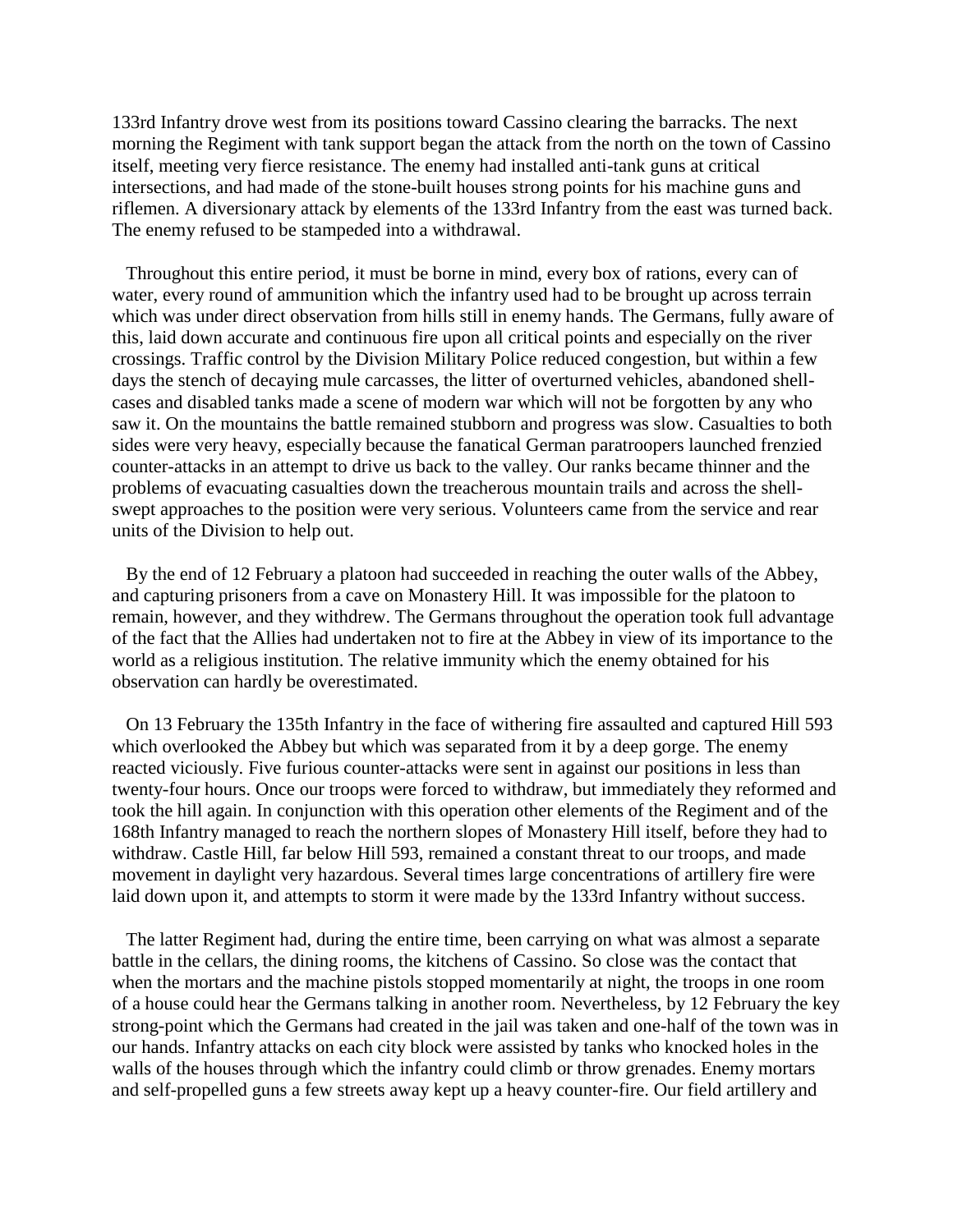133rd Infantry drove west from its positions toward Cassino clearing the barracks. The next morning the Regiment with tank support began the attack from the north on the town of Cassino itself, meeting very fierce resistance. The enemy had installed anti-tank guns at critical intersections, and had made of the stone-built houses strong points for his machine guns and riflemen. A diversionary attack by elements of the 133rd Infantry from the east was turned back. The enemy refused to be stampeded into a withdrawal.

Throughout this entire period, it must be borne in mind, every box of rations, every can of water, every round of ammunition which the infantry used had to be brought up across terrain which was under direct observation from hills still in enemy hands. The Germans, fully aware of this, laid down accurate and continuous fire upon all critical points and especially on the river crossings. Traffic control by the Division Military Police reduced congestion, but within a few days the stench of decaying mule carcasses, the litter of overturned vehicles, abandoned shell-cases and disabled tanks made a scene of modern war which will not be forgotten by any who saw it. On the mountains the battle remained stubborn and progress was slow. Casualties to both sides were very heavy, especially because the fanatical German paratroopers launched frenzied counter-attacks in an attempt to drive us back to the valley. Our ranks became thinner and the problems of evacuating casualties down the treacherous mountain trails and across the shell-swept approaches to the position were very serious. Volunteers came from the service and rear units of the Division to help out.

By the end of 12 February a platoon had succeeded in reaching the outer walls of the Abbey, and capturing prisoners from a cave on Monastery Hill. It was impossible for the platoon to remain, however, and they withdrew. The Germans throughout the operation took full advantage of the fact that the Allies had undertaken not to fire at the Abbey in view of its importance to the world as a religious institution. The relative immunity which the enemy obtained for his observation can hardly be overestimated.

On 13 February the 135th Infantry in the face of withering fire assaulted and captured Hill 593 which overlooked the Abbey but which was separated from it by a deep gorge. The enemy reacted viciously. Five furious counter-attacks were sent in against our positions in less than twenty-four hours. Once our troops were forced to withdraw, but immediately they reformed and took the hill again. In conjunction with this operation other elements of the Regiment and of the 168th Infantry managed to reach the northern slopes of Monastery Hill itself, before they had to withdraw. Castle Hill, far below Hill 593, remained a constant threat to our troops, and made movement in daylight very hazardous. Several times large concentrations of artillery fire were laid down upon it, and attempts to storm it were made by the 133rd Infantry without success.

The latter Regiment had, during the entire time, been carrying on what was almost a separate battle in the cellars, the dining rooms, the kitchens of Cassino. So close was the contact that when the mortars and the machine pistols stopped momentarily at night, the troops in one room of a house could hear the Germans talking in another room. Nevertheless, by 12 February the key strong-point which the Germans had created in the jail was taken and one-half of the town was in our hands. Infantry attacks on each city block were assisted by tanks who knocked holes in the walls of the houses through which the infantry could climb or throw grenades. Enemy mortars and self-propelled guns a few streets away kept up a heavy counter-fire. Our field artillery and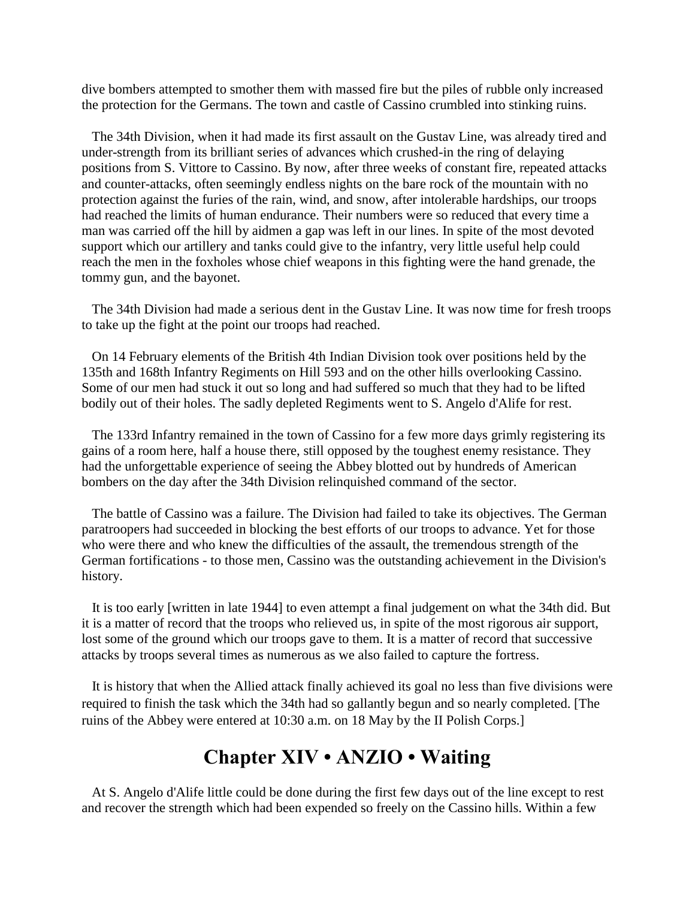dive bombers attempted to smother them with massed fire but the piles of rubble only increased the protection for the Germans. The town and castle of Cassino crumbled into stinking ruins.

The 34th Division, when it had made its first assault on the Gustav Line, was already tired and under-strength from its brilliant series of advances which crushed-in the ring of delaying positions from S. Vittore to Cassino. By now, after three weeks of constant fire, repeated attacks and counter-attacks, often seemingly endless nights on the bare rock of the mountain with no protection against the furies of the rain, wind, and snow, after intolerable hardships, our troops had reached the limits of human endurance. Their numbers were so reduced that every time a man was carried off the hill by aidmen a gap was left in our lines. In spite of the most devoted support which our artillery and tanks could give to the infantry, very little useful help could reach the men in the foxholes whose chief weapons in this fighting were the hand grenade, the tommy gun, and the bayonet.

The 34th Division had made a serious dent in the Gustav Line. It was now time for fresh troops to take up the fight at the point our troops had reached.

On 14 February elements of the British 4th Indian Division took over positions held by the 135th and 168th Infantry Regiments on Hill 593 and on the other hills overlooking Cassino. Some of our men had stuck it out so long and had suffered so much that they had to be lifted bodily out of their holes. The sadly depleted Regiments went to S. Angelo d'Alife for rest.

The 133rd Infantry remained in the town of Cassino for a few more days grimly registering its gains of a room here, half a house there, still opposed by the toughest enemy resistance. They had the unforgettable experience of seeing the Abbey blotted out by hundreds of American bombers on the day after the 34th Division relinquished command of the sector.

The battle of Cassino was a failure. The Division had failed to take its objectives. The German paratroopers had succeeded in blocking the best efforts of our troops to advance. Yet for those who were there and who knew the difficulties of the assault, the tremendous strength of the German fortifications - to those men, Cassino was the outstanding achievement in the Division's history.

It is too early [written in late 1944] to even attempt a final judgement on what the 34th did. But it is a matter of record that the troops who relieved us, in spite of the most rigorous air support, lost some of the ground which our troops gave to them. It is a matter of record that successive attacks by troops several times as numerous as we also failed to capture the fortress.

It is history that when the Allied attack finally achieved its goal no less than five divisions were required to finish the task which the 34th had so gallantly begun and so nearly completed. [The ruins of the Abbey were entered at 10:30 a.m. on 18 May by the II Polish Corps.]

## Chapter XIV • ANZIO • Waiting

At S. Angelo d'Alife little could be done during the first few days out of the line except to rest and recover the strength which had been expended so freely on the Cassino hills. Within a few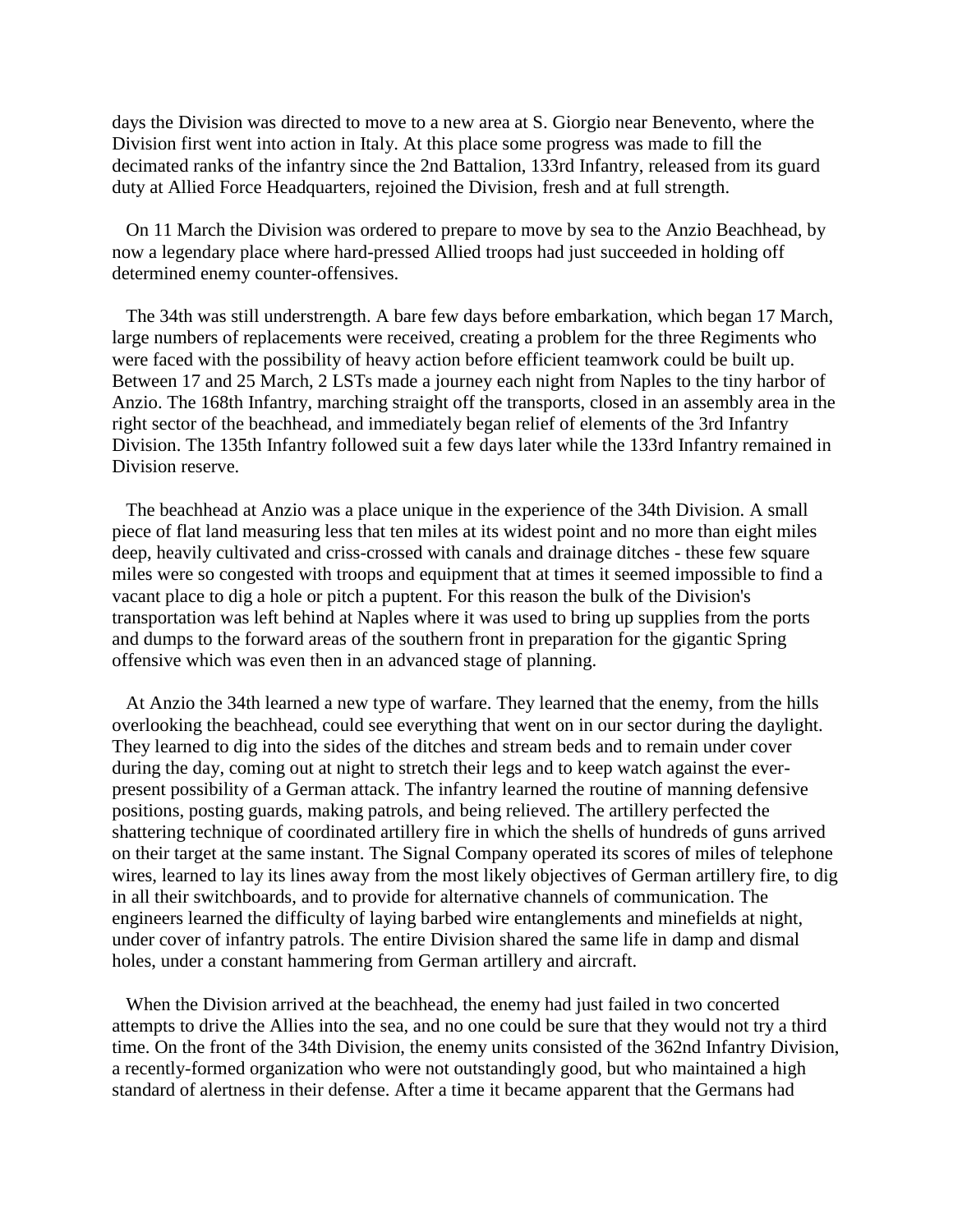days the Division was directed to move to a new area at S. Giorgio near Benevento, where the Division first went into action in Italy. At this place some progress was made to fill the decimated ranks of the infantry since the 2nd Battalion, 133rd Infantry, released from its guard duty at Allied Force Headquarters, rejoined the Division, fresh and at full strength.

On 11 March the Division was ordered to prepare to move by sea to the Anzio Beachhead, by now a legendary place where hard-pressed Allied troops had just succeeded in holding off determined enemy counter-offensives.

The 34th was still understrength. A bare few days before embarkation, which began 17 March, large numbers of replacements were received, creating a problem for the three Regiments who were faced with the possibility of heavy action before efficient teamwork could be built up. Between 17 and 25 March, 2 LSTs made a journey each night from Naples to the tiny harbor of Anzio. The 168th Infantry, marching straight off the transports, closed in an assembly area in the right sector of the beachhead, and immediately began relief of elements of the 3rd Infantry Division. The 135th Infantry followed suit a few days later while the 133rd Infantry remained in Division reserve.

The beachhead at Anzio was a place unique in the experience of the 34th Division. A small piece of flat land measuring less that ten miles at its widest point and no more than eight miles deep, heavily cultivated and criss-crossed with canals and drainage ditches - these few square miles were so congested with troops and equipment that at times it seemed impossible to find a vacant place to dig a hole or pitch a puptent. For this reason the bulk of the Division's transportation was left behind at Naples where it was used to bring up supplies from the ports and dumps to the forward areas of the southern front in preparation for the gigantic Spring offensive which was even then in an advanced stage of planning.

At Anzio the 34th learned a new type of warfare. They learned that the enemy, from the hills overlooking the beachhead, could see everything that went on in our sector during the daylight. They learned to dig into the sides of the ditches and stream beds and to remain under cover during the day, coming out at night to stretch their legs and to keep watch against the ever-present possibility of a German attack. The infantry learned the routine of manning defensive positions, posting guards, making patrols, and being relieved. The artillery perfected the shattering technique of coordinated artillery fire in which the shells of hundreds of guns arrived on their target at the same instant. The Signal Company operated its scores of miles of telephone wires, learned to lay its lines away from the most likely objectives of German artillery fire, to dig in all their switchboards, and to provide for alternative channels of communication. The engineers learned the difficulty of laying barbed wire entanglements and minefields at night, under cover of infantry patrols. The entire Division shared the same life in damp and dismal holes, under a constant hammering from German artillery and aircraft.

When the Division arrived at the beachhead, the enemy had just failed in two concerted attempts to drive the Allies into the sea, and no one could be sure that they would not try a third time. On the front of the 34th Division, the enemy units consisted of the 362nd Infantry Division, a recently-formed organization who were not outstandingly good, but who maintained a high standard of alertness in their defense. After a time it became apparent that the Germans had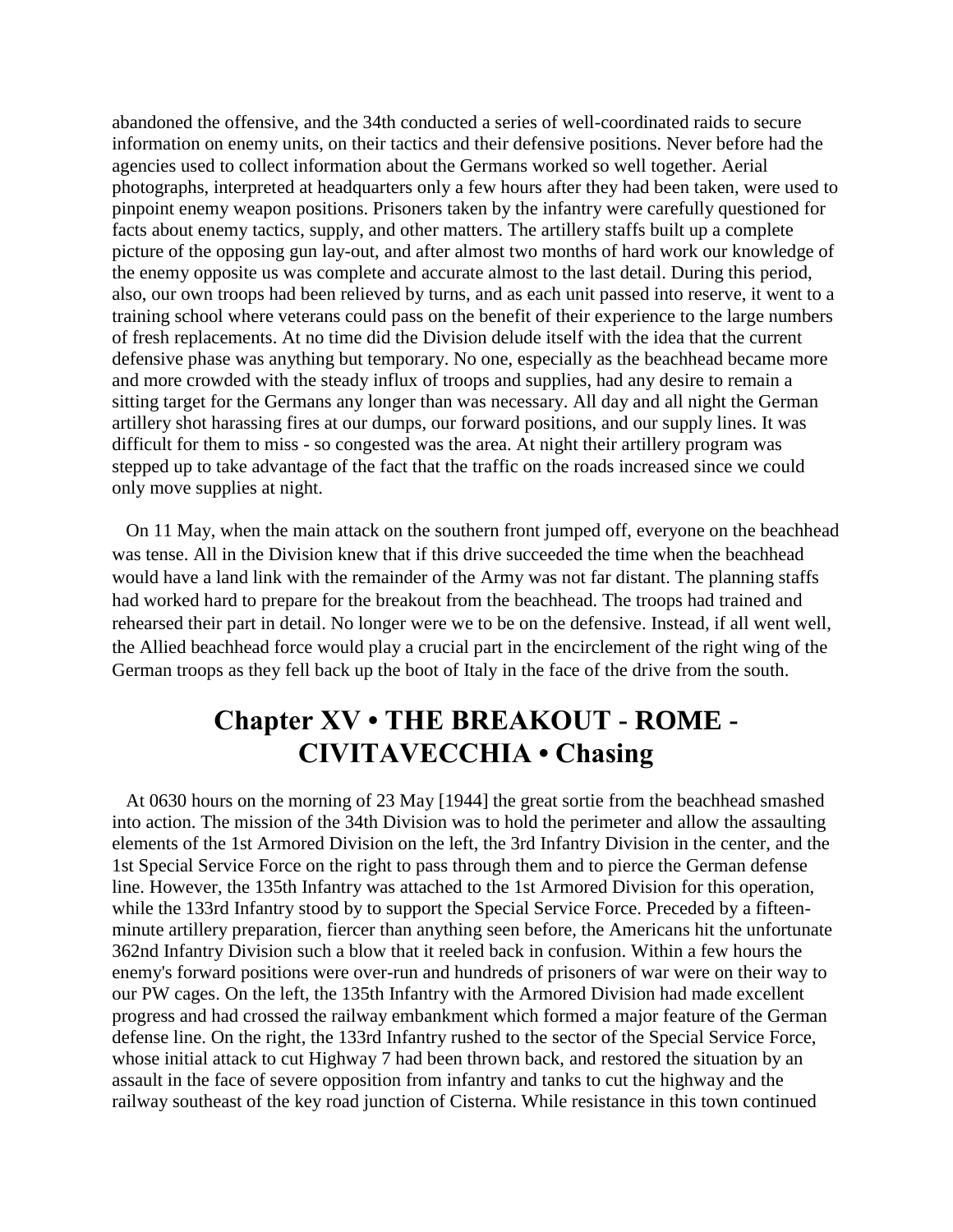abandoned the offensive, and the 34th conducted a series of well-coordinated raids to secure information on enemy units, on their tactics and their defensive positions. Never before had the agencies used to collect information about the Germans worked so well together. Aerial photographs, interpreted at headquarters only a few hours after they had been taken, were used to pinpoint enemy weapon positions. Prisoners taken by the infantry were carefully questioned for facts about enemy tactics, supply, and other matters. The artillery staffs built up a complete picture of the opposing gun lay-out, and after almost two months of hard work our knowledge of the enemy opposite us was complete and accurate almost to the last detail. During this period, also, our own troops had been relieved by turns, and as each unit passed into reserve, it went to a training school where veterans could pass on the benefit of their experience to the large numbers of fresh replacements. At no time did the Division delude itself with the idea that the current defensive phase was anything but temporary. No one, especially as the beachhead became more and more crowded with the steady influx of troops and supplies, had any desire to remain a sitting target for the Germans any longer than was necessary. All day and all night the German artillery shot harassing fires at our dumps, our forward positions, and our supply lines. It was difficult for them to miss - so congested was the area. At night their artillery program was stepped up to take advantage of the fact that the traffic on the roads increased since we could only move supplies at night.

On 11 May, when the main attack on the southern front jumped off, everyone on the beachhead was tense. All in the Division knew that if this drive succeeded the time when the beachhead would have a land link with the remainder of the Army was not far distant. The planning staffs had worked hard to prepare for the breakout from the beachhead. The troops had trained and rehearsed their part in detail. No longer were we to be on the defensive. Instead, if all went well, the Allied beachhead force would play a crucial part in the encirclement of the right wing of the German troops as they fell back up the boot of Italy in the face of the drive from the south.

## Chapter XV • THE BREAKOUT - ROME - CIVITAVECCHIA • Chasing

At 0630 hours on the morning of 23 May [1944] the great sortie from the beachhead smashed into action. The mission of the 34th Division was to hold the perimeter and allow the assaulting elements of the 1st Armored Division on the left, the 3rd Infantry Division in the center, and the 1st Special Service Force on the right to pass through them and to pierce the German defense line. However, the 135th Infantry was attached to the 1st Armored Division for this operation, while the 133rd Infantry stood by to support the Special Service Force. Preceded by a fifteen-minute artillery preparation, fiercer than anything seen before, the Americans hit the unfortunate 362nd Infantry Division such a blow that it reeled back in confusion. Within a few hours the enemy's forward positions were over-run and hundreds of prisoners of war were on their way to our PW cages. On the left, the 135th Infantry with the Armored Division had made excellent progress and had crossed the railway embankment which formed a major feature of the German defense line. On the right, the 133rd Infantry rushed to the sector of the Special Service Force, whose initial attack to cut Highway 7 had been thrown back, and restored the situation by an assault in the face of severe opposition from infantry and tanks to cut the highway and the railway southeast of the key road junction of Cisterna. While resistance in this town continued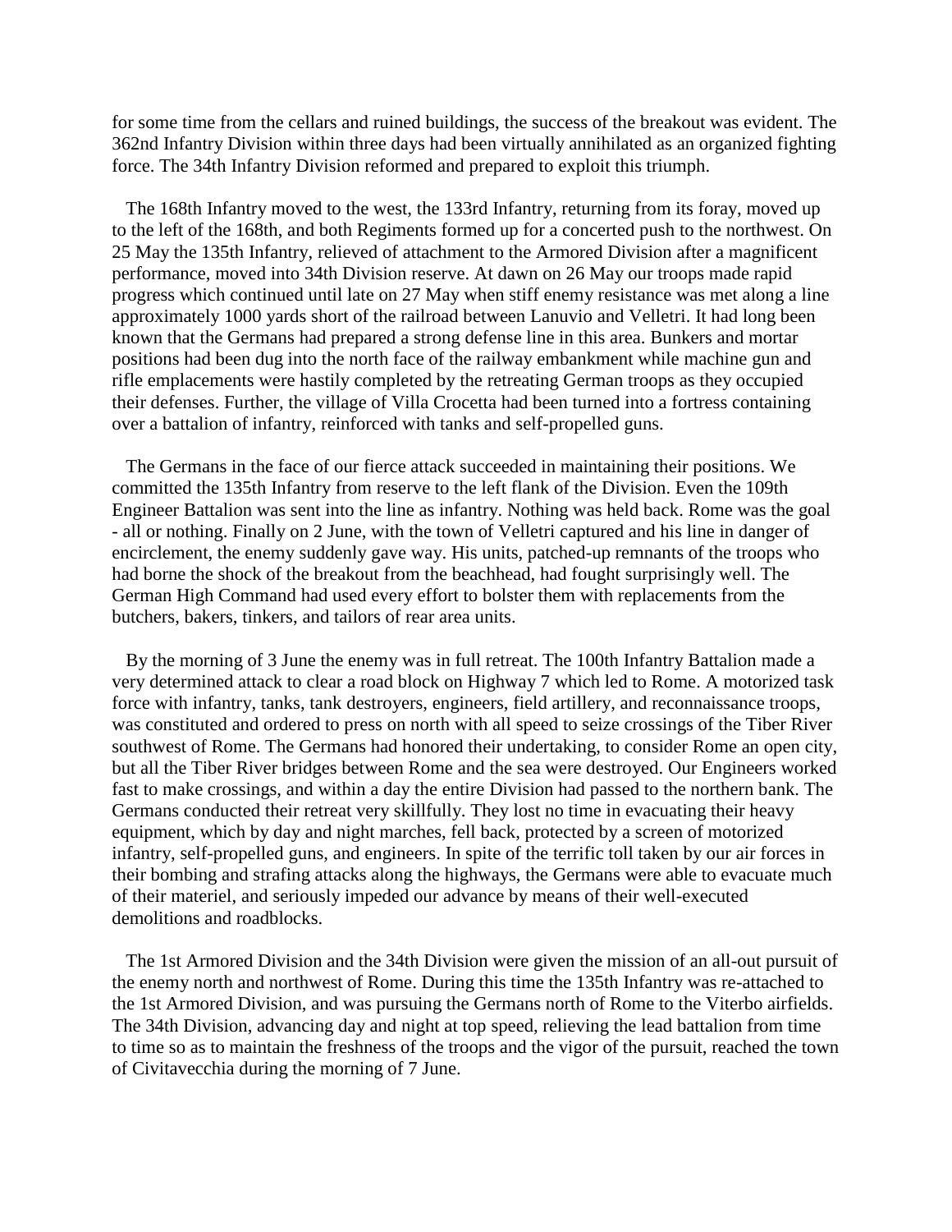for some time from the cellars and ruined buildings, the success of the breakout was evident. The 362nd Infantry Division within three days had been virtually annihilated as an organized fighting force. The 34th Infantry Division reformed and prepared to exploit this triumph.

The 168th Infantry moved to the west, the 133rd Infantry, returning from its foray, moved up to the left of the 168th, and both Regiments formed up for a concerted push to the northwest. On 25 May the 135th Infantry, relieved of attachment to the Armored Division after a magnificent performance, moved into 34th Division reserve. At dawn on 26 May our troops made rapid progress which continued until late on 27 May when stiff enemy resistance was met along a line approximately 1000 yards short of the railroad between Lanuvio and Velletri. It had long been known that the Germans had prepared a strong defense line in this area. Bunkers and mortar positions had been dug into the north face of the railway embankment while machine gun and rifle emplacements were hastily completed by the retreating German troops as they occupied their defenses. Further, the village of Villa Crocetta had been turned into a fortress containing over a battalion of infantry, reinforced with tanks and self-propelled guns.

The Germans in the face of our fierce attack succeeded in maintaining their positions. We committed the 135th Infantry from reserve to the left flank of the Division. Even the 109th Engineer Battalion was sent into the line as infantry. Nothing was held back. Rome was the goal - all or nothing. Finally on 2 June, with the town of Velletri captured and his line in danger of encirclement, the enemy suddenly gave way. His units, patched-up remnants of the troops who had borne the shock of the breakout from the beachhead, had fought surprisingly well. The German High Command had used every effort to bolster them with replacements from the butchers, bakers, tinkers, and tailors of rear area units.

By the morning of 3 June the enemy was in full retreat. The 100th Infantry Battalion made a very determined attack to clear a road block on Highway 7 which led to Rome. A motorized task force with infantry, tanks, tank destroyers, engineers, field artillery, and reconnaissance troops, was constituted and ordered to press on north with all speed to seize crossings of the Tiber River southwest of Rome. The Germans had honored their undertaking, to consider Rome an open city, but all the Tiber River bridges between Rome and the sea were destroyed. Our Engineers worked fast to make crossings, and within a day the entire Division had passed to the northern bank. The Germans conducted their retreat very skillfully. They lost no time in evacuating their heavy equipment, which by day and night marches, fell back, protected by a screen of motorized infantry, self-propelled guns, and engineers. In spite of the terrific toll taken by our air forces in their bombing and strafing attacks along the highways, the Germans were able to evacuate much of their materiel, and seriously impeded our advance by means of their well-executed demolitions and roadblocks.

The 1st Armored Division and the 34th Division were given the mission of an all-out pursuit of the enemy north and northwest of Rome. During this time the 135th Infantry was re-attached to the 1st Armored Division, and was pursuing the Germans north of Rome to the Viterbo airfields. The 34th Division, advancing day and night at top speed, relieving the lead battalion from time to time so as to maintain the freshness of the troops and the vigor of the pursuit, reached the town of Civitavecchia during the morning of 7 June.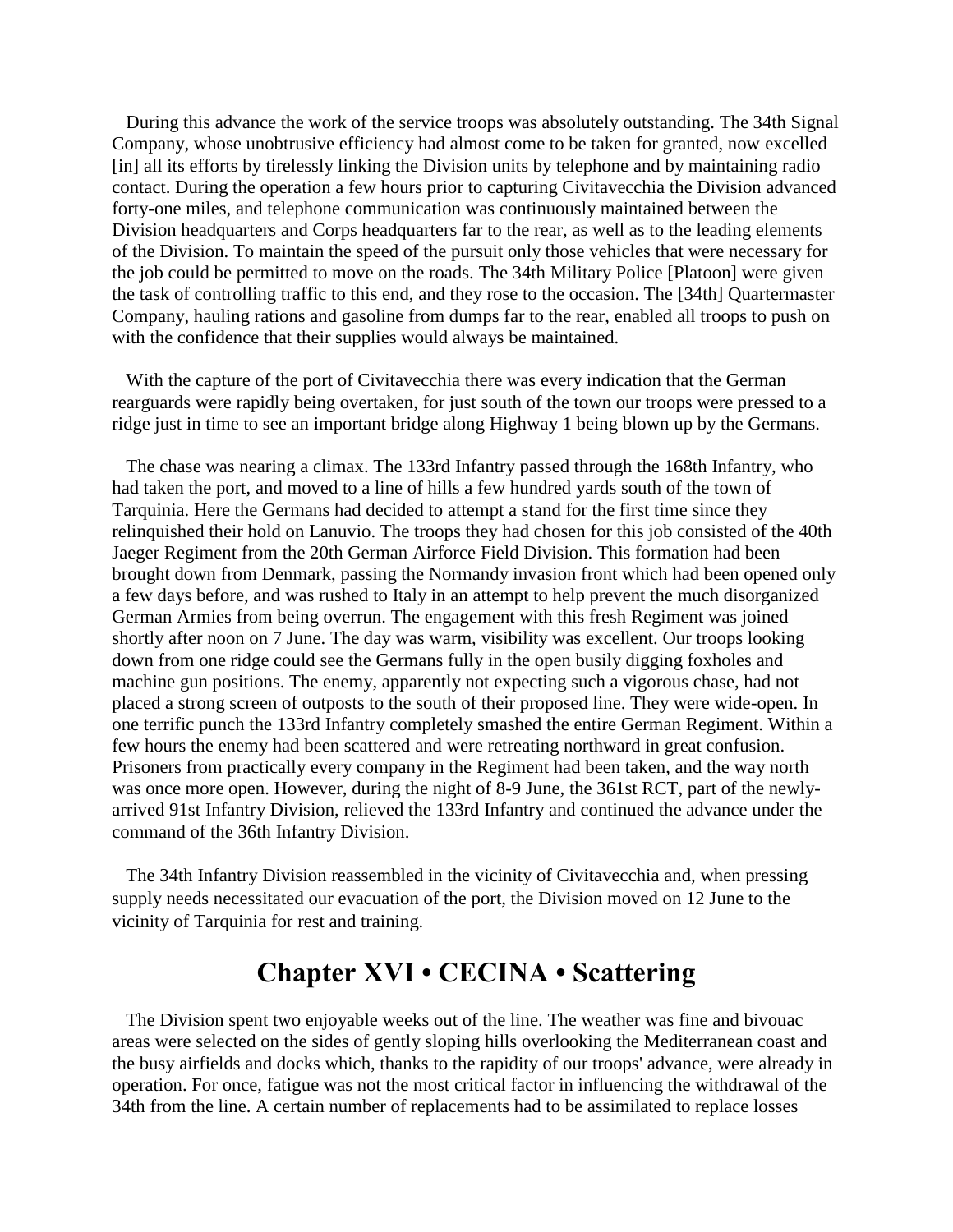During this advance the work of the service troops was absolutely outstanding. The 34th Signal Company, whose unobtrusive efficiency had almost come to be taken for granted, now excelled [in] all its efforts by tirelessly linking the Division units by telephone and by maintaining radio contact. During the operation a few hours prior to capturing Civitavecchia the Division advanced forty-one miles, and telephone communication was continuously maintained between the Division headquarters and Corps headquarters far to the rear, as well as to the leading elements of the Division. To maintain the speed of the pursuit only those vehicles that were necessary for the job could be permitted to move on the roads. The 34th Military Police [Platoon] were given the task of controlling traffic to this end, and they rose to the occasion. The [34th] Quartermaster Company, hauling rations and gasoline from dumps far to the rear, enabled all troops to push on with the confidence that their supplies would always be maintained.

With the capture of the port of Civitavecchia there was every indication that the German rearguards were rapidly being overtaken, for just south of the town our troops were pressed to a ridge just in time to see an important bridge along Highway 1 being blown up by the Germans.

The chase was nearing a climax. The 133rd Infantry passed through the 168th Infantry, who had taken the port, and moved to a line of hills a few hundred yards south of the town of Tarquinia. Here the Germans had decided to attempt a stand for the first time since they relinquished their hold on Lanuvio. The troops they had chosen for this job consisted of the 40th Jaeger Regiment from the 20th German Airforce Field Division. This formation had been brought down from Denmark, passing the Normandy invasion front which had been opened only a few days before, and was rushed to Italy in an attempt to help prevent the much disorganized German Armies from being overrun. The engagement with this fresh Regiment was joined shortly after noon on 7 June. The day was warm, visibility was excellent. Our troops looking down from one ridge could see the Germans fully in the open busily digging foxholes and machine gun positions. The enemy, apparently not expecting such a vigorous chase, had not placed a strong screen of outposts to the south of their proposed line. They were wide-open. In one terrific punch the 133rd Infantry completely smashed the entire German Regiment. Within a few hours the enemy had been scattered and were retreating northward in great confusion. Prisoners from practically every company in the Regiment had been taken, and the way north was once more open. However, during the night of 8-9 June, the 361st RCT, part of the newly-arrived 91st Infantry Division, relieved the 133rd Infantry and continued the advance under the command of the 36th Infantry Division.

The 34th Infantry Division reassembled in the vicinity of Civitavecchia and, when pressing supply needs necessitated our evacuation of the port, the Division moved on 12 June to the vicinity of Tarquinia for rest and training.

## Chapter XVI • CECINA • Scattering

The Division spent two enjoyable weeks out of the line. The weather was fine and bivouac areas were selected on the sides of gently sloping hills overlooking the Mediterranean coast and the busy airfields and docks which, thanks to the rapidity of our troops' advance, were already in operation. For once, fatigue was not the most critical factor in influencing the withdrawal of the 34th from the line. A certain number of replacements had to be assimilated to replace losses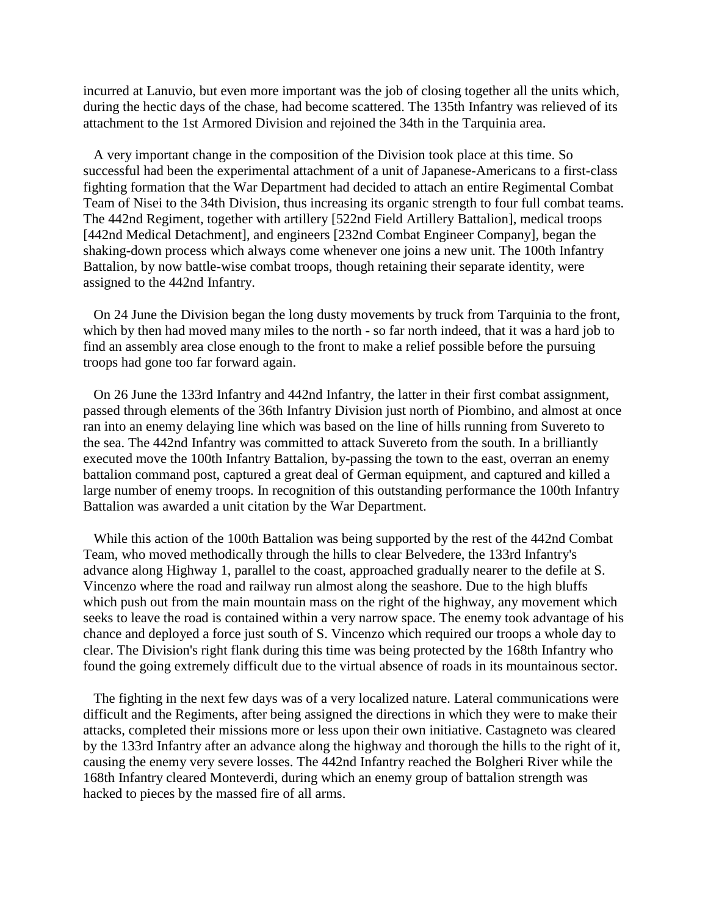incurred at Lanuvio, but even more important was the job of closing together all the units which, during the hectic days of the chase, had become scattered. The 135th Infantry was relieved of its attachment to the 1st Armored Division and rejoined the 34th in the Tarquinia area.

A very important change in the composition of the Division took place at this time. So successful had been the experimental attachment of a unit of Japanese-Americans to a first-class fighting formation that the War Department had decided to attach an entire Regimental Combat Team of Nisei to the 34th Division, thus increasing its organic strength to four full combat teams. The 442nd Regiment, together with artillery [522nd Field Artillery Battalion], medical troops [442nd Medical Detachment], and engineers [232nd Combat Engineer Company], began the shaking-down process which always come whenever one joins a new unit. The 100th Infantry Battalion, by now battle-wise combat troops, though retaining their separate identity, were assigned to the 442nd Infantry.

On 24 June the Division began the long dusty movements by truck from Tarquinia to the front, which by then had moved many miles to the north - so far north indeed, that it was a hard job to find an assembly area close enough to the front to make a relief possible before the pursuing troops had gone too far forward again.

On 26 June the 133rd Infantry and 442nd Infantry, the latter in their first combat assignment, passed through elements of the 36th Infantry Division just north of Piombino, and almost at once ran into an enemy delaying line which was based on the line of hills running from Suvereto to the sea. The 442nd Infantry was committed to attack Suvereto from the south. In a brilliantly executed move the 100th Infantry Battalion, by-passing the town to the east, overran an enemy battalion command post, captured a great deal of German equipment, and captured and killed a large number of enemy troops. In recognition of this outstanding performance the 100th Infantry Battalion was awarded a unit citation by the War Department.

While this action of the 100th Battalion was being supported by the rest of the 442nd Combat Team, who moved methodically through the hills to clear Belvedere, the 133rd Infantry's advance along Highway 1, parallel to the coast, approached gradually nearer to the defile at S. Vincenzo where the road and railway run almost along the seashore. Due to the high bluffs which push out from the main mountain mass on the right of the highway, any movement which seeks to leave the road is contained within a very narrow space. The enemy took advantage of his chance and deployed a force just south of S. Vincenzo which required our troops a whole day to clear. The Division's right flank during this time was being protected by the 168th Infantry who found the going extremely difficult due to the virtual absence of roads in its mountainous sector.

The fighting in the next few days was of a very localized nature. Lateral communications were difficult and the Regiments, after being assigned the directions in which they were to make their attacks, completed their missions more or less upon their own initiative. Castagneto was cleared by the 133rd Infantry after an advance along the highway and thorough the hills to the right of it, causing the enemy very severe losses. The 442nd Infantry reached the Bolgheri River while the 168th Infantry cleared Monteverdi, during which an enemy group of battalion strength was hacked to pieces by the massed fire of all arms.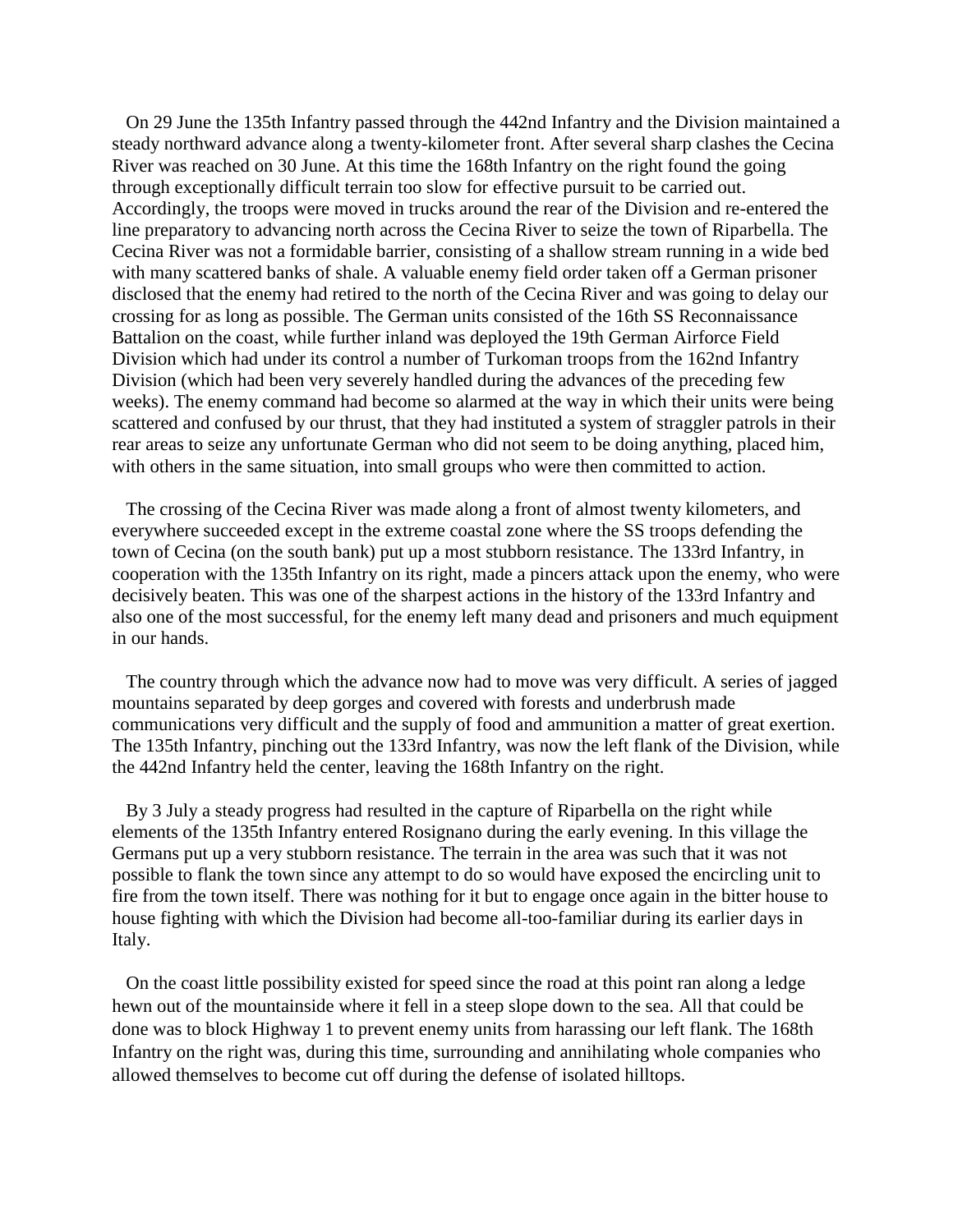On 29 June the 135th Infantry passed through the 442nd Infantry and the Division maintained a steady northward advance along a twenty-kilometer front. After several sharp clashes the Cecina River was reached on 30 June. At this time the 168th Infantry on the right found the going through exceptionally difficult terrain too slow for effective pursuit to be carried out. Accordingly, the troops were moved in trucks around the rear of the Division and re-entered the line preparatory to advancing north across the Cecina River to seize the town of Riparbella. The Cecina River was not a formidable barrier, consisting of a shallow stream running in a wide bed with many scattered banks of shale. A valuable enemy field order taken off a German prisoner disclosed that the enemy had retired to the north of the Cecina River and was going to delay our crossing for as long as possible. The German units consisted of the 16th SS Reconnaissance Battalion on the coast, while further inland was deployed the 19th German Airforce Field Division which had under its control a number of Turkoman troops from the 162nd Infantry Division (which had been very severely handled during the advances of the preceding few weeks). The enemy command had become so alarmed at the way in which their units were being scattered and confused by our thrust, that they had instituted a system of straggler patrols in their rear areas to seize any unfortunate German who did not seem to be doing anything, placed him, with others in the same situation, into small groups who were then committed to action.

The crossing of the Cecina River was made along a front of almost twenty kilometers, and everywhere succeeded except in the extreme coastal zone where the SS troops defending the town of Cecina (on the south bank) put up a most stubborn resistance. The 133rd Infantry, in cooperation with the 135th Infantry on its right, made a pincers attack upon the enemy, who were decisively beaten. This was one of the sharpest actions in the history of the 133rd Infantry and also one of the most successful, for the enemy left many dead and prisoners and much equipment in our hands.

The country through which the advance now had to move was very difficult. A series of jagged mountains separated by deep gorges and covered with forests and underbrush made communications very difficult and the supply of food and ammunition a matter of great exertion. The 135th Infantry, pinching out the 133rd Infantry, was now the left flank of the Division, while the 442nd Infantry held the center, leaving the 168th Infantry on the right.

By 3 July a steady progress had resulted in the capture of Riparbella on the right while elements of the 135th Infantry entered Rosignano during the early evening. In this village the Germans put up a very stubborn resistance. The terrain in the area was such that it was not possible to flank the town since any attempt to do so would have exposed the encircling unit to fire from the town itself. There was nothing for it but to engage once again in the bitter house to house fighting with which the Division had become all-too-familiar during its earlier days in Italy.

On the coast little possibility existed for speed since the road at this point ran along a ledge hewn out of the mountainside where it fell in a steep slope down to the sea. All that could be done was to block Highway 1 to prevent enemy units from harassing our left flank. The 168th Infantry on the right was, during this time, surrounding and annihilating whole companies who allowed themselves to become cut off during the defense of isolated hilltops.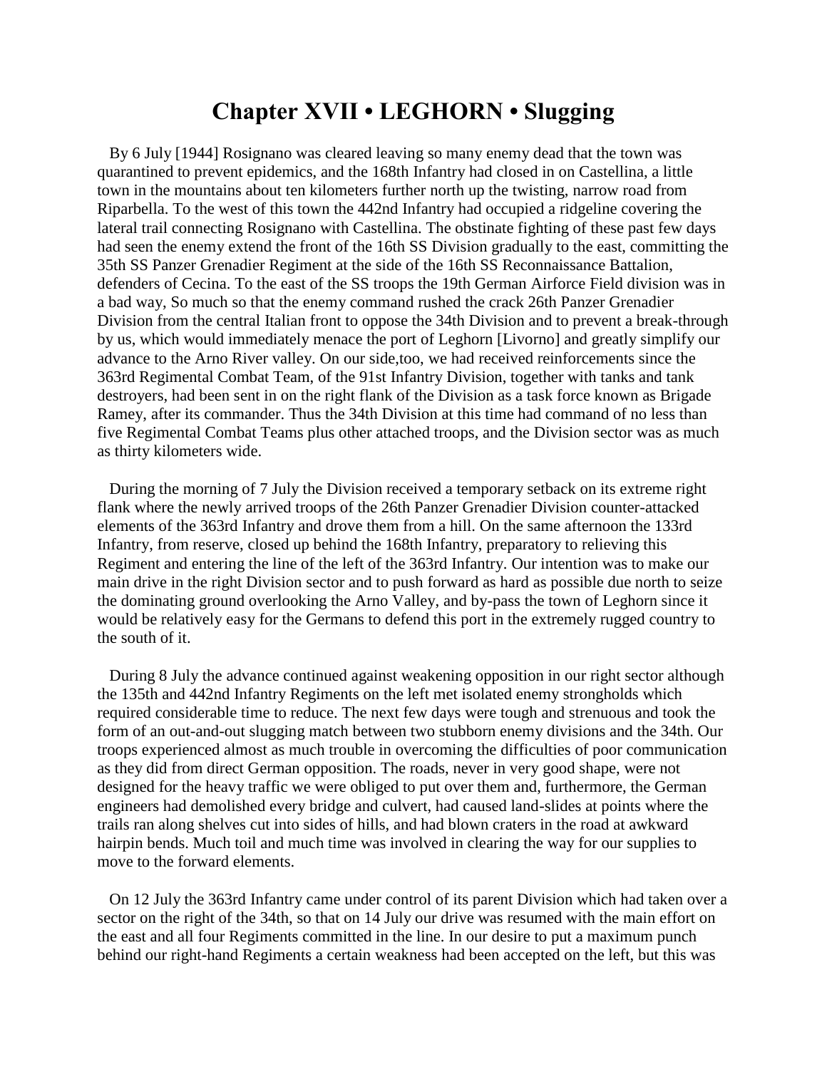# Chapter XVII • LEGHORN • Slugging

By 6 July [1944] Rosignano was cleared leaving so many enemy dead that the town was quarantined to prevent epidemics, and the 168th Infantry had closed in on Castellina, a little town in the mountains about ten kilometers further north up the twisting, narrow road from Riparbella. To the west of this town the 442nd Infantry had occupied a ridgeline covering the lateral trail connecting Rosignano with Castellina. The obstinate fighting of these past few days had seen the enemy extend the front of the 16th SS Division gradually to the east, committing the 35th SS Panzer Grenadier Regiment at the side of the 16th SS Reconnaissance Battalion, defenders of Cecina. To the east of the SS troops the 19th German Airforce Field division was in a bad way, So much so that the enemy command rushed the crack 26th Panzer Grenadier Division from the central Italian front to oppose the 34th Division and to prevent a break-through by us, which would immediately menace the port of Leghorn [Livorno] and greatly simplify our advance to the Arno River valley. On our side,too, we had received reinforcements since the 363rd Regimental Combat Team, of the 91st Infantry Division, together with tanks and tank destroyers, had been sent in on the right flank of the Division as a task force known as Brigade Ramey, after its commander. Thus the 34th Division at this time had command of no less than five Regimental Combat Teams plus other attached troops, and the Division sector was as much as thirty kilometers wide.

During the morning of 7 July the Division received a temporary setback on its extreme right flank where the newly arrived troops of the 26th Panzer Grenadier Division counter-attacked elements of the 363rd Infantry and drove them from a hill. On the same afternoon the 133rd Infantry, from reserve, closed up behind the 168th Infantry, preparatory to relieving this Regiment and entering the line of the left of the 363rd Infantry. Our intention was to make our main drive in the right Division sector and to push forward as hard as possible due north to seize the dominating ground overlooking the Arno Valley, and by-pass the town of Leghorn since it would be relatively easy for the Germans to defend this port in the extremely rugged country to the south of it.

During 8 July the advance continued against weakening opposition in our right sector although the 135th and 442nd Infantry Regiments on the left met isolated enemy strongholds which required considerable time to reduce. The next few days were tough and strenuous and took the form of an out-and-out slugging match between two stubborn enemy divisions and the 34th. Our troops experienced almost as much trouble in overcoming the difficulties of poor communication as they did from direct German opposition. The roads, never in very good shape, were not designed for the heavy traffic we were obliged to put over them and, furthermore, the German engineers had demolished every bridge and culvert, had caused land-slides at points where the trails ran along shelves cut into sides of hills, and had blown craters in the road at awkward hairpin bends. Much toil and much time was involved in clearing the way for our supplies to move to the forward elements.

On 12 July the 363rd Infantry came under control of its parent Division which had taken over a sector on the right of the 34th, so that on 14 July our drive was resumed with the main effort on the east and all four Regiments committed in the line. In our desire to put a maximum punch behind our right-hand Regiments a certain weakness had been accepted on the left, but this was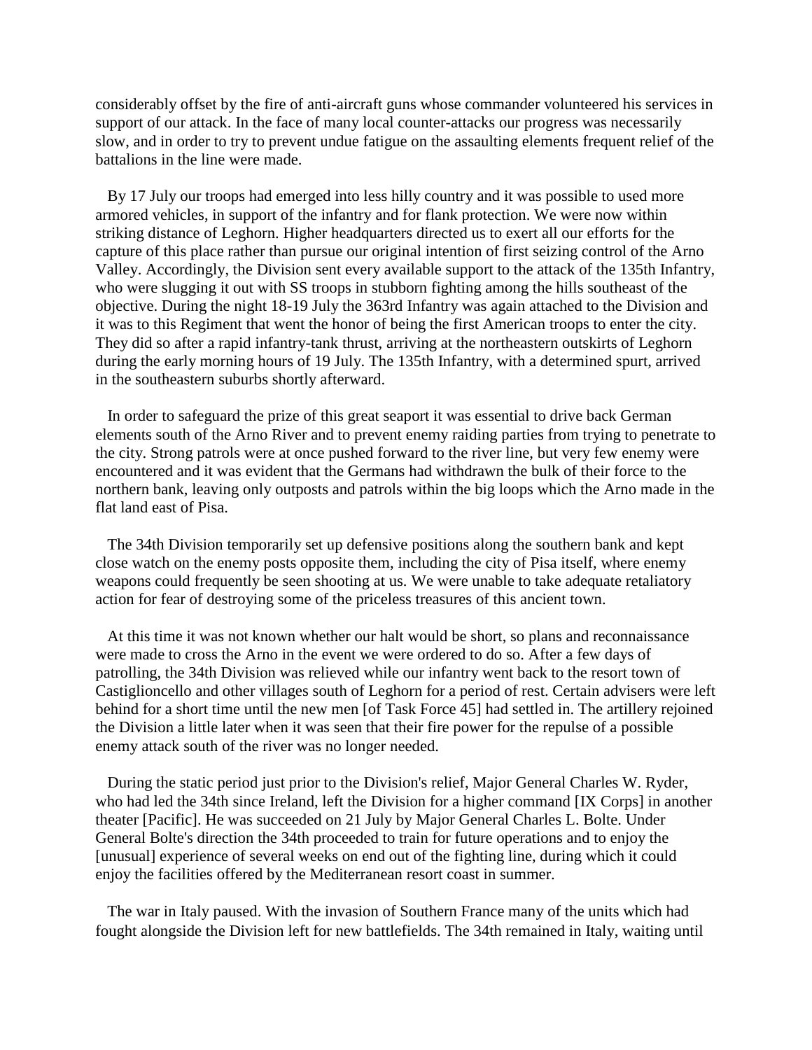considerably offset by the fire of anti-aircraft guns whose commander volunteered his services in support of our attack. In the face of many local counter-attacks our progress was necessarily slow, and in order to try to prevent undue fatigue on the assaulting elements frequent relief of the battalions in the line were made.

By 17 July our troops had emerged into less hilly country and it was possible to used more armored vehicles, in support of the infantry and for flank protection. We were now within striking distance of Leghorn. Higher headquarters directed us to exert all our efforts for the capture of this place rather than pursue our original intention of first seizing control of the Arno Valley. Accordingly, the Division sent every available support to the attack of the 135th Infantry, who were slugging it out with SS troops in stubborn fighting among the hills southeast of the objective. During the night 18-19 July the 363rd Infantry was again attached to the Division and it was to this Regiment that went the honor of being the first American troops to enter the city. They did so after a rapid infantry-tank thrust, arriving at the northeastern outskirts of Leghorn during the early morning hours of 19 July. The 135th Infantry, with a determined spurt, arrived in the southeastern suburbs shortly afterward.

In order to safeguard the prize of this great seaport it was essential to drive back German elements south of the Arno River and to prevent enemy raiding parties from trying to penetrate to the city. Strong patrols were at once pushed forward to the river line, but very few enemy were encountered and it was evident that the Germans had withdrawn the bulk of their force to the northern bank, leaving only outposts and patrols within the big loops which the Arno made in the flat land east of Pisa.

The 34th Division temporarily set up defensive positions along the southern bank and kept close watch on the enemy posts opposite them, including the city of Pisa itself, where enemy weapons could frequently be seen shooting at us. We were unable to take adequate retaliatory action for fear of destroying some of the priceless treasures of this ancient town.

At this time it was not known whether our halt would be short, so plans and reconnaissance were made to cross the Arno in the event we were ordered to do so. After a few days of patrolling, the 34th Division was relieved while our infantry went back to the resort town of Castiglioncello and other villages south of Leghorn for a period of rest. Certain advisers were left behind for a short time until the new men [of Task Force 45] had settled in. The artillery rejoined the Division a little later when it was seen that their fire power for the repulse of a possible enemy attack south of the river was no longer needed.

During the static period just prior to the Division's relief, Major General Charles W. Ryder, who had led the 34th since Ireland, left the Division for a higher command [IX Corps] in another theater [Pacific]. He was succeeded on 21 July by Major General Charles L. Bolte. Under General Bolte's direction the 34th proceeded to train for future operations and to enjoy the [unusual] experience of several weeks on end out of the fighting line, during which it could enjoy the facilities offered by the Mediterranean resort coast in summer.

The war in Italy paused. With the invasion of Southern France many of the units which had fought alongside the Division left for new battlefields. The 34th remained in Italy, waiting until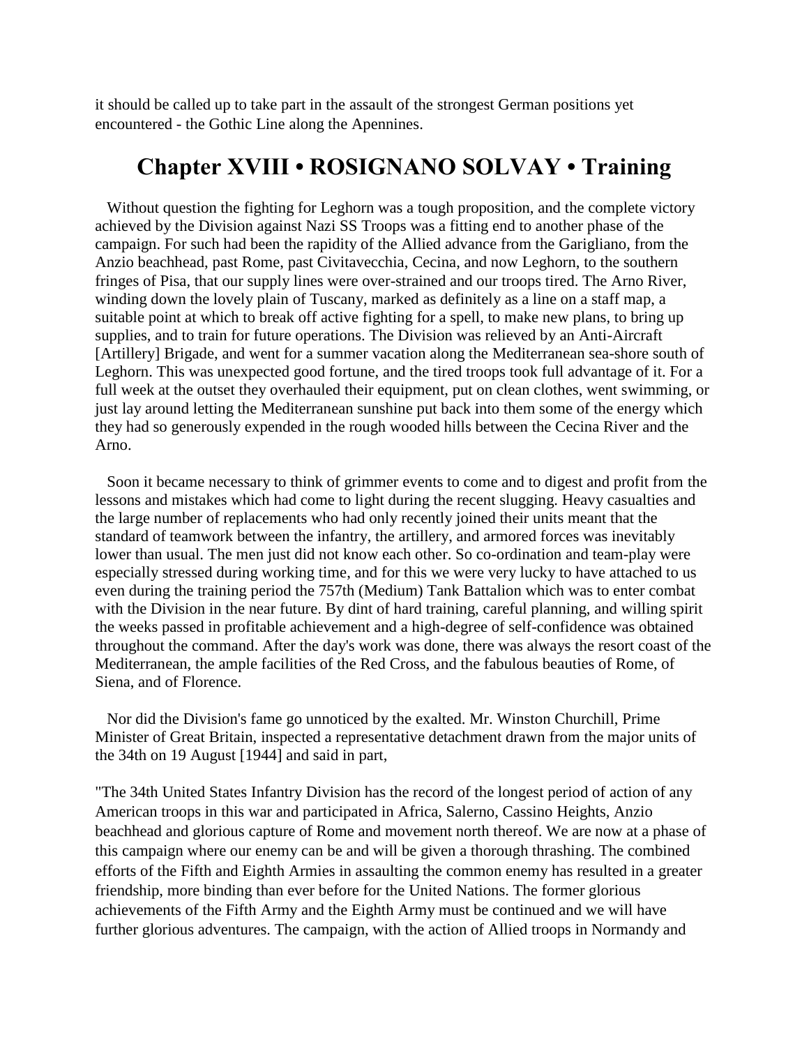it should be called up to take part in the assault of the strongest German positions yet encountered - the Gothic Line along the Apennines.

## Chapter XVIII • ROSIGNANO SOLVAY • Training

Without question the fighting for Leghorn was a tough proposition, and the complete victory achieved by the Division against Nazi SS Troops was a fitting end to another phase of the campaign. For such had been the rapidity of the Allied advance from the Garigliano, from the Anzio beachhead, past Rome, past Civitavecchia, Cecina, and now Leghorn, to the southern fringes of Pisa, that our supply lines were over-strained and our troops tired. The Arno River, winding down the lovely plain of Tuscany, marked as definitely as a line on a staff map, a suitable point at which to break off active fighting for a spell, to make new plans, to bring up supplies, and to train for future operations. The Division was relieved by an Anti-Aircraft [Artillery] Brigade, and went for a summer vacation along the Mediterranean sea-shore south of Leghorn. This was unexpected good fortune, and the tired troops took full advantage of it. For a full week at the outset they overhauled their equipment, put on clean clothes, went swimming, or just lay around letting the Mediterranean sunshine put back into them some of the energy which they had so generously expended in the rough wooded hills between the Cecina River and the Arno.

Soon it became necessary to think of grimmer events to come and to digest and profit from the lessons and mistakes which had come to light during the recent slugging. Heavy casualties and the large number of replacements who had only recently joined their units meant that the standard of teamwork between the infantry, the artillery, and armored forces was inevitably lower than usual. The men just did not know each other. So co-ordination and team-play were especially stressed during working time, and for this we were very lucky to have attached to us even during the training period the 757th (Medium) Tank Battalion which was to enter combat with the Division in the near future. By dint of hard training, careful planning, and willing spirit the weeks passed in profitable achievement and a high-degree of self-confidence was obtained throughout the command. After the day's work was done, there was always the resort coast of the Mediterranean, the ample facilities of the Red Cross, and the fabulous beauties of Rome, of Siena, and of Florence.

Nor did the Division's fame go unnoticed by the exalted. Mr. Winston Churchill, Prime Minister of Great Britain, inspected a representative detachment drawn from the major units of the 34th on 19 August [1944] and said in part,

"The 34th United States Infantry Division has the record of the longest period of action of any American troops in this war and participated in Africa, Salerno, Cassino Heights, Anzio beachhead and glorious capture of Rome and movement north thereof. We are now at a phase of this campaign where our enemy can be and will be given a thorough thrashing. The combined efforts of the Fifth and Eighth Armies in assaulting the common enemy has resulted in a greater friendship, more binding than ever before for the United Nations. The former glorious achievements of the Fifth Army and the Eighth Army must be continued and we will have further glorious adventures. The campaign, with the action of Allied troops in Normandy and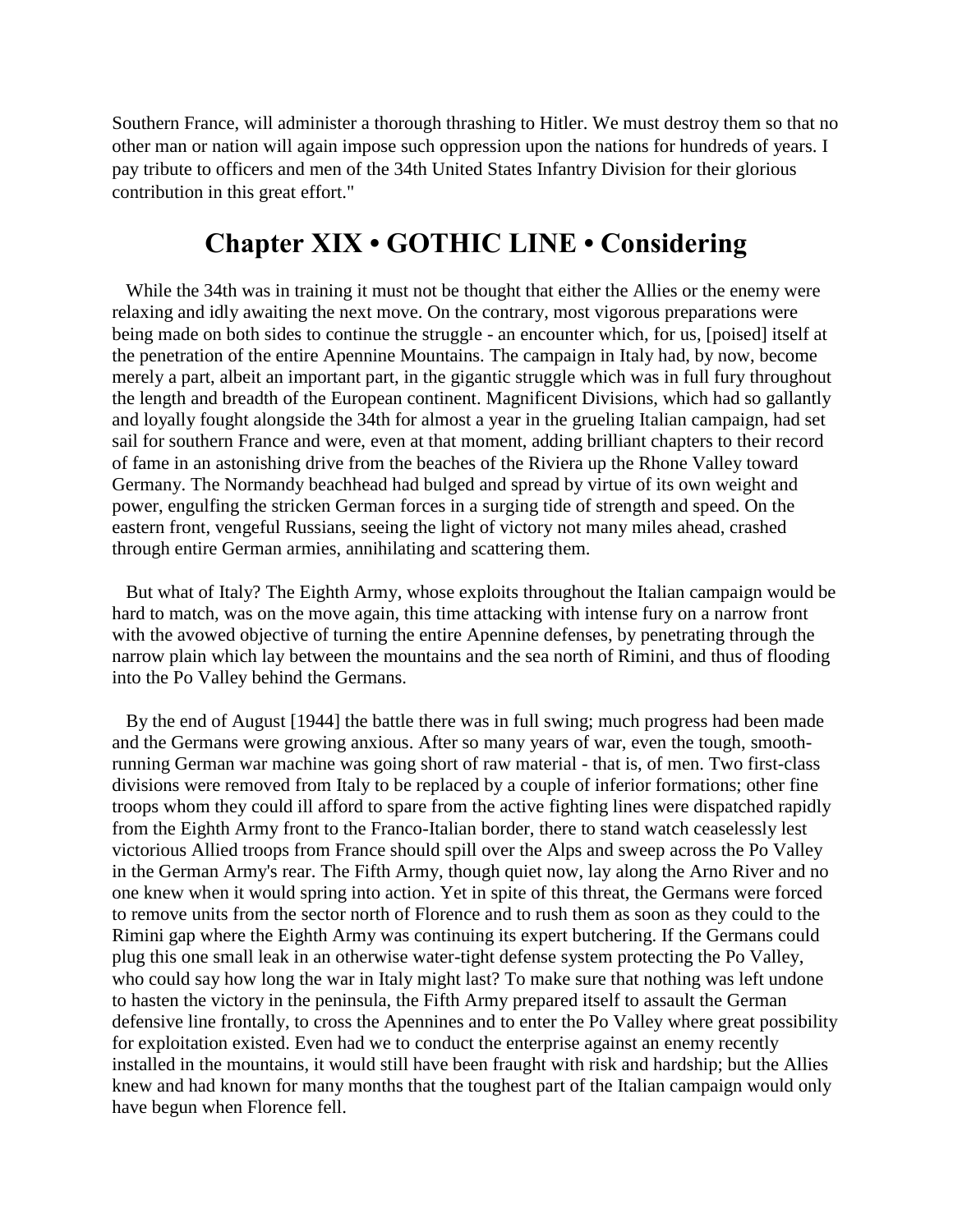Southern France, will administer a thorough thrashing to Hitler. We must destroy them so that no other man or nation will again impose such oppression upon the nations for hundreds of years. I pay tribute to officers and men of the 34th United States Infantry Division for their glorious contribution in this great effort."

## Chapter XIX • GOTHIC LINE • Considering

While the 34th was in training it must not be thought that either the Allies or the enemy were relaxing and idly awaiting the next move. On the contrary, most vigorous preparations were being made on both sides to continue the struggle - an encounter which, for us, [poised] itself at the penetration of the entire Apennine Mountains. The campaign in Italy had, by now, become merely a part, albeit an important part, in the gigantic struggle which was in full fury throughout the length and breadth of the European continent. Magnificent Divisions, which had so gallantly and loyally fought alongside the 34th for almost a year in the grueling Italian campaign, had set sail for southern France and were, even at that moment, adding brilliant chapters to their record of fame in an astonishing drive from the beaches of the Riviera up the Rhone Valley toward Germany. The Normandy beachhead had bulged and spread by virtue of its own weight and power, engulfing the stricken German forces in a surging tide of strength and speed. On the eastern front, vengeful Russians, seeing the light of victory not many miles ahead, crashed through entire German armies, annihilating and scattering them.

But what of Italy? The Eighth Army, whose exploits throughout the Italian campaign would be hard to match, was on the move again, this time attacking with intense fury on a narrow front with the avowed objective of turning the entire Apennine defenses, by penetrating through the narrow plain which lay between the mountains and the sea north of Rimini, and thus of flooding into the Po Valley behind the Germans.

By the end of August [1944] the battle there was in full swing; much progress had been made and the Germans were growing anxious. After so many years of war, even the tough, smooth-running German war machine was going short of raw material - that is, of men. Two first-class divisions were removed from Italy to be replaced by a couple of inferior formations; other fine troops whom they could ill afford to spare from the active fighting lines were dispatched rapidly from the Eighth Army front to the Franco-Italian border, there to stand watch ceaselessly lest victorious Allied troops from France should spill over the Alps and sweep across the Po Valley in the German Army's rear. The Fifth Army, though quiet now, lay along the Arno River and no one knew when it would spring into action. Yet in spite of this threat, the Germans were forced to remove units from the sector north of Florence and to rush them as soon as they could to the Rimini gap where the Eighth Army was continuing its expert butchering. If the Germans could plug this one small leak in an otherwise water-tight defense system protecting the Po Valley, who could say how long the war in Italy might last? To make sure that nothing was left undone to hasten the victory in the peninsula, the Fifth Army prepared itself to assault the German defensive line frontally, to cross the Apennines and to enter the Po Valley where great possibility for exploitation existed. Even had we to conduct the enterprise against an enemy recently installed in the mountains, it would still have been fraught with risk and hardship; but the Allies knew and had known for many months that the toughest part of the Italian campaign would only have begun when Florence fell.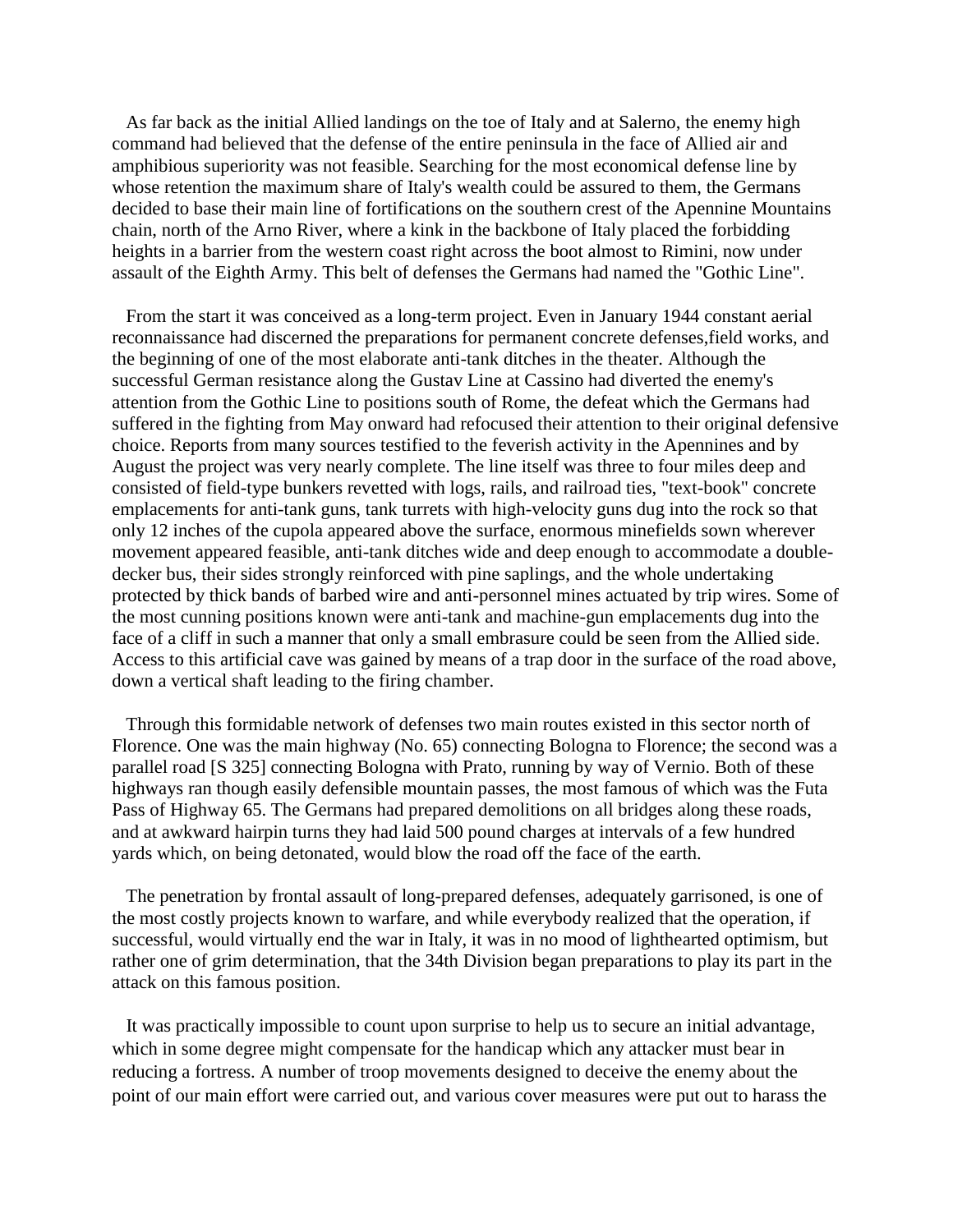As far back as the initial Allied landings on the toe of Italy and at Salerno, the enemy high command had believed that the defense of the entire peninsula in the face of Allied air and amphibious superiority was not feasible. Searching for the most economical defense line by whose retention the maximum share of Italy's wealth could be assured to them, the Germans decided to base their main line of fortifications on the southern crest of the Apennine Mountains chain, north of the Arno River, where a kink in the backbone of Italy placed the forbidding heights in a barrier from the western coast right across the boot almost to Rimini, now under assault of the Eighth Army. This belt of defenses the Germans had named the "Gothic Line".

From the start it was conceived as a long-term project. Even in January 1944 constant aerial reconnaissance had discerned the preparations for permanent concrete defenses,field works, and the beginning of one of the most elaborate anti-tank ditches in the theater. Although the successful German resistance along the Gustav Line at Cassino had diverted the enemy's attention from the Gothic Line to positions south of Rome, the defeat which the Germans had suffered in the fighting from May onward had refocused their attention to their original defensive choice. Reports from many sources testified to the feverish activity in the Apennines and by August the project was very nearly complete. The line itself was three to four miles deep and consisted of field-type bunkers revetted with logs, rails, and railroad ties, "text-book" concrete emplacements for anti-tank guns, tank turrets with high-velocity guns dug into the rock so that only 12 inches of the cupola appeared above the surface, enormous minefields sown wherever movement appeared feasible, anti-tank ditches wide and deep enough to accommodate a double-decker bus, their sides strongly reinforced with pine saplings, and the whole undertaking protected by thick bands of barbed wire and anti-personnel mines actuated by trip wires. Some of the most cunning positions known were anti-tank and machine-gun emplacements dug into the face of a cliff in such a manner that only a small embrasure could be seen from the Allied side. Access to this artificial cave was gained by means of a trap door in the surface of the road above, down a vertical shaft leading to the firing chamber.

Through this formidable network of defenses two main routes existed in this sector north of Florence. One was the main highway (No. 65) connecting Bologna to Florence; the second was a parallel road [S 325] connecting Bologna with Prato, running by way of Vernio. Both of these highways ran though easily defensible mountain passes, the most famous of which was the Futa Pass of Highway 65. The Germans had prepared demolitions on all bridges along these roads, and at awkward hairpin turns they had laid 500 pound charges at intervals of a few hundred yards which, on being detonated, would blow the road off the face of the earth.

The penetration by frontal assault of long-prepared defenses, adequately garrisoned, is one of the most costly projects known to warfare, and while everybody realized that the operation, if successful, would virtually end the war in Italy, it was in no mood of lighthearted optimism, but rather one of grim determination, that the 34th Division began preparations to play its part in the attack on this famous position.

It was practically impossible to count upon surprise to help us to secure an initial advantage, which in some degree might compensate for the handicap which any attacker must bear in reducing a fortress. A number of troop movements designed to deceive the enemy about the point of our main effort were carried out, and various cover measures were put out to harass the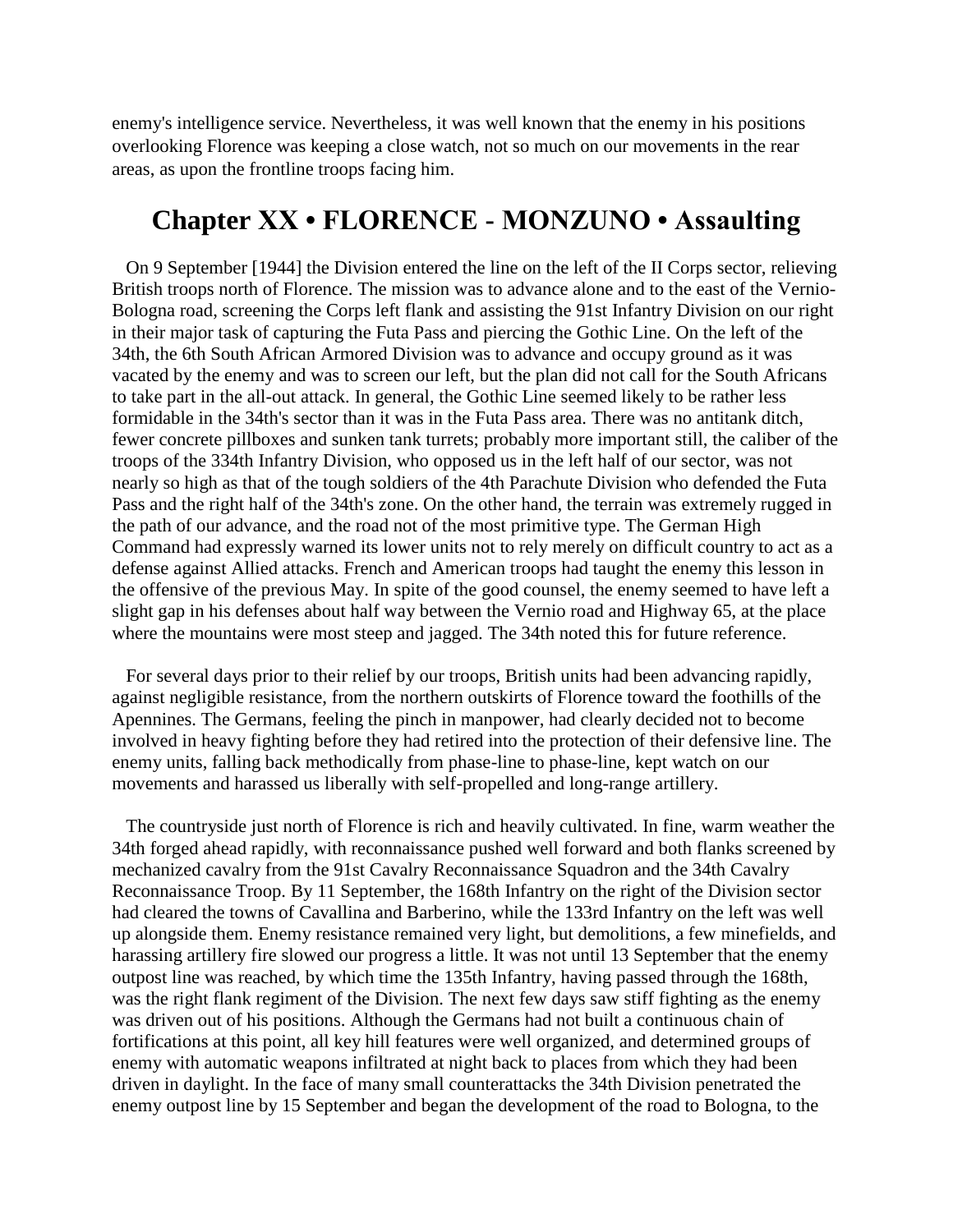enemy's intelligence service. Nevertheless, it was well known that the enemy in his positions overlooking Florence was keeping a close watch, not so much on our movements in the rear areas, as upon the frontline troops facing him.

## Chapter XX • FLORENCE - MONZUNO • Assaulting

On 9 September [1944] the Division entered the line on the left of the II Corps sector, relieving British troops north of Florence. The mission was to advance alone and to the east of the Vernio-Bologna road, screening the Corps left flank and assisting the 91st Infantry Division on our right in their major task of capturing the Futa Pass and piercing the Gothic Line. On the left of the 34th, the 6th South African Armored Division was to advance and occupy ground as it was vacated by the enemy and was to screen our left, but the plan did not call for the South Africans to take part in the all-out attack. In general, the Gothic Line seemed likely to be rather less formidable in the 34th's sector than it was in the Futa Pass area. There was no antitank ditch, fewer concrete pillboxes and sunken tank turrets; probably more important still, the caliber of the troops of the 334th Infantry Division, who opposed us in the left half of our sector, was not nearly so high as that of the tough soldiers of the 4th Parachute Division who defended the Futa Pass and the right half of the 34th's zone. On the other hand, the terrain was extremely rugged in the path of our advance, and the road not of the most primitive type. The German High Command had expressly warned its lower units not to rely merely on difficult country to act as a defense against Allied attacks. French and American troops had taught the enemy this lesson in the offensive of the previous May. In spite of the good counsel, the enemy seemed to have left a slight gap in his defenses about half way between the Vernio road and Highway 65, at the place where the mountains were most steep and jagged. The 34th noted this for future reference.

For several days prior to their relief by our troops, British units had been advancing rapidly, against negligible resistance, from the northern outskirts of Florence toward the foothills of the Apennines. The Germans, feeling the pinch in manpower, had clearly decided not to become involved in heavy fighting before they had retired into the protection of their defensive line. The enemy units, falling back methodically from phase-line to phase-line, kept watch on our movements and harassed us liberally with self-propelled and long-range artillery.

The countryside just north of Florence is rich and heavily cultivated. In fine, warm weather the 34th forged ahead rapidly, with reconnaissance pushed well forward and both flanks screened by mechanized cavalry from the 91st Cavalry Reconnaissance Squadron and the 34th Cavalry Reconnaissance Troop. By 11 September, the 168th Infantry on the right of the Division sector had cleared the towns of Cavallina and Barberino, while the 133rd Infantry on the left was well up alongside them. Enemy resistance remained very light, but demolitions, a few minefields, and harassing artillery fire slowed our progress a little. It was not until 13 September that the enemy outpost line was reached, by which time the 135th Infantry, having passed through the 168th, was the right flank regiment of the Division. The next few days saw stiff fighting as the enemy was driven out of his positions. Although the Germans had not built a continuous chain of fortifications at this point, all key hill features were well organized, and determined groups of enemy with automatic weapons infiltrated at night back to places from which they had been driven in daylight. In the face of many small counterattacks the 34th Division penetrated the enemy outpost line by 15 September and began the development of the road to Bologna, to the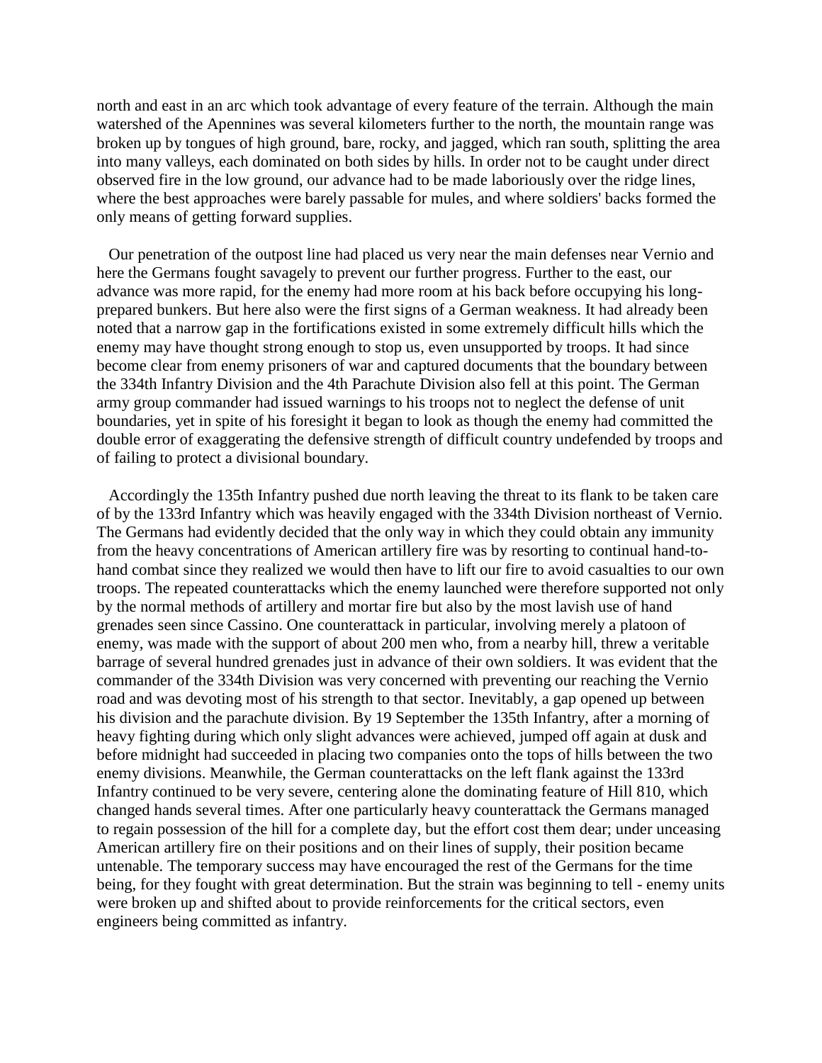north and east in an arc which took advantage of every feature of the terrain. Although the main watershed of the Apennines was several kilometers further to the north, the mountain range was broken up by tongues of high ground, bare, rocky, and jagged, which ran south, splitting the area into many valleys, each dominated on both sides by hills. In order not to be caught under direct observed fire in the low ground, our advance had to be made laboriously over the ridge lines, where the best approaches were barely passable for mules, and where soldiers' backs formed the only means of getting forward supplies.

Our penetration of the outpost line had placed us very near the main defenses near Vernio and here the Germans fought savagely to prevent our further progress. Further to the east, our advance was more rapid, for the enemy had more room at his back before occupying his long-prepared bunkers. But here also were the first signs of a German weakness. It had already been noted that a narrow gap in the fortifications existed in some extremely difficult hills which the enemy may have thought strong enough to stop us, even unsupported by troops. It had since become clear from enemy prisoners of war and captured documents that the boundary between the 334th Infantry Division and the 4th Parachute Division also fell at this point. The German army group commander had issued warnings to his troops not to neglect the defense of unit boundaries, yet in spite of his foresight it began to look as though the enemy had committed the double error of exaggerating the defensive strength of difficult country undefended by troops and of failing to protect a divisional boundary.

Accordingly the 135th Infantry pushed due north leaving the threat to its flank to be taken care of by the 133rd Infantry which was heavily engaged with the 334th Division northeast of Vernio. The Germans had evidently decided that the only way in which they could obtain any immunity from the heavy concentrations of American artillery fire was by resorting to continual hand-to-hand combat since they realized we would then have to lift our fire to avoid casualties to our own troops. The repeated counterattacks which the enemy launched were therefore supported not only by the normal methods of artillery and mortar fire but also by the most lavish use of hand grenades seen since Cassino. One counterattack in particular, involving merely a platoon of enemy, was made with the support of about 200 men who, from a nearby hill, threw a veritable barrage of several hundred grenades just in advance of their own soldiers. It was evident that the commander of the 334th Division was very concerned with preventing our reaching the Vernio road and was devoting most of his strength to that sector. Inevitably, a gap opened up between his division and the parachute division. By 19 September the 135th Infantry, after a morning of heavy fighting during which only slight advances were achieved, jumped off again at dusk and before midnight had succeeded in placing two companies onto the tops of hills between the two enemy divisions. Meanwhile, the German counterattacks on the left flank against the 133rd Infantry continued to be very severe, centering alone the dominating feature of Hill 810, which changed hands several times. After one particularly heavy counterattack the Germans managed to regain possession of the hill for a complete day, but the effort cost them dear; under unceasing American artillery fire on their positions and on their lines of supply, their position became untenable. The temporary success may have encouraged the rest of the Germans for the time being, for they fought with great determination. But the strain was beginning to tell - enemy units were broken up and shifted about to provide reinforcements for the critical sectors, even engineers being committed as infantry.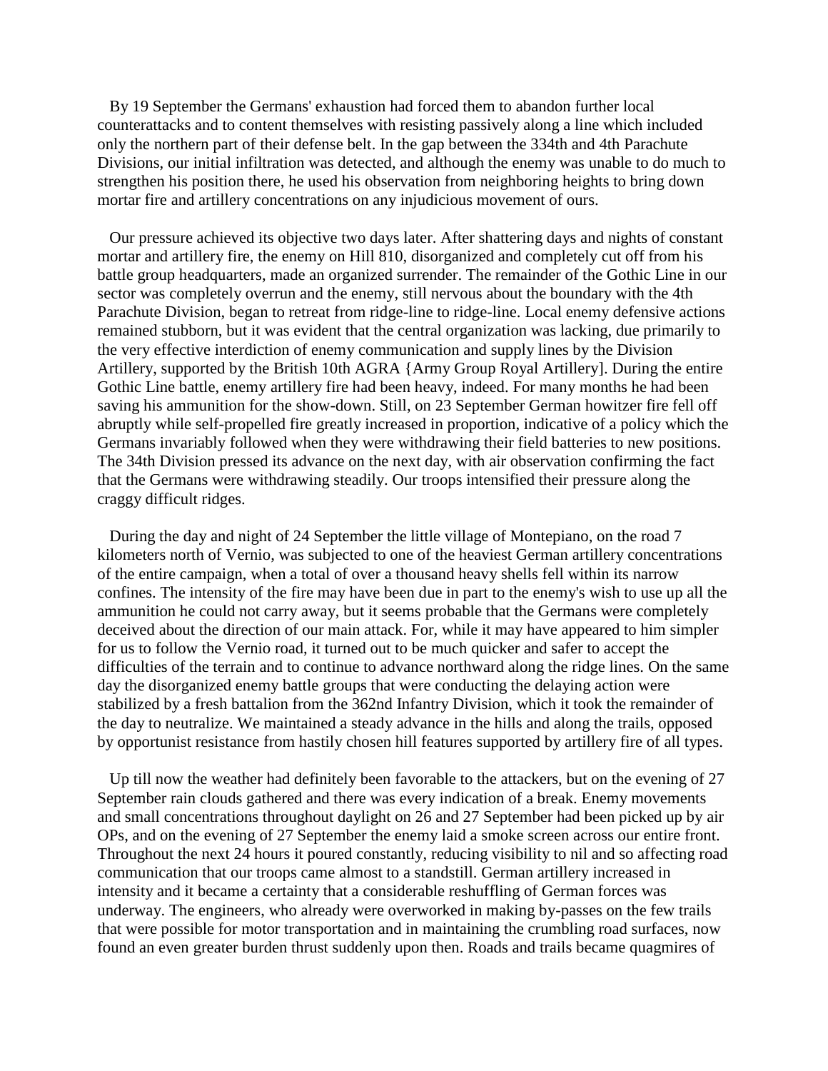By 19 September the Germans' exhaustion had forced them to abandon further local counterattacks and to content themselves with resisting passively along a line which included only the northern part of their defense belt. In the gap between the 334th and 4th Parachute Divisions, our initial infiltration was detected, and although the enemy was unable to do much to strengthen his position there, he used his observation from neighboring heights to bring down mortar fire and artillery concentrations on any injudicious movement of ours.

Our pressure achieved its objective two days later. After shattering days and nights of constant mortar and artillery fire, the enemy on Hill 810, disorganized and completely cut off from his battle group headquarters, made an organized surrender. The remainder of the Gothic Line in our sector was completely overrun and the enemy, still nervous about the boundary with the 4th Parachute Division, began to retreat from ridge-line to ridge-line. Local enemy defensive actions remained stubborn, but it was evident that the central organization was lacking, due primarily to the very effective interdiction of enemy communication and supply lines by the Division Artillery, supported by the British 10th AGRA {Army Group Royal Artillery]. During the entire Gothic Line battle, enemy artillery fire had been heavy, indeed. For many months he had been saving his ammunition for the show-down. Still, on 23 September German howitzer fire fell off abruptly while self-propelled fire greatly increased in proportion, indicative of a policy which the Germans invariably followed when they were withdrawing their field batteries to new positions. The 34th Division pressed its advance on the next day, with air observation confirming the fact that the Germans were withdrawing steadily. Our troops intensified their pressure along the craggy difficult ridges.

During the day and night of 24 September the little village of Montepiano, on the road 7 kilometers north of Vernio, was subjected to one of the heaviest German artillery concentrations of the entire campaign, when a total of over a thousand heavy shells fell within its narrow confines. The intensity of the fire may have been due in part to the enemy's wish to use up all the ammunition he could not carry away, but it seems probable that the Germans were completely deceived about the direction of our main attack. For, while it may have appeared to him simpler for us to follow the Vernio road, it turned out to be much quicker and safer to accept the difficulties of the terrain and to continue to advance northward along the ridge lines. On the same day the disorganized enemy battle groups that were conducting the delaying action were stabilized by a fresh battalion from the 362nd Infantry Division, which it took the remainder of the day to neutralize. We maintained a steady advance in the hills and along the trails, opposed by opportunist resistance from hastily chosen hill features supported by artillery fire of all types.

Up till now the weather had definitely been favorable to the attackers, but on the evening of 27 September rain clouds gathered and there was every indication of a break. Enemy movements and small concentrations throughout daylight on 26 and 27 September had been picked up by air OPs, and on the evening of 27 September the enemy laid a smoke screen across our entire front. Throughout the next 24 hours it poured constantly, reducing visibility to nil and so affecting road communication that our troops came almost to a standstill. German artillery increased in intensity and it became a certainty that a considerable reshuffling of German forces was underway. The engineers, who already were overworked in making by-passes on the few trails that were possible for motor transportation and in maintaining the crumbling road surfaces, now found an even greater burden thrust suddenly upon then. Roads and trails became quagmires of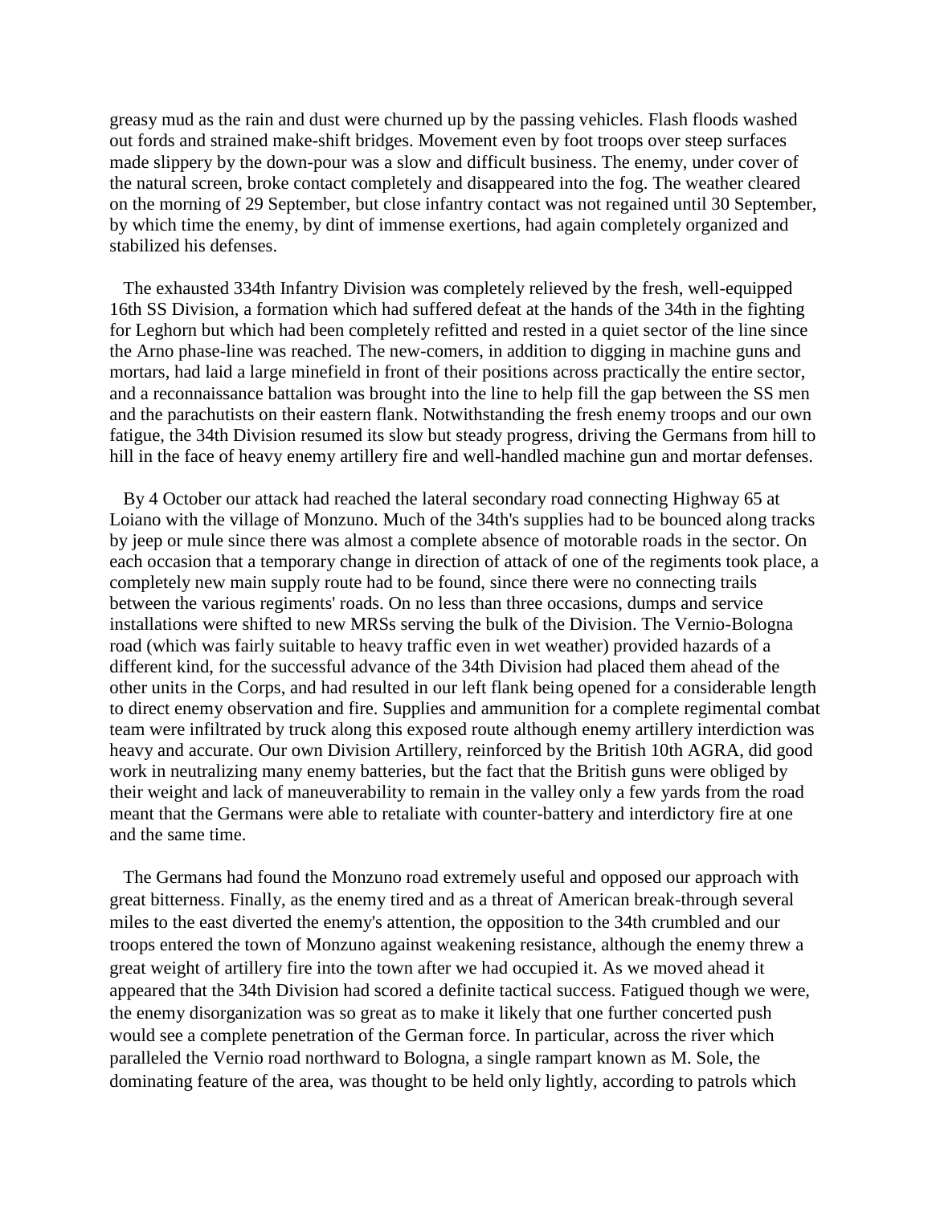greasy mud as the rain and dust were churned up by the passing vehicles. Flash floods washed out fords and strained make-shift bridges. Movement even by foot troops over steep surfaces made slippery by the down-pour was a slow and difficult business. The enemy, under cover of the natural screen, broke contact completely and disappeared into the fog. The weather cleared on the morning of 29 September, but close infantry contact was not regained until 30 September, by which time the enemy, by dint of immense exertions, had again completely organized and stabilized his defenses.

The exhausted 334th Infantry Division was completely relieved by the fresh, well-equipped 16th SS Division, a formation which had suffered defeat at the hands of the 34th in the fighting for Leghorn but which had been completely refitted and rested in a quiet sector of the line since the Arno phase-line was reached. The new-comers, in addition to digging in machine guns and mortars, had laid a large minefield in front of their positions across practically the entire sector, and a reconnaissance battalion was brought into the line to help fill the gap between the SS men and the parachutists on their eastern flank. Notwithstanding the fresh enemy troops and our own fatigue, the 34th Division resumed its slow but steady progress, driving the Germans from hill to hill in the face of heavy enemy artillery fire and well-handled machine gun and mortar defenses.

By 4 October our attack had reached the lateral secondary road connecting Highway 65 at Loiano with the village of Monzuno. Much of the 34th's supplies had to be bounced along tracks by jeep or mule since there was almost a complete absence of motorable roads in the sector. On each occasion that a temporary change in direction of attack of one of the regiments took place, a completely new main supply route had to be found, since there were no connecting trails between the various regiments' roads. On no less than three occasions, dumps and service installations were shifted to new MRSs serving the bulk of the Division. The Vernio-Bologna road (which was fairly suitable to heavy traffic even in wet weather) provided hazards of a different kind, for the successful advance of the 34th Division had placed them ahead of the other units in the Corps, and had resulted in our left flank being opened for a considerable length to direct enemy observation and fire. Supplies and ammunition for a complete regimental combat team were infiltrated by truck along this exposed route although enemy artillery interdiction was heavy and accurate. Our own Division Artillery, reinforced by the British 10th AGRA, did good work in neutralizing many enemy batteries, but the fact that the British guns were obliged by their weight and lack of maneuverability to remain in the valley only a few yards from the road meant that the Germans were able to retaliate with counter-battery and interdictory fire at one and the same time.

The Germans had found the Monzuno road extremely useful and opposed our approach with great bitterness. Finally, as the enemy tired and as a threat of American break-through several miles to the east diverted the enemy's attention, the opposition to the 34th crumbled and our troops entered the town of Monzuno against weakening resistance, although the enemy threw a great weight of artillery fire into the town after we had occupied it. As we moved ahead it appeared that the 34th Division had scored a definite tactical success. Fatigued though we were, the enemy disorganization was so great as to make it likely that one further concerted push would see a complete penetration of the German force. In particular, across the river which paralleled the Vernio road northward to Bologna, a single rampart known as M. Sole, the dominating feature of the area, was thought to be held only lightly, according to patrols which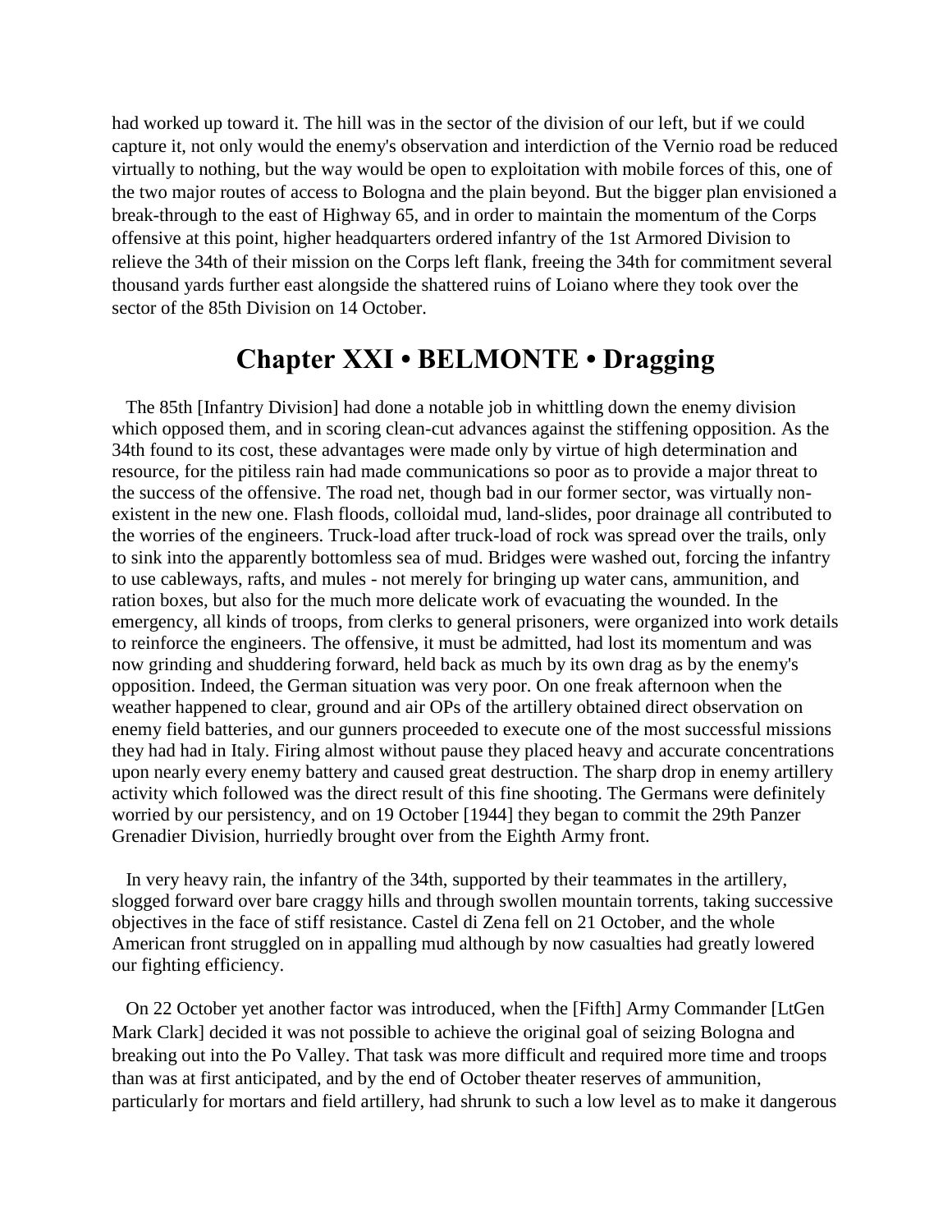had worked up toward it. The hill was in the sector of the division of our left, but if we could capture it, not only would the enemy's observation and interdiction of the Vernio road be reduced virtually to nothing, but the way would be open to exploitation with mobile forces of this, one of the two major routes of access to Bologna and the plain beyond. But the bigger plan envisioned a break-through to the east of Highway 65, and in order to maintain the momentum of the Corps offensive at this point, higher headquarters ordered infantry of the 1st Armored Division to relieve the 34th of their mission on the Corps left flank, freeing the 34th for commitment several thousand yards further east alongside the shattered ruins of Loiano where they took over the sector of the 85th Division on 14 October.

## Chapter XXI • BELMONTE • Dragging

The 85th [Infantry Division] had done a notable job in whittling down the enemy division which opposed them, and in scoring clean-cut advances against the stiffening opposition. As the 34th found to its cost, these advantages were made only by virtue of high determination and resource, for the pitiless rain had made communications so poor as to provide a major threat to the success of the offensive. The road net, though bad in our former sector, was virtually non-existent in the new one. Flash floods, colloidal mud, land-slides, poor drainage all contributed to the worries of the engineers. Truck-load after truck-load of rock was spread over the trails, only to sink into the apparently bottomless sea of mud. Bridges were washed out, forcing the infantry to use cableways, rafts, and mules - not merely for bringing up water cans, ammunition, and ration boxes, but also for the much more delicate work of evacuating the wounded. In the emergency, all kinds of troops, from clerks to general prisoners, were organized into work details to reinforce the engineers. The offensive, it must be admitted, had lost its momentum and was now grinding and shuddering forward, held back as much by its own drag as by the enemy's opposition. Indeed, the German situation was very poor. On one freak afternoon when the weather happened to clear, ground and air OPs of the artillery obtained direct observation on enemy field batteries, and our gunners proceeded to execute one of the most successful missions they had had in Italy. Firing almost without pause they placed heavy and accurate concentrations upon nearly every enemy battery and caused great destruction. The sharp drop in enemy artillery activity which followed was the direct result of this fine shooting. The Germans were definitely worried by our persistency, and on 19 October [1944] they began to commit the 29th Panzer Grenadier Division, hurriedly brought over from the Eighth Army front.

In very heavy rain, the infantry of the 34th, supported by their teammates in the artillery, slogged forward over bare craggy hills and through swollen mountain torrents, taking successive objectives in the face of stiff resistance. Castel di Zena fell on 21 October, and the whole American front struggled on in appalling mud although by now casualties had greatly lowered our fighting efficiency.

On 22 October yet another factor was introduced, when the [Fifth] Army Commander [LtGen Mark Clark] decided it was not possible to achieve the original goal of seizing Bologna and breaking out into the Po Valley. That task was more difficult and required more time and troops than was at first anticipated, and by the end of October theater reserves of ammunition, particularly for mortars and field artillery, had shrunk to such a low level as to make it dangerous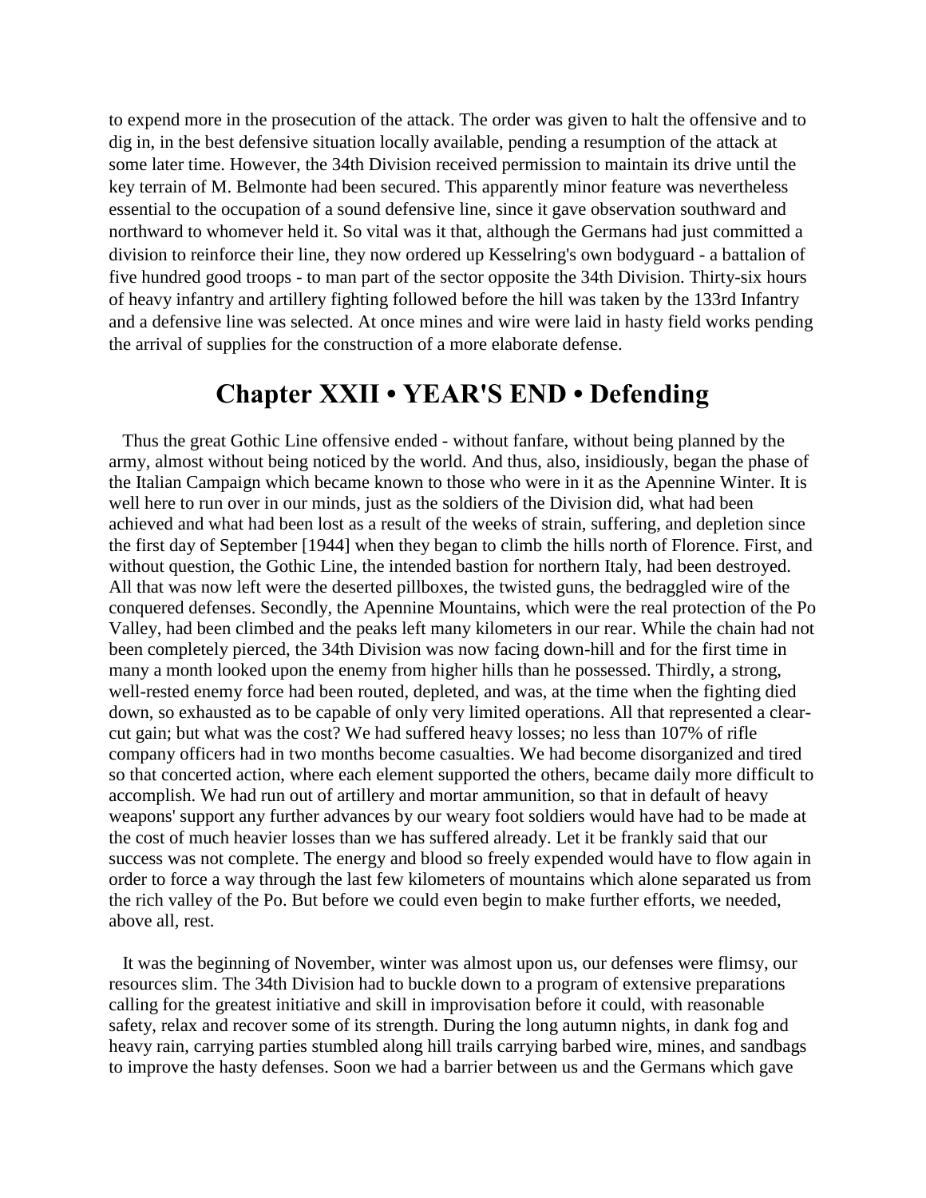to expend more in the prosecution of the attack. The order was given to halt the offensive and to dig in, in the best defensive situation locally available, pending a resumption of the attack at some later time. However, the 34th Division received permission to maintain its drive until the key terrain of M. Belmonte had been secured. This apparently minor feature was nevertheless essential to the occupation of a sound defensive line, since it gave observation southward and northward to whomever held it. So vital was it that, although the Germans had just committed a division to reinforce their line, they now ordered up Kesselring's own bodyguard - a battalion of five hundred good troops - to man part of the sector opposite the 34th Division. Thirty-six hours of heavy infantry and artillery fighting followed before the hill was taken by the 133rd Infantry and a defensive line was selected. At once mines and wire were laid in hasty field works pending the arrival of supplies for the construction of a more elaborate defense.

## Chapter XXII • YEAR'S END • Defending

Thus the great Gothic Line offensive ended - without fanfare, without being planned by the army, almost without being noticed by the world. And thus, also, insidiously, began the phase of the Italian Campaign which became known to those who were in it as the Apennine Winter. It is well here to run over in our minds, just as the soldiers of the Division did, what had been achieved and what had been lost as a result of the weeks of strain, suffering, and depletion since the first day of September [1944] when they began to climb the hills north of Florence. First, and without question, the Gothic Line, the intended bastion for northern Italy, had been destroyed. All that was now left were the deserted pillboxes, the twisted guns, the bedraggled wire of the conquered defenses. Secondly, the Apennine Mountains, which were the real protection of the Po Valley, had been climbed and the peaks left many kilometers in our rear. While the chain had not been completely pierced, the 34th Division was now facing down-hill and for the first time in many a month looked upon the enemy from higher hills than he possessed. Thirdly, a strong, well-rested enemy force had been routed, depleted, and was, at the time when the fighting died down, so exhausted as to be capable of only very limited operations. All that represented a clear-cut gain; but what was the cost? We had suffered heavy losses; no less than 107% of rifle company officers had in two months become casualties. We had become disorganized and tired so that concerted action, where each element supported the others, became daily more difficult to accomplish. We had run out of artillery and mortar ammunition, so that in default of heavy weapons' support any further advances by our weary foot soldiers would have had to be made at the cost of much heavier losses than we has suffered already. Let it be frankly said that our success was not complete. The energy and blood so freely expended would have to flow again in order to force a way through the last few kilometers of mountains which alone separated us from the rich valley of the Po. But before we could even begin to make further efforts, we needed, above all, rest.

It was the beginning of November, winter was almost upon us, our defenses were flimsy, our resources slim. The 34th Division had to buckle down to a program of extensive preparations calling for the greatest initiative and skill in improvisation before it could, with reasonable safety, relax and recover some of its strength. During the long autumn nights, in dank fog and heavy rain, carrying parties stumbled along hill trails carrying barbed wire, mines, and sandbags to improve the hasty defenses. Soon we had a barrier between us and the Germans which gave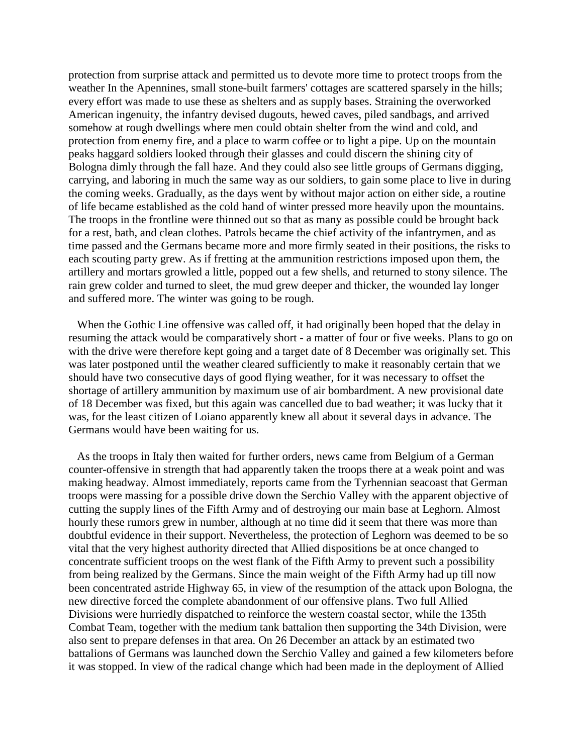protection from surprise attack and permitted us to devote more time to protect troops from the weather In the Apennines, small stone-built farmers' cottages are scattered sparsely in the hills; every effort was made to use these as shelters and as supply bases. Straining the overworked American ingenuity, the infantry devised dugouts, hewed caves, piled sandbags, and arrived somehow at rough dwellings where men could obtain shelter from the wind and cold, and protection from enemy fire, and a place to warm coffee or to light a pipe. Up on the mountain peaks haggard soldiers looked through their glasses and could discern the shining city of Bologna dimly through the fall haze. And they could also see little groups of Germans digging, carrying, and laboring in much the same way as our soldiers, to gain some place to live in during the coming weeks. Gradually, as the days went by without major action on either side, a routine of life became established as the cold hand of winter pressed more heavily upon the mountains. The troops in the frontline were thinned out so that as many as possible could be brought back for a rest, bath, and clean clothes. Patrols became the chief activity of the infantrymen, and as time passed and the Germans became more and more firmly seated in their positions, the risks to each scouting party grew. As if fretting at the ammunition restrictions imposed upon them, the artillery and mortars growled a little, popped out a few shells, and returned to stony silence. The rain grew colder and turned to sleet, the mud grew deeper and thicker, the wounded lay longer and suffered more. The winter was going to be rough.

When the Gothic Line offensive was called off, it had originally been hoped that the delay in resuming the attack would be comparatively short - a matter of four or five weeks. Plans to go on with the drive were therefore kept going and a target date of 8 December was originally set. This was later postponed until the weather cleared sufficiently to make it reasonably certain that we should have two consecutive days of good flying weather, for it was necessary to offset the shortage of artillery ammunition by maximum use of air bombardment. A new provisional date of 18 December was fixed, but this again was cancelled due to bad weather; it was lucky that it was, for the least citizen of Loiano apparently knew all about it several days in advance. The Germans would have been waiting for us.

As the troops in Italy then waited for further orders, news came from Belgium of a German counter-offensive in strength that had apparently taken the troops there at a weak point and was making headway. Almost immediately, reports came from the Tyrhennian seacoast that German troops were massing for a possible drive down the Serchio Valley with the apparent objective of cutting the supply lines of the Fifth Army and of destroying our main base at Leghorn. Almost hourly these rumors grew in number, although at no time did it seem that there was more than doubtful evidence in their support. Nevertheless, the protection of Leghorn was deemed to be so vital that the very highest authority directed that Allied dispositions be at once changed to concentrate sufficient troops on the west flank of the Fifth Army to prevent such a possibility from being realized by the Germans. Since the main weight of the Fifth Army had up till now been concentrated astride Highway 65, in view of the resumption of the attack upon Bologna, the new directive forced the complete abandonment of our offensive plans. Two full Allied Divisions were hurriedly dispatched to reinforce the western coastal sector, while the 135th Combat Team, together with the medium tank battalion then supporting the 34th Division, were also sent to prepare defenses in that area. On 26 December an attack by an estimated two battalions of Germans was launched down the Serchio Valley and gained a few kilometers before it was stopped. In view of the radical change which had been made in the deployment of Allied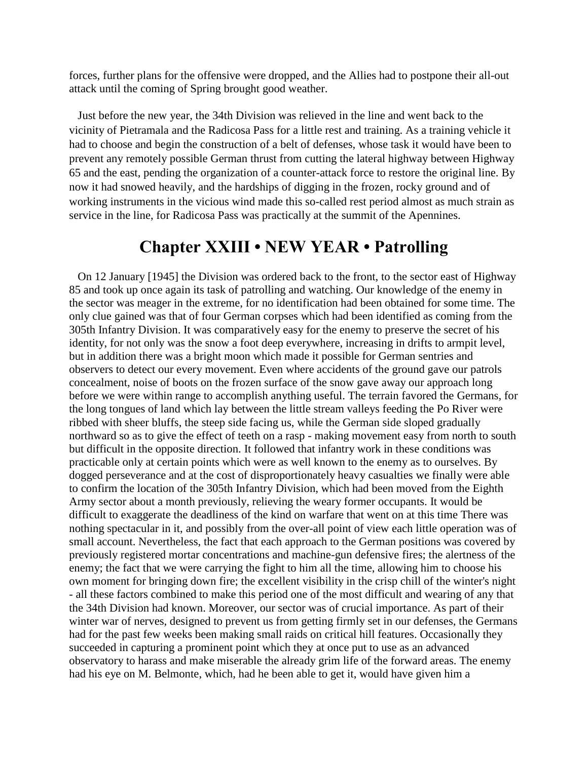forces, further plans for the offensive were dropped, and the Allies had to postpone their all-out attack until the coming of Spring brought good weather.

Just before the new year, the 34th Division was relieved in the line and went back to the vicinity of Pietramala and the Radicosa Pass for a little rest and training. As a training vehicle it had to choose and begin the construction of a belt of defenses, whose task it would have been to prevent any remotely possible German thrust from cutting the lateral highway between Highway 65 and the east, pending the organization of a counter-attack force to restore the original line. By now it had snowed heavily, and the hardships of digging in the frozen, rocky ground and of working instruments in the vicious wind made this so-called rest period almost as much strain as service in the line, for Radicosa Pass was practically at the summit of the Apennines.

## Chapter XXIII • NEW YEAR • Patrolling

On 12 January [1945] the Division was ordered back to the front, to the sector east of Highway 85 and took up once again its task of patrolling and watching. Our knowledge of the enemy in the sector was meager in the extreme, for no identification had been obtained for some time. The only clue gained was that of four German corpses which had been identified as coming from the 305th Infantry Division. It was comparatively easy for the enemy to preserve the secret of his identity, for not only was the snow a foot deep everywhere, increasing in drifts to armpit level, but in addition there was a bright moon which made it possible for German sentries and observers to detect our every movement. Even where accidents of the ground gave our patrols concealment, noise of boots on the frozen surface of the snow gave away our approach long before we were within range to accomplish anything useful. The terrain favored the Germans, for the long tongues of land which lay between the little stream valleys feeding the Po River were ribbed with sheer bluffs, the steep side facing us, while the German side sloped gradually northward so as to give the effect of teeth on a rasp - making movement easy from north to south but difficult in the opposite direction. It followed that infantry work in these conditions was practicable only at certain points which were as well known to the enemy as to ourselves. By dogged perseverance and at the cost of disproportionately heavy casualties we finally were able to confirm the location of the 305th Infantry Division, which had been moved from the Eighth Army sector about a month previously, relieving the weary former occupants. It would be difficult to exaggerate the deadliness of the kind on warfare that went on at this time There was nothing spectacular in it, and possibly from the over-all point of view each little operation was of small account. Nevertheless, the fact that each approach to the German positions was covered by previously registered mortar concentrations and machine-gun defensive fires; the alertness of the enemy; the fact that we were carrying the fight to him all the time, allowing him to choose his own moment for bringing down fire; the excellent visibility in the crisp chill of the winter's night - all these factors combined to make this period one of the most difficult and wearing of any that the 34th Division had known. Moreover, our sector was of crucial importance. As part of their winter war of nerves, designed to prevent us from getting firmly set in our defenses, the Germans had for the past few weeks been making small raids on critical hill features. Occasionally they succeeded in capturing a prominent point which they at once put to use as an advanced observatory to harass and make miserable the already grim life of the forward areas. The enemy had his eye on M. Belmonte, which, had he been able to get it, would have given him a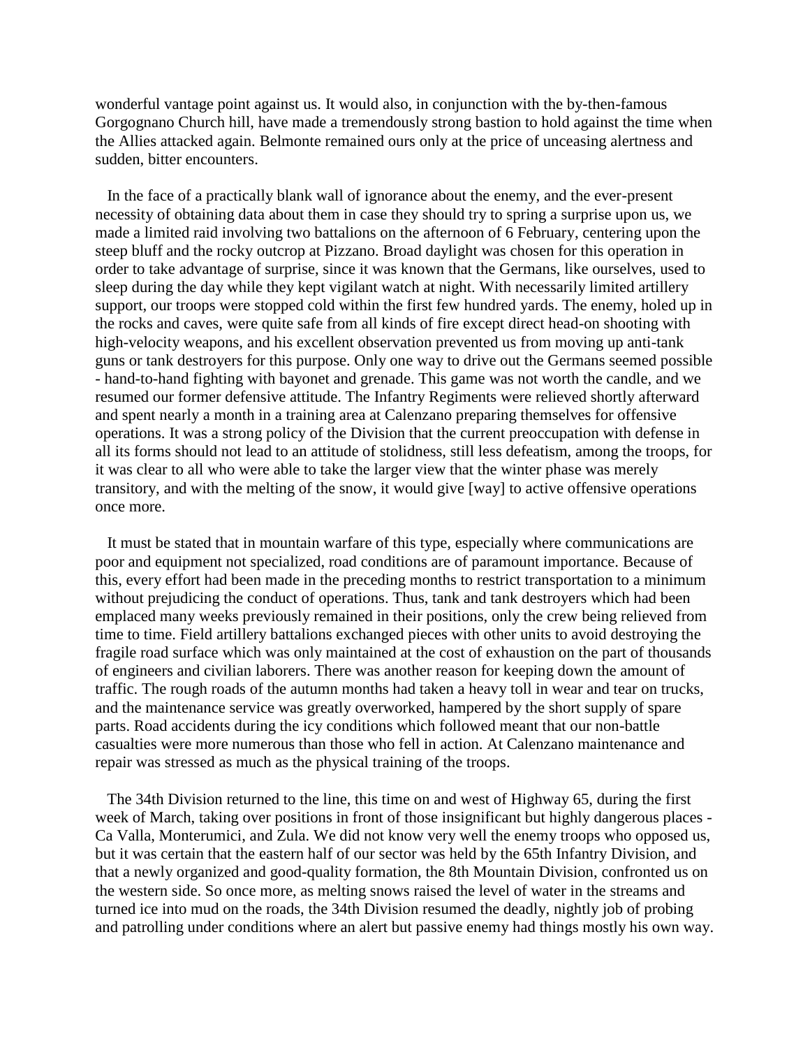wonderful vantage point against us. It would also, in conjunction with the by-then-famous Gorgognano Church hill, have made a tremendously strong bastion to hold against the time when the Allies attacked again. Belmonte remained ours only at the price of unceasing alertness and sudden, bitter encounters.

In the face of a practically blank wall of ignorance about the enemy, and the ever-present necessity of obtaining data about them in case they should try to spring a surprise upon us, we made a limited raid involving two battalions on the afternoon of 6 February, centering upon the steep bluff and the rocky outcrop at Pizzano. Broad daylight was chosen for this operation in order to take advantage of surprise, since it was known that the Germans, like ourselves, used to sleep during the day while they kept vigilant watch at night. With necessarily limited artillery support, our troops were stopped cold within the first few hundred yards. The enemy, holed up in the rocks and caves, were quite safe from all kinds of fire except direct head-on shooting with high-velocity weapons, and his excellent observation prevented us from moving up anti-tank guns or tank destroyers for this purpose. Only one way to drive out the Germans seemed possible - hand-to-hand fighting with bayonet and grenade. This game was not worth the candle, and we resumed our former defensive attitude. The Infantry Regiments were relieved shortly afterward and spent nearly a month in a training area at Calenzano preparing themselves for offensive operations. It was a strong policy of the Division that the current preoccupation with defense in all its forms should not lead to an attitude of stolidness, still less defeatism, among the troops, for it was clear to all who were able to take the larger view that the winter phase was merely transitory, and with the melting of the snow, it would give [way] to active offensive operations once more.

It must be stated that in mountain warfare of this type, especially where communications are poor and equipment not specialized, road conditions are of paramount importance. Because of this, every effort had been made in the preceding months to restrict transportation to a minimum without prejudicing the conduct of operations. Thus, tank and tank destroyers which had been emplaced many weeks previously remained in their positions, only the crew being relieved from time to time. Field artillery battalions exchanged pieces with other units to avoid destroying the fragile road surface which was only maintained at the cost of exhaustion on the part of thousands of engineers and civilian laborers. There was another reason for keeping down the amount of traffic. The rough roads of the autumn months had taken a heavy toll in wear and tear on trucks, and the maintenance service was greatly overworked, hampered by the short supply of spare parts. Road accidents during the icy conditions which followed meant that our non-battle casualties were more numerous than those who fell in action. At Calenzano maintenance and repair was stressed as much as the physical training of the troops.

The 34th Division returned to the line, this time on and west of Highway 65, during the first week of March, taking over positions in front of those insignificant but highly dangerous places - Ca Valla, Monterumici, and Zula. We did not know very well the enemy troops who opposed us, but it was certain that the eastern half of our sector was held by the 65th Infantry Division, and that a newly organized and good-quality formation, the 8th Mountain Division, confronted us on the western side. So once more, as melting snows raised the level of water in the streams and turned ice into mud on the roads, the 34th Division resumed the deadly, nightly job of probing and patrolling under conditions where an alert but passive enemy had things mostly his own way.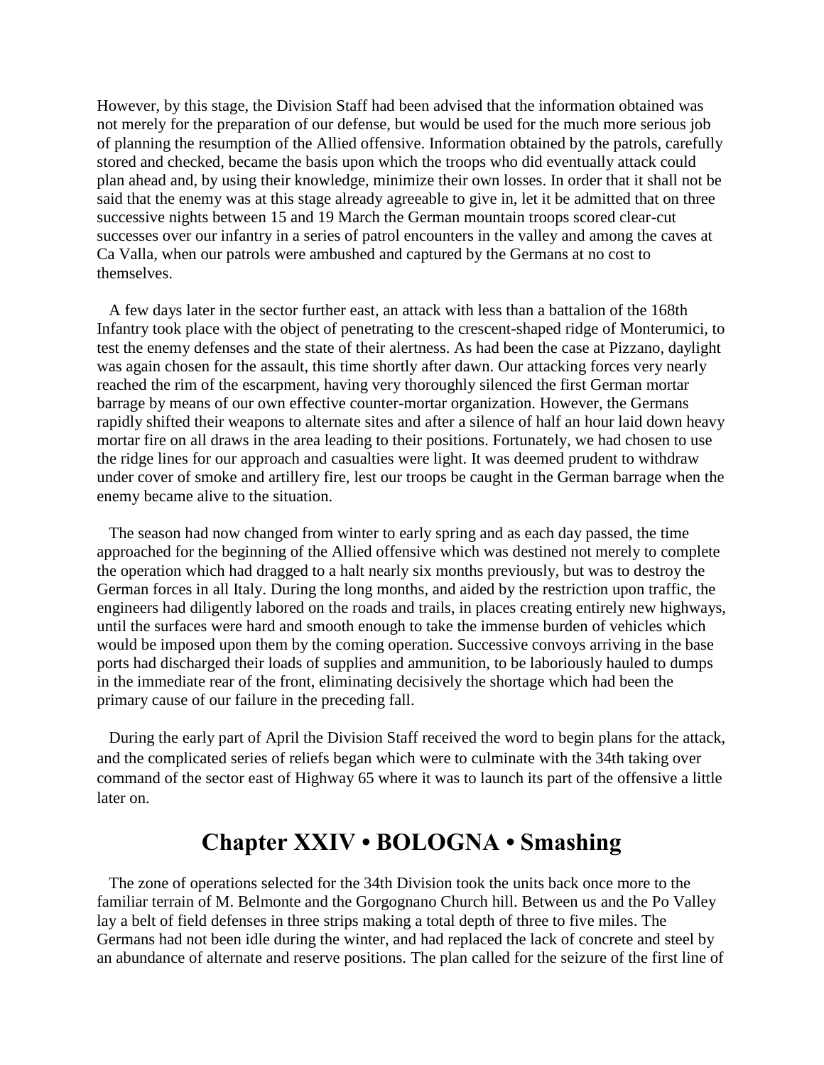However, by this stage, the Division Staff had been advised that the information obtained was not merely for the preparation of our defense, but would be used for the much more serious job of planning the resumption of the Allied offensive. Information obtained by the patrols, carefully stored and checked, became the basis upon which the troops who did eventually attack could plan ahead and, by using their knowledge, minimize their own losses. In order that it shall not be said that the enemy was at this stage already agreeable to give in, let it be admitted that on three successive nights between 15 and 19 March the German mountain troops scored clear-cut successes over our infantry in a series of patrol encounters in the valley and among the caves at Ca Valla, when our patrols were ambushed and captured by the Germans at no cost to themselves.

A few days later in the sector further east, an attack with less than a battalion of the 168th Infantry took place with the object of penetrating to the crescent-shaped ridge of Monterumici, to test the enemy defenses and the state of their alertness. As had been the case at Pizzano, daylight was again chosen for the assault, this time shortly after dawn. Our attacking forces very nearly reached the rim of the escarpment, having very thoroughly silenced the first German mortar barrage by means of our own effective counter-mortar organization. However, the Germans rapidly shifted their weapons to alternate sites and after a silence of half an hour laid down heavy mortar fire on all draws in the area leading to their positions. Fortunately, we had chosen to use the ridge lines for our approach and casualties were light. It was deemed prudent to withdraw under cover of smoke and artillery fire, lest our troops be caught in the German barrage when the enemy became alive to the situation.

The season had now changed from winter to early spring and as each day passed, the time approached for the beginning of the Allied offensive which was destined not merely to complete the operation which had dragged to a halt nearly six months previously, but was to destroy the German forces in all Italy. During the long months, and aided by the restriction upon traffic, the engineers had diligently labored on the roads and trails, in places creating entirely new highways, until the surfaces were hard and smooth enough to take the immense burden of vehicles which would be imposed upon them by the coming operation. Successive convoys arriving in the base ports had discharged their loads of supplies and ammunition, to be laboriously hauled to dumps in the immediate rear of the front, eliminating decisively the shortage which had been the primary cause of our failure in the preceding fall.

During the early part of April the Division Staff received the word to begin plans for the attack, and the complicated series of reliefs began which were to culminate with the 34th taking over command of the sector east of Highway 65 where it was to launch its part of the offensive a little later on.

## Chapter XXIV • BOLOGNA • Smashing

The zone of operations selected for the 34th Division took the units back once more to the familiar terrain of M. Belmonte and the Gorgognano Church hill. Between us and the Po Valley lay a belt of field defenses in three strips making a total depth of three to five miles. The Germans had not been idle during the winter, and had replaced the lack of concrete and steel by an abundance of alternate and reserve positions. The plan called for the seizure of the first line of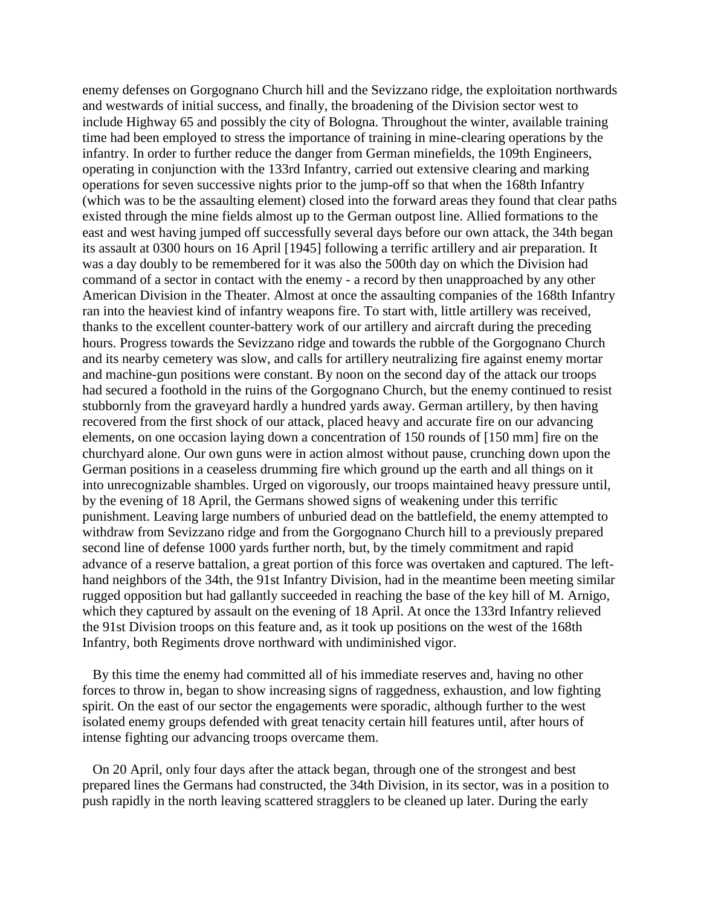enemy defenses on Gorgognano Church hill and the Sevizzano ridge, the exploitation northwards and westwards of initial success, and finally, the broadening of the Division sector west to include Highway 65 and possibly the city of Bologna. Throughout the winter, available training time had been employed to stress the importance of training in mine-clearing operations by the infantry. In order to further reduce the danger from German minefields, the 109th Engineers, operating in conjunction with the 133rd Infantry, carried out extensive clearing and marking operations for seven successive nights prior to the jump-off so that when the 168th Infantry (which was to be the assaulting element) closed into the forward areas they found that clear paths existed through the mine fields almost up to the German outpost line. Allied formations to the east and west having jumped off successfully several days before our own attack, the 34th began its assault at 0300 hours on 16 April [1945] following a terrific artillery and air preparation. It was a day doubly to be remembered for it was also the 500th day on which the Division had command of a sector in contact with the enemy - a record by then unapproached by any other American Division in the Theater. Almost at once the assaulting companies of the 168th Infantry ran into the heaviest kind of infantry weapons fire. To start with, little artillery was received, thanks to the excellent counter-battery work of our artillery and aircraft during the preceding hours. Progress towards the Sevizzano ridge and towards the rubble of the Gorgognano Church and its nearby cemetery was slow, and calls for artillery neutralizing fire against enemy mortar and machine-gun positions were constant. By noon on the second day of the attack our troops had secured a foothold in the ruins of the Gorgognano Church, but the enemy continued to resist stubbornly from the graveyard hardly a hundred yards away. German artillery, by then having recovered from the first shock of our attack, placed heavy and accurate fire on our advancing elements, on one occasion laying down a concentration of 150 rounds of [150 mm] fire on the churchyard alone. Our own guns were in action almost without pause, crunching down upon the German positions in a ceaseless drumming fire which ground up the earth and all things on it into unrecognizable shambles. Urged on vigorously, our troops maintained heavy pressure until, by the evening of 18 April, the Germans showed signs of weakening under this terrific punishment. Leaving large numbers of unburied dead on the battlefield, the enemy attempted to withdraw from Sevizzano ridge and from the Gorgognano Church hill to a previously prepared second line of defense 1000 yards further north, but, by the timely commitment and rapid advance of a reserve battalion, a great portion of this force was overtaken and captured. The left-hand neighbors of the 34th, the 91st Infantry Division, had in the meantime been meeting similar rugged opposition but had gallantly succeeded in reaching the base of the key hill of M. Arnigo, which they captured by assault on the evening of 18 April. At once the 133rd Infantry relieved the 91st Division troops on this feature and, as it took up positions on the west of the 168th Infantry, both Regiments drove northward with undiminished vigor.

By this time the enemy had committed all of his immediate reserves and, having no other forces to throw in, began to show increasing signs of raggedness, exhaustion, and low fighting spirit. On the east of our sector the engagements were sporadic, although further to the west isolated enemy groups defended with great tenacity certain hill features until, after hours of intense fighting our advancing troops overcame them.

On 20 April, only four days after the attack began, through one of the strongest and best prepared lines the Germans had constructed, the 34th Division, in its sector, was in a position to push rapidly in the north leaving scattered stragglers to be cleaned up later. During the early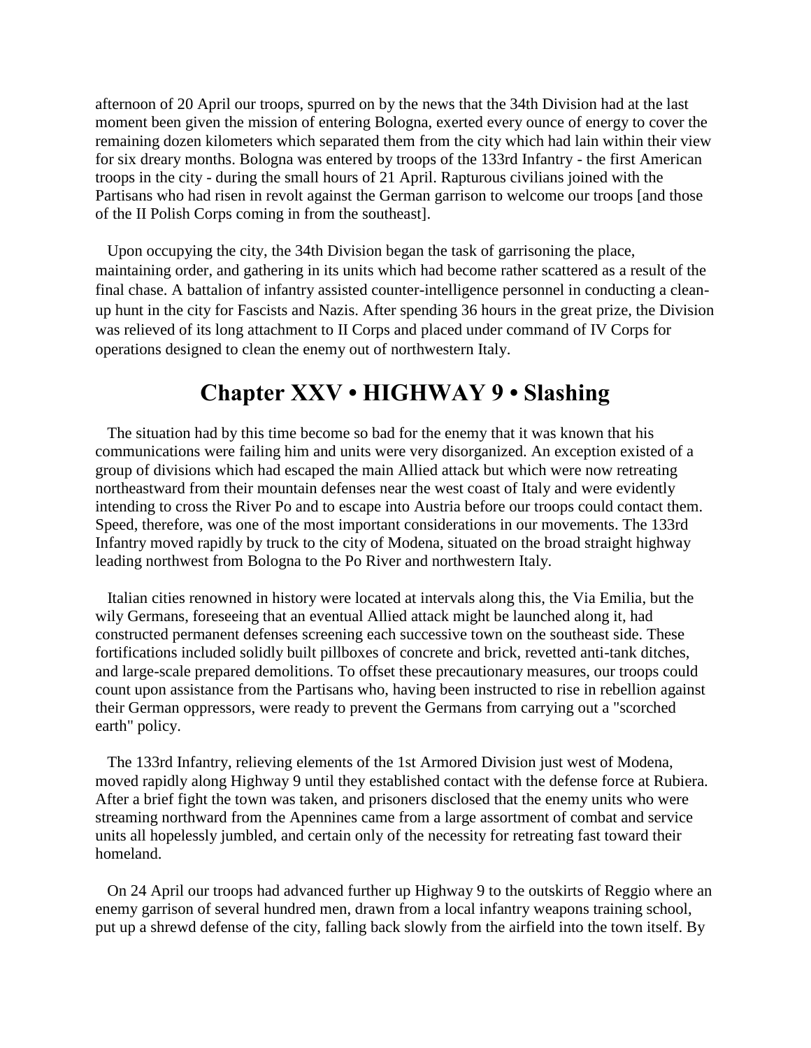afternoon of 20 April our troops, spurred on by the news that the 34th Division had at the last moment been given the mission of entering Bologna, exerted every ounce of energy to cover the remaining dozen kilometers which separated them from the city which had lain within their view for six dreary months. Bologna was entered by troops of the 133rd Infantry - the first American troops in the city - during the small hours of 21 April. Rapturous civilians joined with the Partisans who had risen in revolt against the German garrison to welcome our troops [and those of the II Polish Corps coming in from the southeast].

Upon occupying the city, the 34th Division began the task of garrisoning the place, maintaining order, and gathering in its units which had become rather scattered as a result of the final chase. A battalion of infantry assisted counter-intelligence personnel in conducting a clean-up hunt in the city for Fascists and Nazis. After spending 36 hours in the great prize, the Division was relieved of its long attachment to II Corps and placed under command of IV Corps for operations designed to clean the enemy out of northwestern Italy.

## Chapter XXV • HIGHWAY 9 • Slashing

The situation had by this time become so bad for the enemy that it was known that his communications were failing him and units were very disorganized. An exception existed of a group of divisions which had escaped the main Allied attack but which were now retreating northeastward from their mountain defenses near the west coast of Italy and were evidently intending to cross the River Po and to escape into Austria before our troops could contact them. Speed, therefore, was one of the most important considerations in our movements. The 133rd Infantry moved rapidly by truck to the city of Modena, situated on the broad straight highway leading northwest from Bologna to the Po River and northwestern Italy.

Italian cities renowned in history were located at intervals along this, the Via Emilia, but the wily Germans, foreseeing that an eventual Allied attack might be launched along it, had constructed permanent defenses screening each successive town on the southeast side. These fortifications included solidly built pillboxes of concrete and brick, revetted anti-tank ditches, and large-scale prepared demolitions. To offset these precautionary measures, our troops could count upon assistance from the Partisans who, having been instructed to rise in rebellion against their German oppressors, were ready to prevent the Germans from carrying out a "scorched earth" policy.

The 133rd Infantry, relieving elements of the 1st Armored Division just west of Modena, moved rapidly along Highway 9 until they established contact with the defense force at Rubiera. After a brief fight the town was taken, and prisoners disclosed that the enemy units who were streaming northward from the Apennines came from a large assortment of combat and service units all hopelessly jumbled, and certain only of the necessity for retreating fast toward their homeland.

On 24 April our troops had advanced further up Highway 9 to the outskirts of Reggio where an enemy garrison of several hundred men, drawn from a local infantry weapons training school, put up a shrewd defense of the city, falling back slowly from the airfield into the town itself. By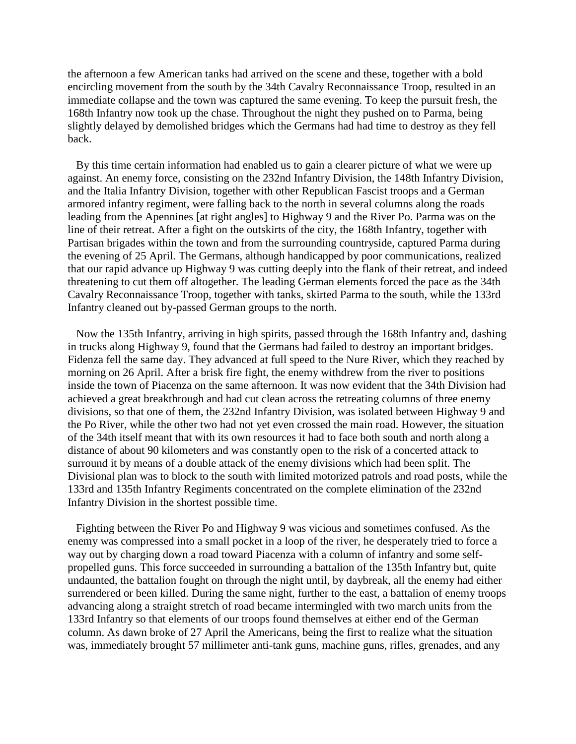the afternoon a few American tanks had arrived on the scene and these, together with a bold encircling movement from the south by the 34th Cavalry Reconnaissance Troop, resulted in an immediate collapse and the town was captured the same evening. To keep the pursuit fresh, the 168th Infantry now took up the chase. Throughout the night they pushed on to Parma, being slightly delayed by demolished bridges which the Germans had had time to destroy as they fell back.

By this time certain information had enabled us to gain a clearer picture of what we were up against. An enemy force, consisting on the 232nd Infantry Division, the 148th Infantry Division, and the Italia Infantry Division, together with other Republican Fascist troops and a German armored infantry regiment, were falling back to the north in several columns along the roads leading from the Apennines [at right angles] to Highway 9 and the River Po. Parma was on the line of their retreat. After a fight on the outskirts of the city, the 168th Infantry, together with Partisan brigades within the town and from the surrounding countryside, captured Parma during the evening of 25 April. The Germans, although handicapped by poor communications, realized that our rapid advance up Highway 9 was cutting deeply into the flank of their retreat, and indeed threatening to cut them off altogether. The leading German elements forced the pace as the 34th Cavalry Reconnaissance Troop, together with tanks, skirted Parma to the south, while the 133rd Infantry cleaned out by-passed German groups to the north.

Now the 135th Infantry, arriving in high spirits, passed through the 168th Infantry and, dashing in trucks along Highway 9, found that the Germans had failed to destroy an important bridges. Fidenza fell the same day. They advanced at full speed to the Nure River, which they reached by morning on 26 April. After a brisk fire fight, the enemy withdrew from the river to positions inside the town of Piacenza on the same afternoon. It was now evident that the 34th Division had achieved a great breakthrough and had cut clean across the retreating columns of three enemy divisions, so that one of them, the 232nd Infantry Division, was isolated between Highway 9 and the Po River, while the other two had not yet even crossed the main road. However, the situation of the 34th itself meant that with its own resources it had to face both south and north along a distance of about 90 kilometers and was constantly open to the risk of a concerted attack to surround it by means of a double attack of the enemy divisions which had been split. The Divisional plan was to block to the south with limited motorized patrols and road posts, while the 133rd and 135th Infantry Regiments concentrated on the complete elimination of the 232nd Infantry Division in the shortest possible time.

Fighting between the River Po and Highway 9 was vicious and sometimes confused. As the enemy was compressed into a small pocket in a loop of the river, he desperately tried to force a way out by charging down a road toward Piacenza with a column of infantry and some self-propelled guns. This force succeeded in surrounding a battalion of the 135th Infantry but, quite undaunted, the battalion fought on through the night until, by daybreak, all the enemy had either surrendered or been killed. During the same night, further to the east, a battalion of enemy troops advancing along a straight stretch of road became intermingled with two march units from the 133rd Infantry so that elements of our troops found themselves at either end of the German column. As dawn broke of 27 April the Americans, being the first to realize what the situation was, immediately brought 57 millimeter anti-tank guns, machine guns, rifles, grenades, and any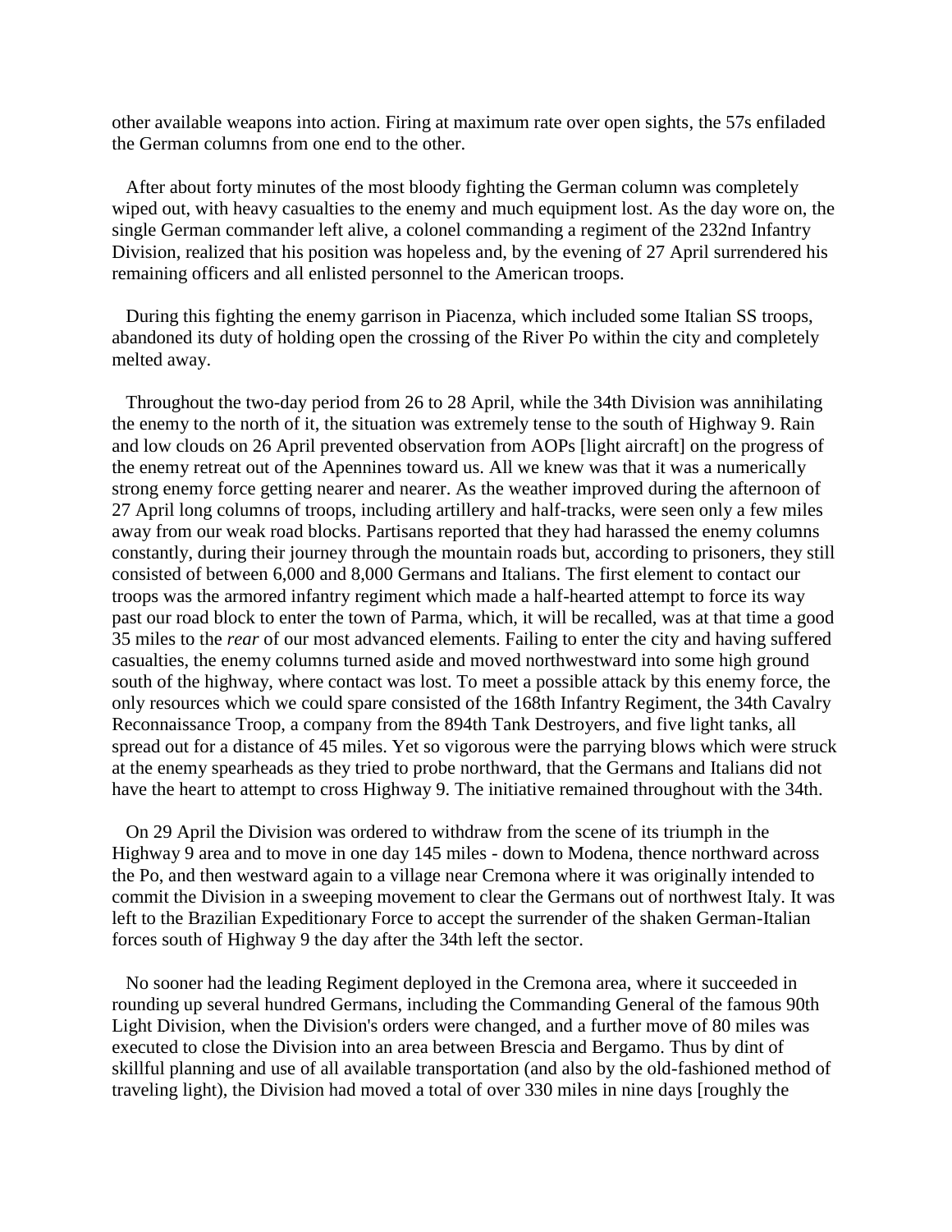other available weapons into action. Firing at maximum rate over open sights, the 57s enfiladed the German columns from one end to the other.

After about forty minutes of the most bloody fighting the German column was completely wiped out, with heavy casualties to the enemy and much equipment lost. As the day wore on, the single German commander left alive, a colonel commanding a regiment of the 232nd Infantry Division, realized that his position was hopeless and, by the evening of 27 April surrendered his remaining officers and all enlisted personnel to the American troops.

During this fighting the enemy garrison in Piacenza, which included some Italian SS troops, abandoned its duty of holding open the crossing of the River Po within the city and completely melted away.

Throughout the two-day period from 26 to 28 April, while the 34th Division was annihilating the enemy to the north of it, the situation was extremely tense to the south of Highway 9. Rain and low clouds on 26 April prevented observation from AOPs [light aircraft] on the progress of the enemy retreat out of the Apennines toward us. All we knew was that it was a numerically strong enemy force getting nearer and nearer. As the weather improved during the afternoon of 27 April long columns of troops, including artillery and half-tracks, were seen only a few miles away from our weak road blocks. Partisans reported that they had harassed the enemy columns constantly, during their journey through the mountain roads but, according to prisoners, they still consisted of between 6,000 and 8,000 Germans and Italians. The first element to contact our troops was the armored infantry regiment which made a half-hearted attempt to force its way past our road block to enter the town of Parma, which, it will be recalled, was at that time a good 35 miles to the *rear* of our most advanced elements. Failing to enter the city and having suffered casualties, the enemy columns turned aside and moved northwestward into some high ground south of the highway, where contact was lost. To meet a possible attack by this enemy force, the only resources which we could spare consisted of the 168th Infantry Regiment, the 34th Cavalry Reconnaissance Troop, a company from the 894th Tank Destroyers, and five light tanks, all spread out for a distance of 45 miles. Yet so vigorous were the parrying blows which were struck at the enemy spearheads as they tried to probe northward, that the Germans and Italians did not have the heart to attempt to cross Highway 9. The initiative remained throughout with the 34th.

On 29 April the Division was ordered to withdraw from the scene of its triumph in the Highway 9 area and to move in one day 145 miles - down to Modena, thence northward across the Po, and then westward again to a village near Cremona where it was originally intended to commit the Division in a sweeping movement to clear the Germans out of northwest Italy. It was left to the Brazilian Expeditionary Force to accept the surrender of the shaken German-Italian forces south of Highway 9 the day after the 34th left the sector.

No sooner had the leading Regiment deployed in the Cremona area, where it succeeded in rounding up several hundred Germans, including the Commanding General of the famous 90th Light Division, when the Division's orders were changed, and a further move of 80 miles was executed to close the Division into an area between Brescia and Bergamo. Thus by dint of skillful planning and use of all available transportation (and also by the old-fashioned method of traveling light), the Division had moved a total of over 330 miles in nine days [roughly the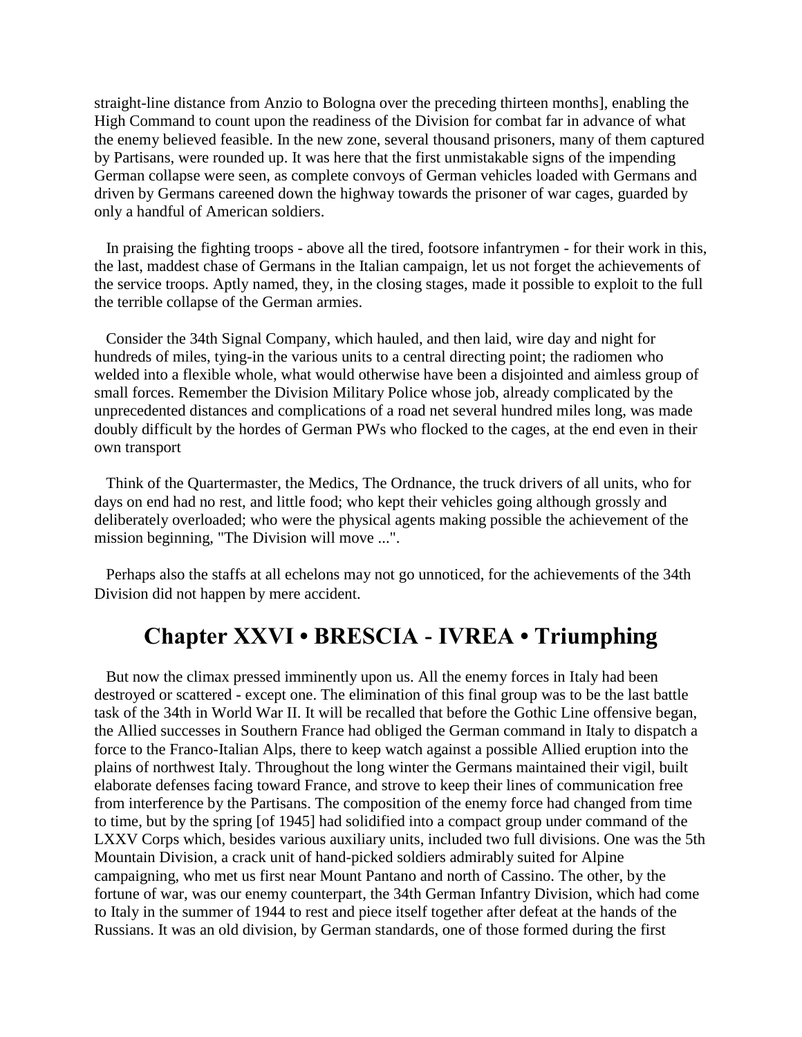straight-line distance from Anzio to Bologna over the preceding thirteen months], enabling the High Command to count upon the readiness of the Division for combat far in advance of what the enemy believed feasible. In the new zone, several thousand prisoners, many of them captured by Partisans, were rounded up. It was here that the first unmistakable signs of the impending German collapse were seen, as complete convoys of German vehicles loaded with Germans and driven by Germans careened down the highway towards the prisoner of war cages, guarded by only a handful of American soldiers.

In praising the fighting troops - above all the tired, footsore infantrymen - for their work in this, the last, maddest chase of Germans in the Italian campaign, let us not forget the achievements of the service troops. Aptly named, they, in the closing stages, made it possible to exploit to the full the terrible collapse of the German armies.

Consider the 34th Signal Company, which hauled, and then laid, wire day and night for hundreds of miles, tying-in the various units to a central directing point; the radiomen who welded into a flexible whole, what would otherwise have been a disjointed and aimless group of small forces. Remember the Division Military Police whose job, already complicated by the unprecedented distances and complications of a road net several hundred miles long, was made doubly difficult by the hordes of German PWs who flocked to the cages, at the end even in their own transport

Think of the Quartermaster, the Medics, The Ordnance, the truck drivers of all units, who for days on end had no rest, and little food; who kept their vehicles going although grossly and deliberately overloaded; who were the physical agents making possible the achievement of the mission beginning, "The Division will move ...".

Perhaps also the staffs at all echelons may not go unnoticed, for the achievements of the 34th Division did not happen by mere accident.

## Chapter XXVI • BRESCIA - IVREA • Triumphing

But now the climax pressed imminently upon us. All the enemy forces in Italy had been destroyed or scattered - except one. The elimination of this final group was to be the last battle task of the 34th in World War II. It will be recalled that before the Gothic Line offensive began, the Allied successes in Southern France had obliged the German command in Italy to dispatch a force to the Franco-Italian Alps, there to keep watch against a possible Allied eruption into the plains of northwest Italy. Throughout the long winter the Germans maintained their vigil, built elaborate defenses facing toward France, and strove to keep their lines of communication free from interference by the Partisans. The composition of the enemy force had changed from time to time, but by the spring [of 1945] had solidified into a compact group under command of the LXXV Corps which, besides various auxiliary units, included two full divisions. One was the 5th Mountain Division, a crack unit of hand-picked soldiers admirably suited for Alpine campaigning, who met us first near Mount Pantano and north of Cassino. The other, by the fortune of war, was our enemy counterpart, the 34th German Infantry Division, which had come to Italy in the summer of 1944 to rest and piece itself together after defeat at the hands of the Russians. It was an old division, by German standards, one of those formed during the first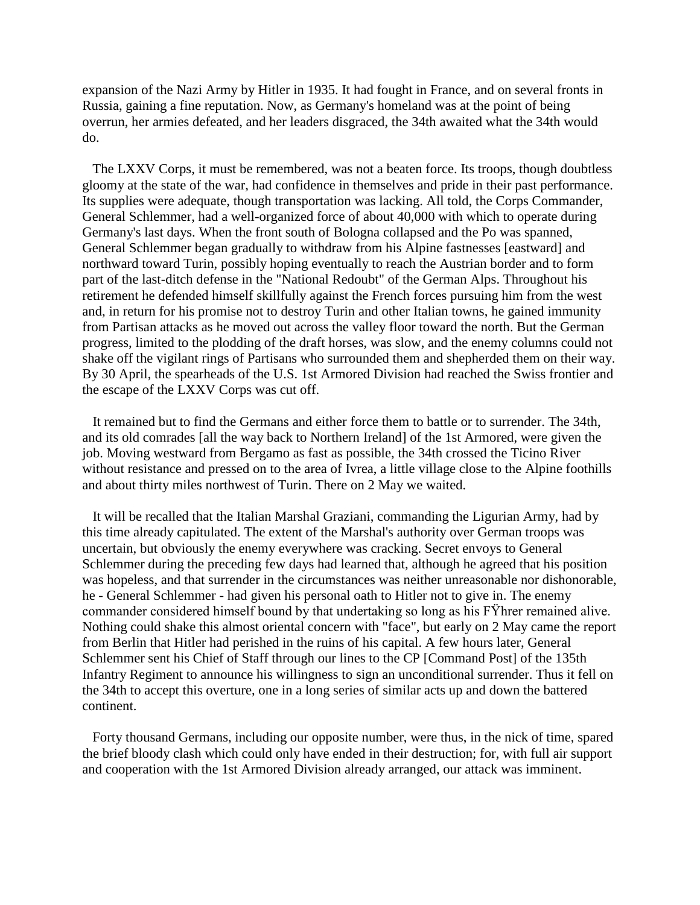expansion of the Nazi Army by Hitler in 1935. It had fought in France, and on several fronts in Russia, gaining a fine reputation. Now, as Germany's homeland was at the point of being overrun, her armies defeated, and her leaders disgraced, the 34th awaited what the 34th would do.

The LXXV Corps, it must be remembered, was not a beaten force. Its troops, though doubtless gloomy at the state of the war, had confidence in themselves and pride in their past performance. Its supplies were adequate, though transportation was lacking. All told, the Corps Commander, General Schlemmer, had a well-organized force of about 40,000 with which to operate during Germany's last days. When the front south of Bologna collapsed and the Po was spanned, General Schlemmer began gradually to withdraw from his Alpine fastnesses [eastward] and northward toward Turin, possibly hoping eventually to reach the Austrian border and to form part of the last-ditch defense in the "National Redoubt" of the German Alps. Throughout his retirement he defended himself skillfully against the French forces pursuing him from the west and, in return for his promise not to destroy Turin and other Italian towns, he gained immunity from Partisan attacks as he moved out across the valley floor toward the north. But the German progress, limited to the plodding of the draft horses, was slow, and the enemy columns could not shake off the vigilant rings of Partisans who surrounded them and shepherded them on their way. By 30 April, the spearheads of the U.S. 1st Armored Division had reached the Swiss frontier and the escape of the LXXV Corps was cut off.

It remained but to find the Germans and either force them to battle or to surrender. The 34th, and its old comrades [all the way back to Northern Ireland] of the 1st Armored, were given the job. Moving westward from Bergamo as fast as possible, the 34th crossed the Ticino River without resistance and pressed on to the area of Ivrea, a little village close to the Alpine foothills and about thirty miles northwest of Turin. There on 2 May we waited.

It will be recalled that the Italian Marshal Graziani, commanding the Ligurian Army, had by this time already capitulated. The extent of the Marshal's authority over German troops was uncertain, but obviously the enemy everywhere was cracking. Secret envoys to General Schlemmer during the preceding few days had learned that, although he agreed that his position was hopeless, and that surrender in the circumstances was neither unreasonable nor dishonorable, he - General Schlemmer - had given his personal oath to Hitler not to give in. The enemy commander considered himself bound by that undertaking so long as his FŸhrer remained alive. Nothing could shake this almost oriental concern with "face", but early on 2 May came the report from Berlin that Hitler had perished in the ruins of his capital. A few hours later, General Schlemmer sent his Chief of Staff through our lines to the CP [Command Post] of the 135th Infantry Regiment to announce his willingness to sign an unconditional surrender. Thus it fell on the 34th to accept this overture, one in a long series of similar acts up and down the battered continent.

Forty thousand Germans, including our opposite number, were thus, in the nick of time, spared the brief bloody clash which could only have ended in their destruction; for, with full air support and cooperation with the 1st Armored Division already arranged, our attack was imminent.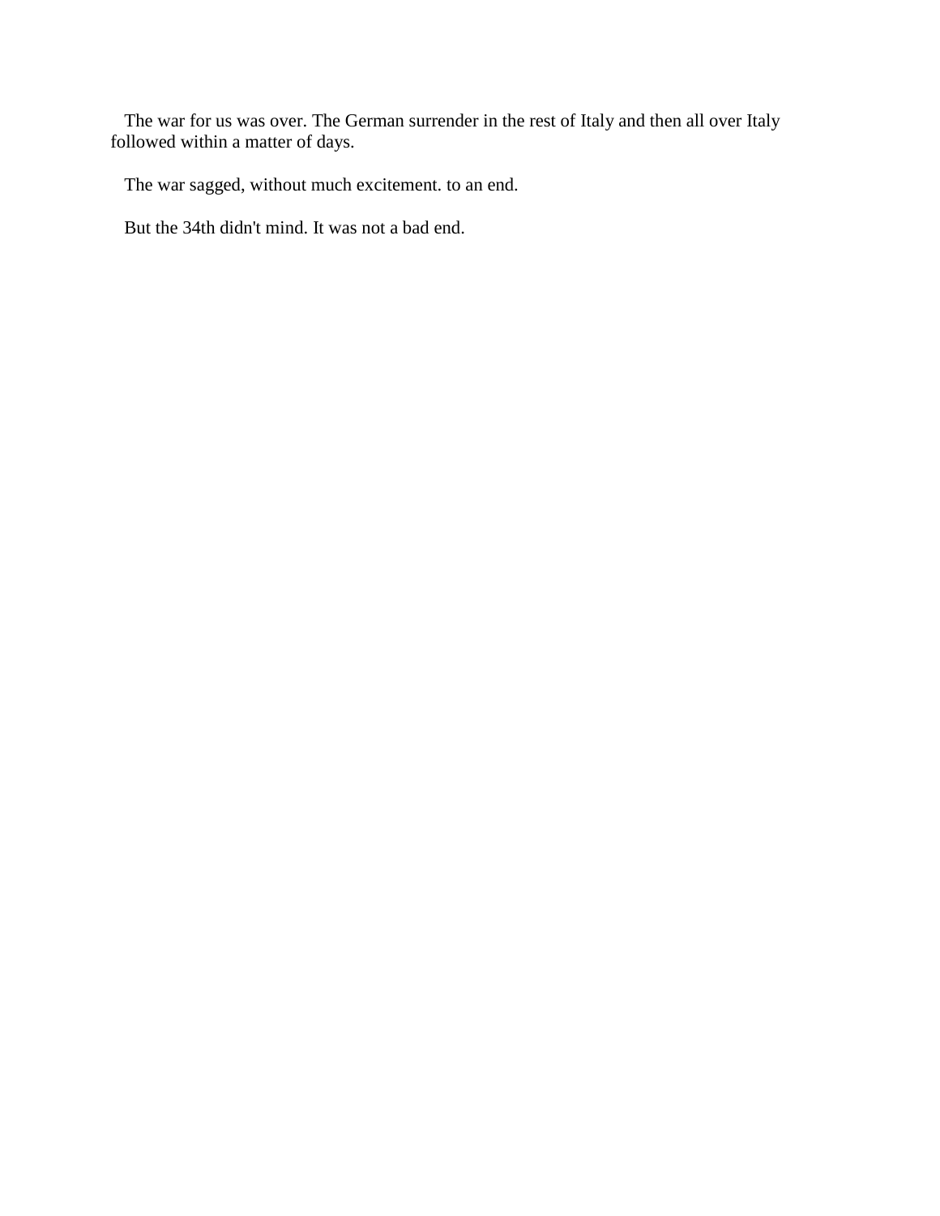The war for us was over. The German surrender in the rest of Italy and then all over Italy followed within a matter of days.

The war sagged, without much excitement. to an end.

But the 34th didn't mind. It was not a bad end.